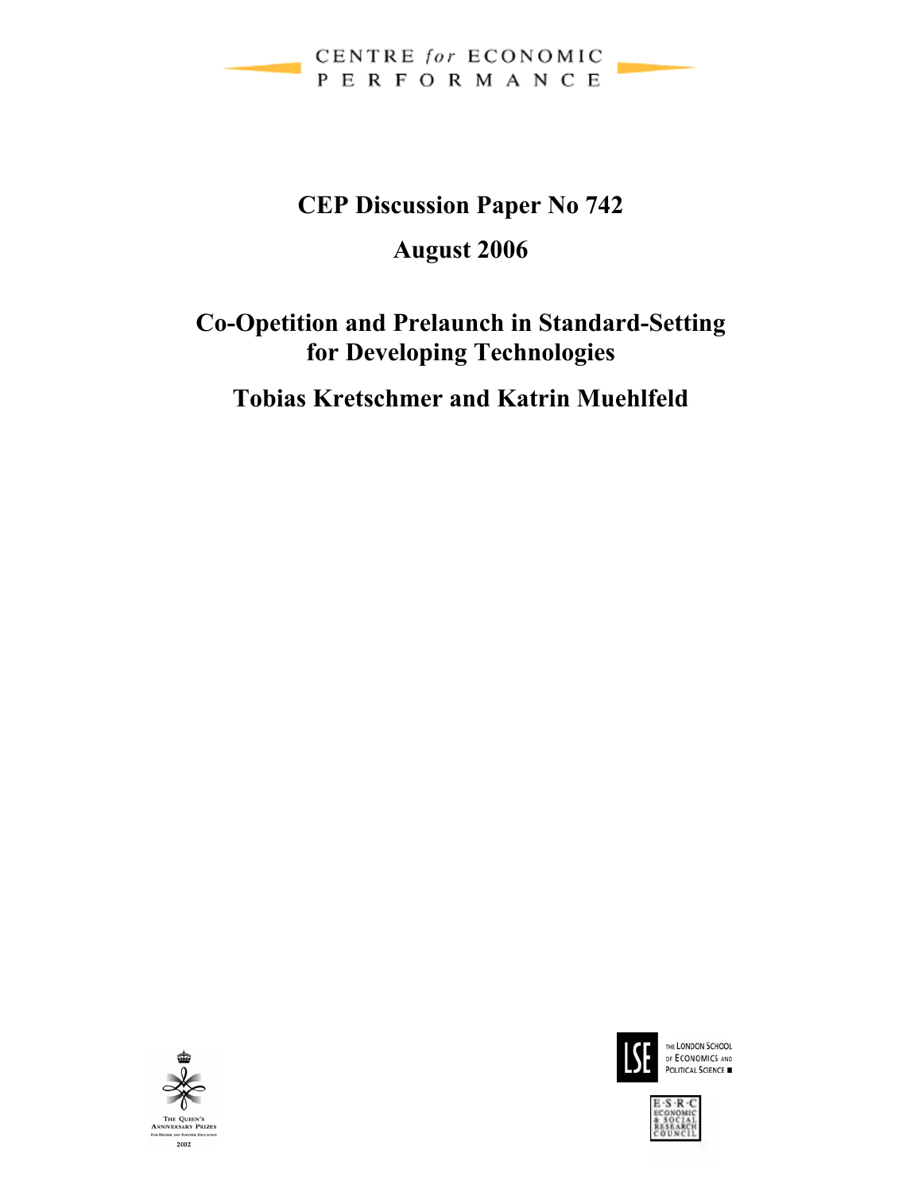CENTRE *for* ECONOMIC PERFORMANCE

# CEP Discussion Paper No 742

## August 2006

# Co-Opetition and Prelaunch in Standard-Setting for Developing Technologies

## Tobias Kretschmer and Katrin Muehlfeld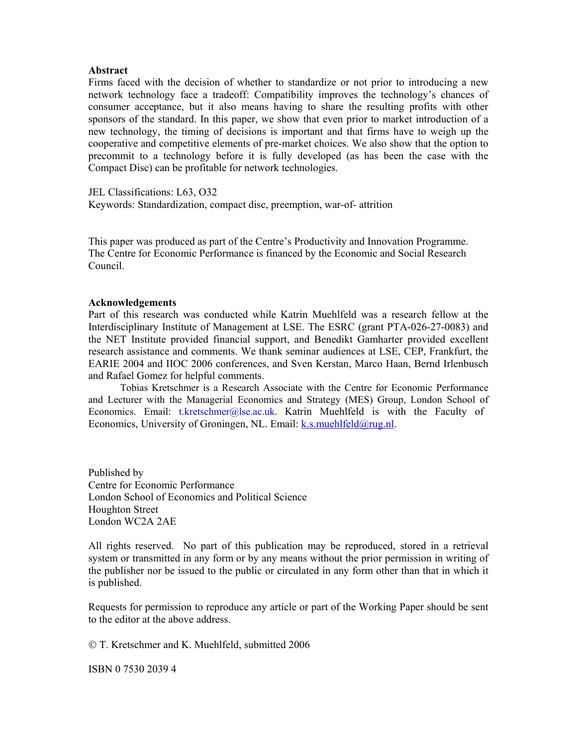**Abstract**

Firms faced with the decision of whether to standardize or not prior to introducing a new network technology face a tradeoff: Compatibility improves the technology's chances of consumer acceptance, but it also means having to share the resulting profits with other sponsors of the standard. In this paper, we show that even prior to market introduction of a new technology, the timing of decisions is important and that firms have to weigh up the cooperative and competitive elements of pre-market choices. We also show that the option to precommit to a technology before it is fully developed (as has been the case with the Compact Disc) can be profitable for network technologies.

JEL Classifications: L63, O32

Keywords: Standardization, compact disc, preemption, war-of- attrition

This paper was produced as part of the Centre's Productivity and Innovation Programme. The Centre for Economic Performance is financed by the Economic and Social Research Council.

**Acknowledgements**

Part of this research was conducted while Katrin Muehlfeld was a research fellow at the Interdisciplinary Institute of Management at LSE. The ESRC (grant PTA-026-27-0083) and the NET Institute provided financial support, and Benedikt Gamharter provided excellent research assistance and comments. We thank seminar audiences at LSE, CEP, Frankfurt, the EARIE 2004 and IIOC 2006 conferences, and Sven Kerstan, Marco Haan, Bernd Irlenbusch and Rafael Gomez for helpful comments.

Tobias Kretschmer is a Research Associate with the Centre for Economic Performance and Lecturer with the Managerial Economics and Strategy (MES) Group, London School of Economics. Email: t.kretschmer@lse.ac.uk. Katrin Muehlfeld is with the Faculty of Economics, University of Groningen, NL. Email: k.s.muehlfeld@rug.nl.

Published by
Centre for Economic Performance
London School of Economics and Political Science
Houghton Street
London WC2A 2AE

All rights reserved. No part of this publication may be reproduced, stored in a retrieval system or transmitted in any form or by any means without the prior permission in writing of the publisher nor be issued to the public or circulated in any form other than that in which it is published.

Requests for permission to reproduce any article or part of the Working Paper should be sent to the editor at the above address.

© T. Kretschmer and K. Muehlfeld, submitted 2006

ISBN 0 7530 2039 4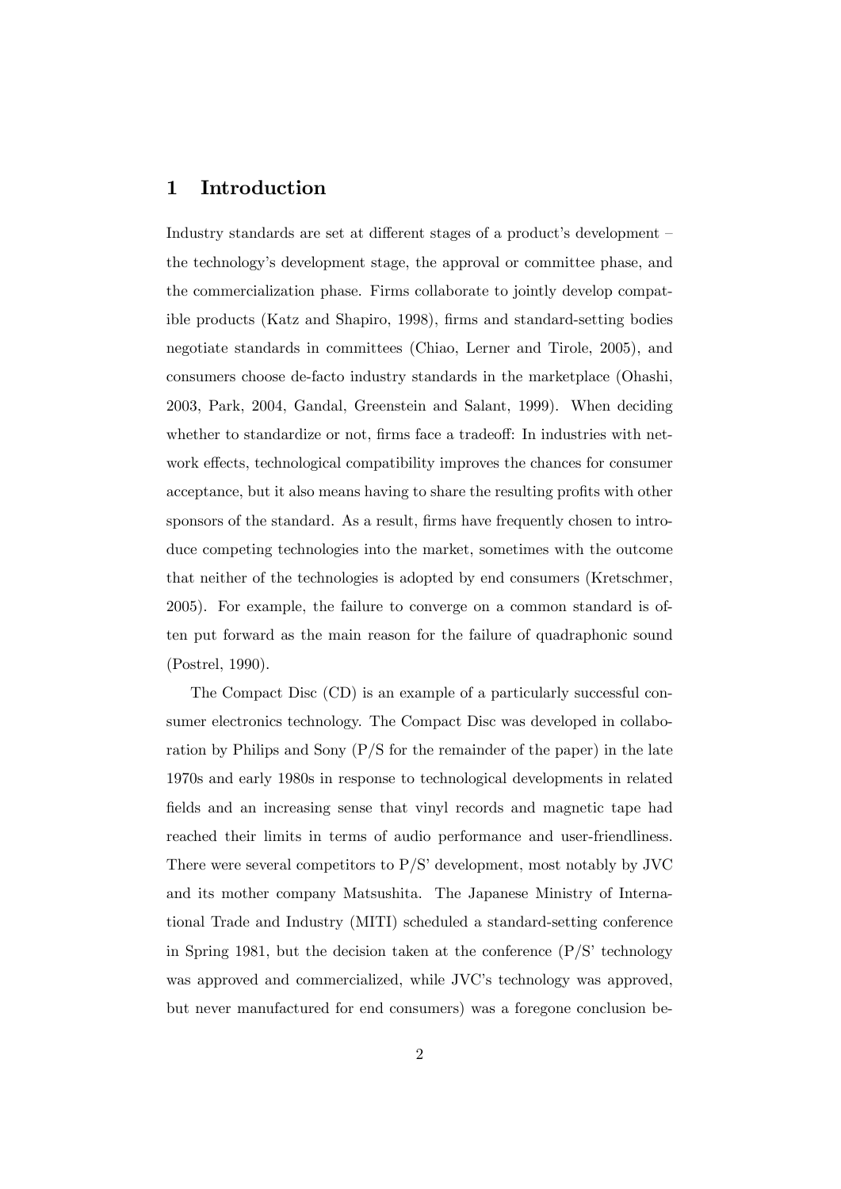# 1 Introduction

Industry standards are set at different stages of a product's development – the technology's development stage, the approval or committee phase, and the commercialization phase. Firms collaborate to jointly develop compatible products (Katz and Shapiro, 1998), firms and standard-setting bodies negotiate standards in committees (Chiao, Lerner and Tirole, 2005), and consumers choose de-facto industry standards in the marketplace (Ohashi, 2003, Park, 2004, Gandal, Greenstein and Salant, 1999). When deciding whether to standardize or not, firms face a tradeoff: In industries with network effects, technological compatibility improves the chances for consumer acceptance, but it also means having to share the resulting profits with other sponsors of the standard. As a result, firms have frequently chosen to introduce competing technologies into the market, sometimes with the outcome that neither of the technologies is adopted by end consumers (Kretschmer, 2005). For example, the failure to converge on a common standard is often put forward as the main reason for the failure of quadraphonic sound (Postrel, 1990).

The Compact Disc (CD) is an example of a particularly successful consumer electronics technology. The Compact Disc was developed in collaboration by Philips and Sony (P/S for the remainder of the paper) in the late 1970s and early 1980s in response to technological developments in related fields and an increasing sense that vinyl records and magnetic tape had reached their limits in terms of audio performance and user-friendliness. There were several competitors to P/S' development, most notably by JVC and its mother company Matsushita. The Japanese Ministry of International Trade and Industry (MITI) scheduled a standard-setting conference in Spring 1981, but the decision taken at the conference (P/S' technology was approved and commercialized, while JVC's technology was approved, but never manufactured for end consumers) was a foregone conclusion be-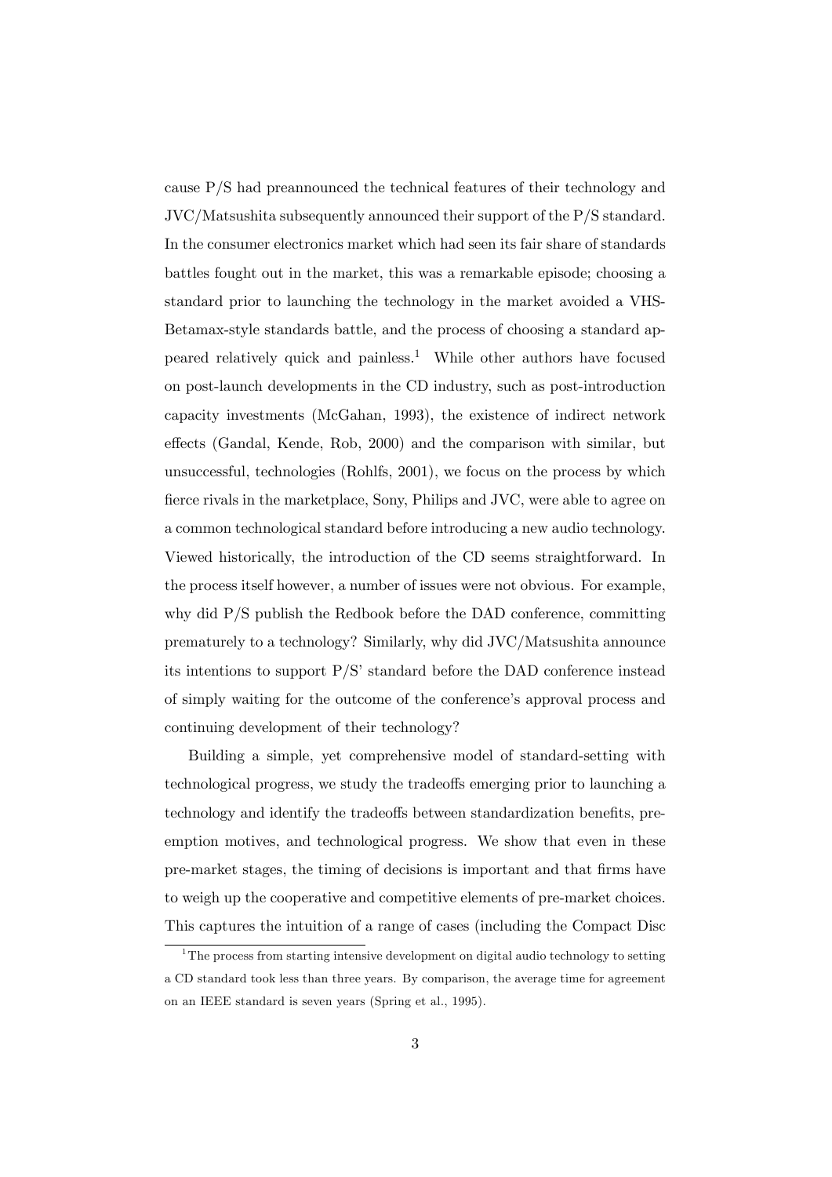cause P/S had preannounced the technical features of their technology and JVC/Matsushita subsequently announced their support of the P/S standard. In the consumer electronics market which had seen its fair share of standards battles fought out in the market, this was a remarkable episode; choosing a standard prior to launching the technology in the market avoided a VHS-Betamax-style standards battle, and the process of choosing a standard appeared relatively quick and painless.[1] While other authors have focused on post-launch developments in the CD industry, such as post-introduction capacity investments (McGahan, 1993), the existence of indirect network effects (Gandal, Kende, Rob, 2000) and the comparison with similar, but unsuccessful, technologies (Rohlfs, 2001), we focus on the process by which fierce rivals in the marketplace, Sony, Philips and JVC, were able to agree on a common technological standard before introducing a new audio technology. Viewed historically, the introduction of the CD seems straightforward. In the process itself however, a number of issues were not obvious. For example, why did P/S publish the Redbook before the DAD conference, committing prematurely to a technology? Similarly, why did JVC/Matsushita announce its intentions to support P/S' standard before the DAD conference instead of simply waiting for the outcome of the conference's approval process and continuing development of their technology?

Building a simple, yet comprehensive model of standard-setting with technological progress, we study the tradeoffs emerging prior to launching a technology and identify the tradeoffs between standardization benefits, preemption motives, and technological progress. We show that even in these pre-market stages, the timing of decisions is important and that firms have to weigh up the cooperative and competitive elements of pre-market choices. This captures the intuition of a range of cases (including the Compact Disc

[1] The process from starting intensive development on digital audio technology to setting a CD standard took less than three years. By comparison, the average time for agreement on an IEEE standard is seven years (Spring et al., 1995).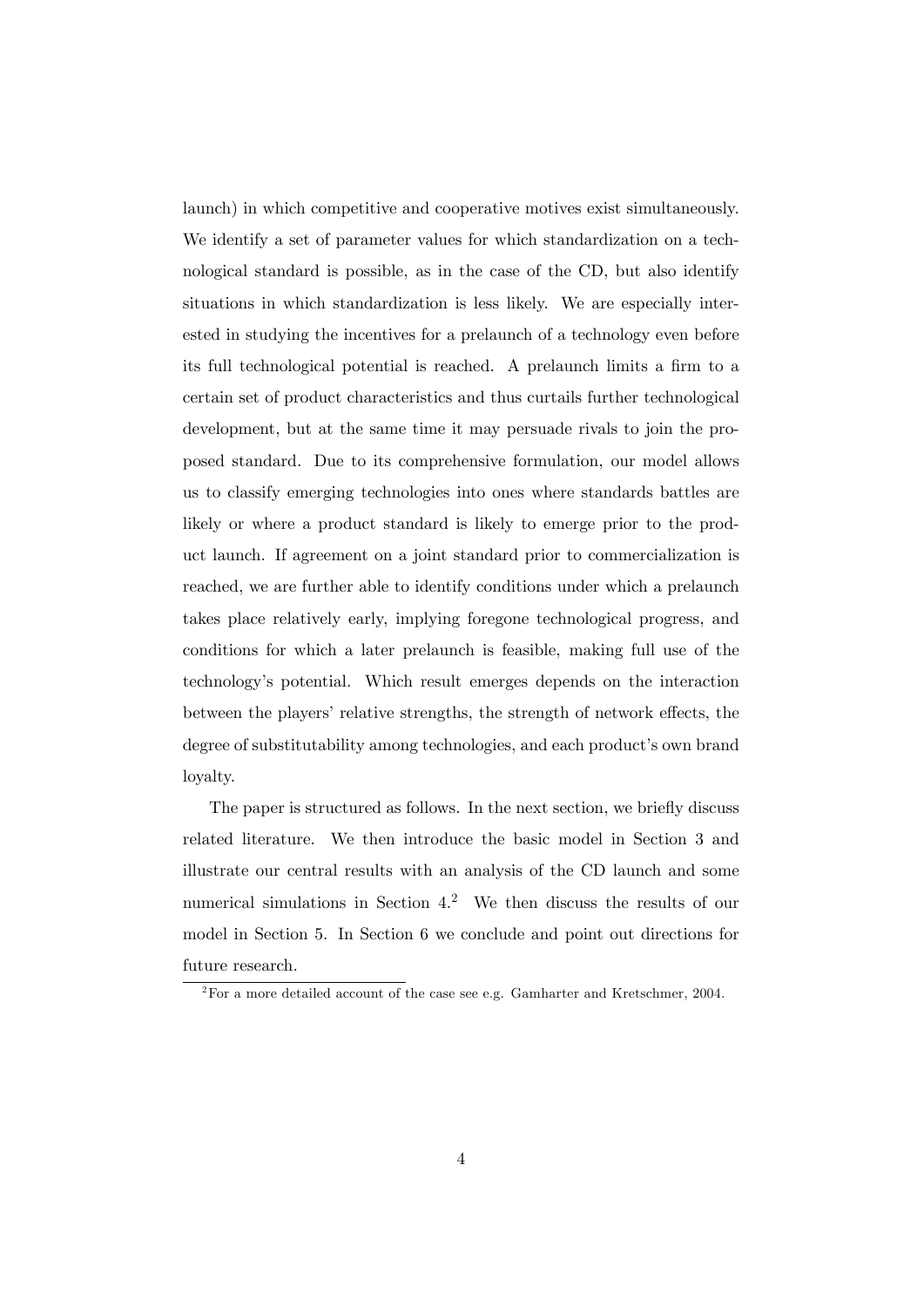launch) in which competitive and cooperative motives exist simultaneously. We identify a set of parameter values for which standardization on a technological standard is possible, as in the case of the CD, but also identify situations in which standardization is less likely. We are especially interested in studying the incentives for a prelaunch of a technology even before its full technological potential is reached. A prelaunch limits a firm to a certain set of product characteristics and thus curtails further technological development, but at the same time it may persuade rivals to join the proposed standard. Due to its comprehensive formulation, our model allows us to classify emerging technologies into ones where standards battles are likely or where a product standard is likely to emerge prior to the product launch. If agreement on a joint standard prior to commercialization is reached, we are further able to identify conditions under which a prelaunch takes place relatively early, implying foregone technological progress, and conditions for which a later prelaunch is feasible, making full use of the technology's potential. Which result emerges depends on the interaction between the players' relative strengths, the strength of network effects, the degree of substitutability among technologies, and each product's own brand loyalty.

The paper is structured as follows. In the next section, we briefly discuss related literature. We then introduce the basic model in Section 3 and illustrate our central results with an analysis of the CD launch and some numerical simulations in Section 4.[2] We then discuss the results of our model in Section 5. In Section 6 we conclude and point out directions for future research.

[2]For a more detailed account of the case see e.g. Gamharter and Kretschmer, 2004.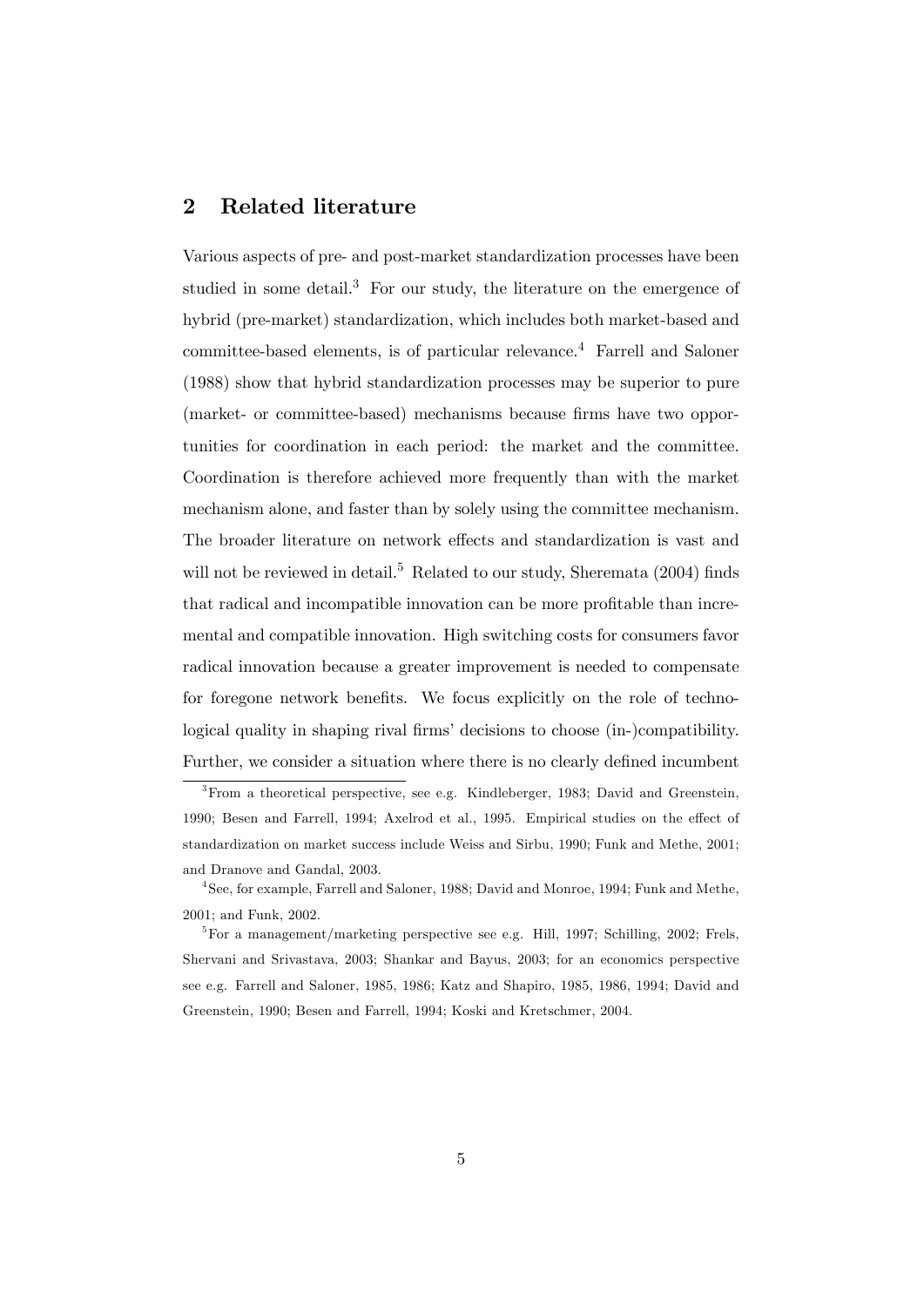## 2 Related literature

Various aspects of pre- and post-market standardization processes have been studied in some detail.[3] For our study, the literature on the emergence of hybrid (pre-market) standardization, which includes both market-based and committee-based elements, is of particular relevance.[4] Farrell and Saloner (1988) show that hybrid standardization processes may be superior to pure (market- or committee-based) mechanisms because firms have two opportunities for coordination in each period: the market and the committee. Coordination is therefore achieved more frequently than with the market mechanism alone, and faster than by solely using the committee mechanism. The broader literature on network effects and standardization is vast and will not be reviewed in detail.[5] Related to our study, Sheremata (2004) finds that radical and incompatible innovation can be more profitable than incremental and compatible innovation. High switching costs for consumers favor radical innovation because a greater improvement is needed to compensate for foregone network benefits. We focus explicitly on the role of technological quality in shaping rival firms' decisions to choose (in-)compatibility. Further, we consider a situation where there is no clearly defined incumbent

[3] From a theoretical perspective, see e.g. Kindleberger, 1983; David and Greenstein, 1990; Besen and Farrell, 1994; Axelrod et al., 1995. Empirical studies on the effect of standardization on market success include Weiss and Sirbu, 1990; Funk and Methe, 2001; and Dranove and Gandal, 2003.

[4] See, for example, Farrell and Saloner, 1988; David and Monroe, 1994; Funk and Methe, 2001; and Funk, 2002.

[5] For a management/marketing perspective see e.g. Hill, 1997; Schilling, 2002; Frels, Shervani and Srivastava, 2003; Shankar and Bayus, 2003; for an economics perspective see e.g. Farrell and Saloner, 1985, 1986; Katz and Shapiro, 1985, 1986, 1994; David and Greenstein, 1990; Besen and Farrell, 1994; Koski and Kretschmer, 2004.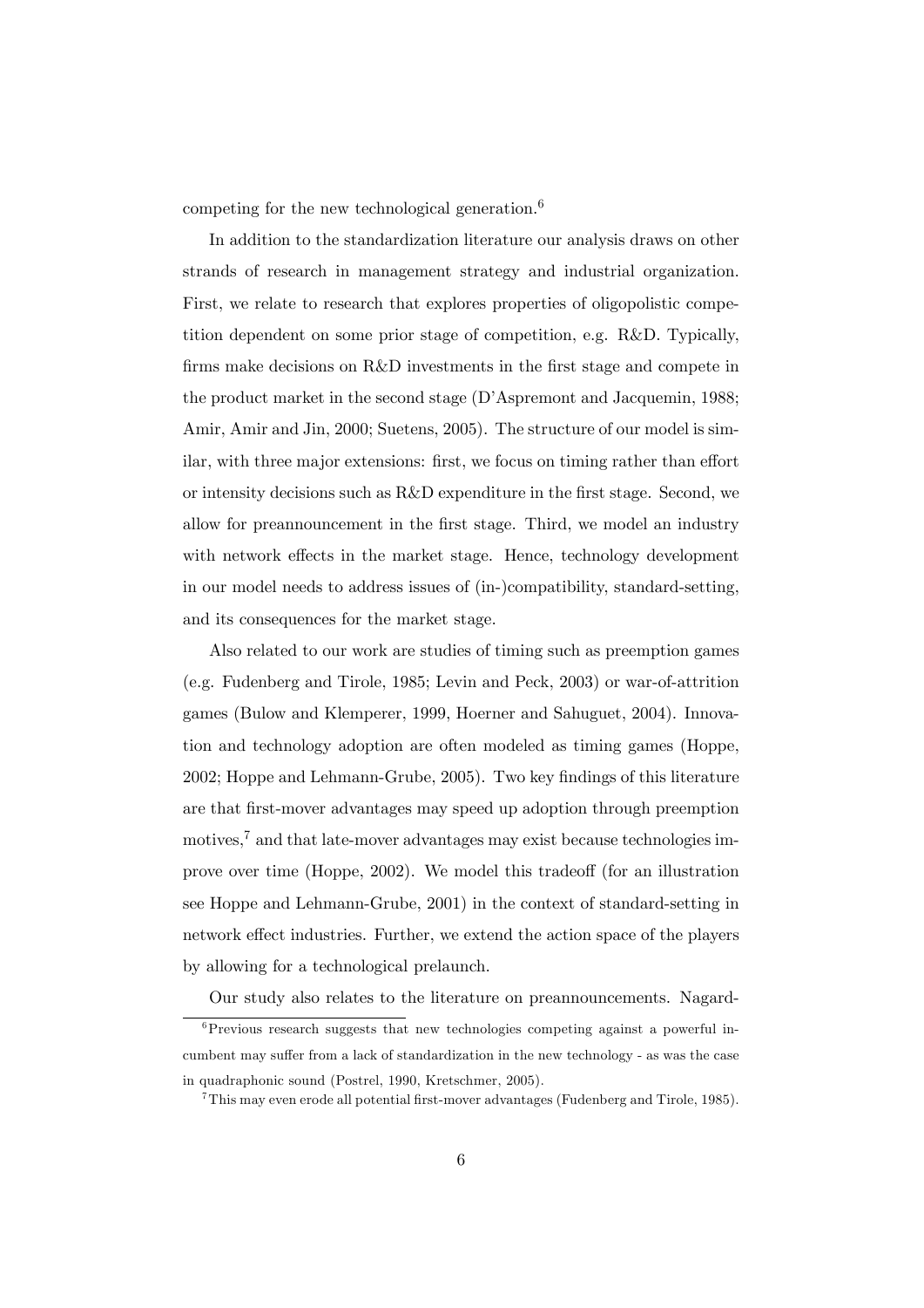competing for the new technological generation.[6]

In addition to the standardization literature our analysis draws on other strands of research in management strategy and industrial organization. First, we relate to research that explores properties of oligopolistic competition dependent on some prior stage of competition, e.g. R&D. Typically, firms make decisions on R&D investments in the first stage and compete in the product market in the second stage (D'Aspremont and Jacquemin, 1988; Amir, Amir and Jin, 2000; Suetens, 2005). The structure of our model is similar, with three major extensions: first, we focus on timing rather than effort or intensity decisions such as R&D expenditure in the first stage. Second, we allow for preannouncement in the first stage. Third, we model an industry with network effects in the market stage. Hence, technology development in our model needs to address issues of (in-)compatibility, standard-setting, and its consequences for the market stage.

Also related to our work are studies of timing such as preemption games (e.g. Fudenberg and Tirole, 1985; Levin and Peck, 2003) or war-of-attrition games (Bulow and Klemperer, 1999, Hoerner and Sahuguet, 2004). Innovation and technology adoption are often modeled as timing games (Hoppe, 2002; Hoppe and Lehmann-Grube, 2005). Two key findings of this literature are that first-mover advantages may speed up adoption through preemption motives,[7] and that late-mover advantages may exist because technologies improve over time (Hoppe, 2002). We model this tradeoff (for an illustration see Hoppe and Lehmann-Grube, 2001) in the context of standard-setting in network effect industries. Further, we extend the action space of the players by allowing for a technological prelaunch.

Our study also relates to the literature on preannouncements. Nagard-

[6] Previous research suggests that new technologies competing against a powerful incumbent may suffer from a lack of standardization in the new technology - as was the case in quadraphonic sound (Postrel, 1990, Kretschmer, 2005).

[7] This may even erode all potential first-mover advantages (Fudenberg and Tirole, 1985).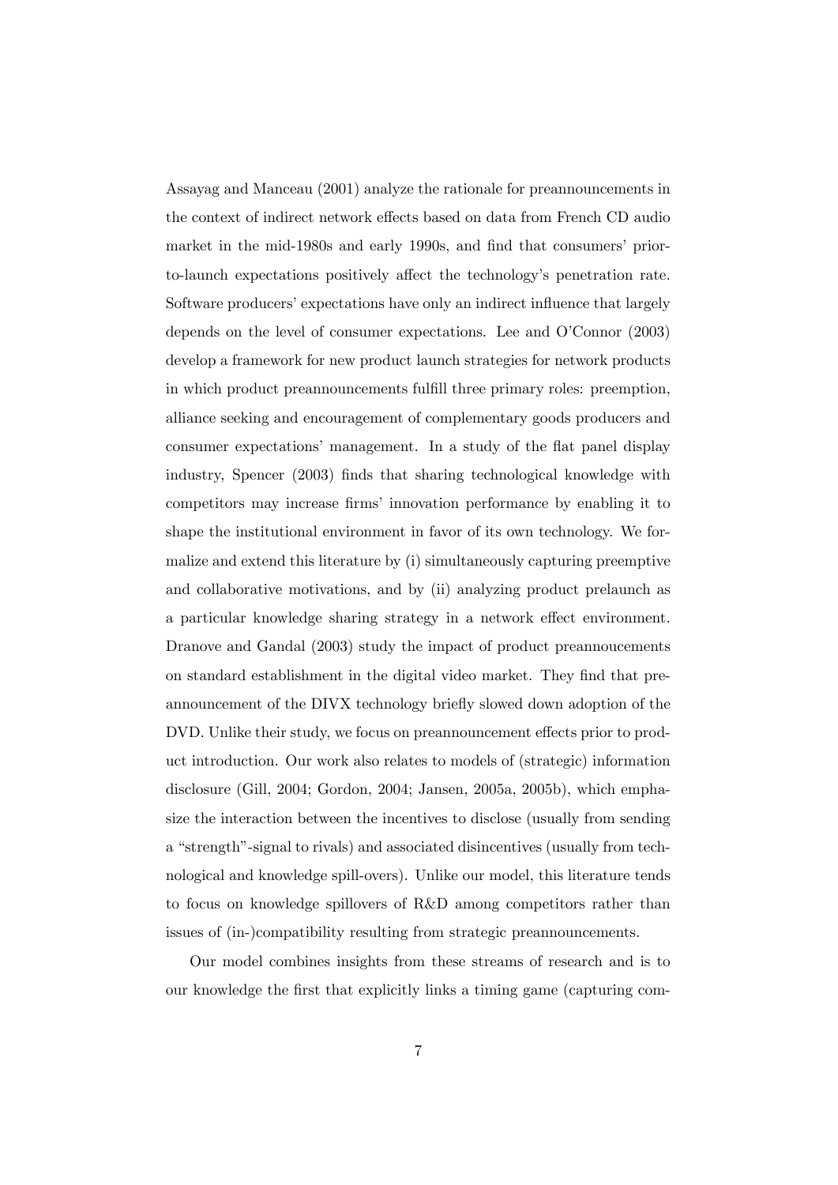Assayag and Manceau (2001) analyze the rationale for preannouncements in the context of indirect network effects based on data from French CD audio market in the mid-1980s and early 1990s, and find that consumers' prior-to-launch expectations positively affect the technology's penetration rate. Software producers' expectations have only an indirect influence that largely depends on the level of consumer expectations. Lee and O'Connor (2003) develop a framework for new product launch strategies for network products in which product preannouncements fulfill three primary roles: preemption, alliance seeking and encouragement of complementary goods producers and consumer expectations' management. In a study of the flat panel display industry, Spencer (2003) finds that sharing technological knowledge with competitors may increase firms' innovation performance by enabling it to shape the institutional environment in favor of its own technology. We formalize and extend this literature by (i) simultaneously capturing preemptive and collaborative motivations, and by (ii) analyzing product prelaunch as a particular knowledge sharing strategy in a network effect environment. Dranove and Gandal (2003) study the impact of product preannoucements on standard establishment in the digital video market. They find that preannouncement of the DIVX technology briefly slowed down adoption of the DVD. Unlike their study, we focus on preannouncement effects prior to product introduction. Our work also relates to models of (strategic) information disclosure (Gill, 2004; Gordon, 2004; Jansen, 2005a, 2005b), which emphasize the interaction between the incentives to disclose (usually from sending a "strength"-signal to rivals) and associated disincentives (usually from technological and knowledge spill-overs). Unlike our model, this literature tends to focus on knowledge spillovers of R&D among competitors rather than issues of (in-)compatibility resulting from strategic preannouncements.

Our model combines insights from these streams of research and is to our knowledge the first that explicitly links a timing game (capturing com-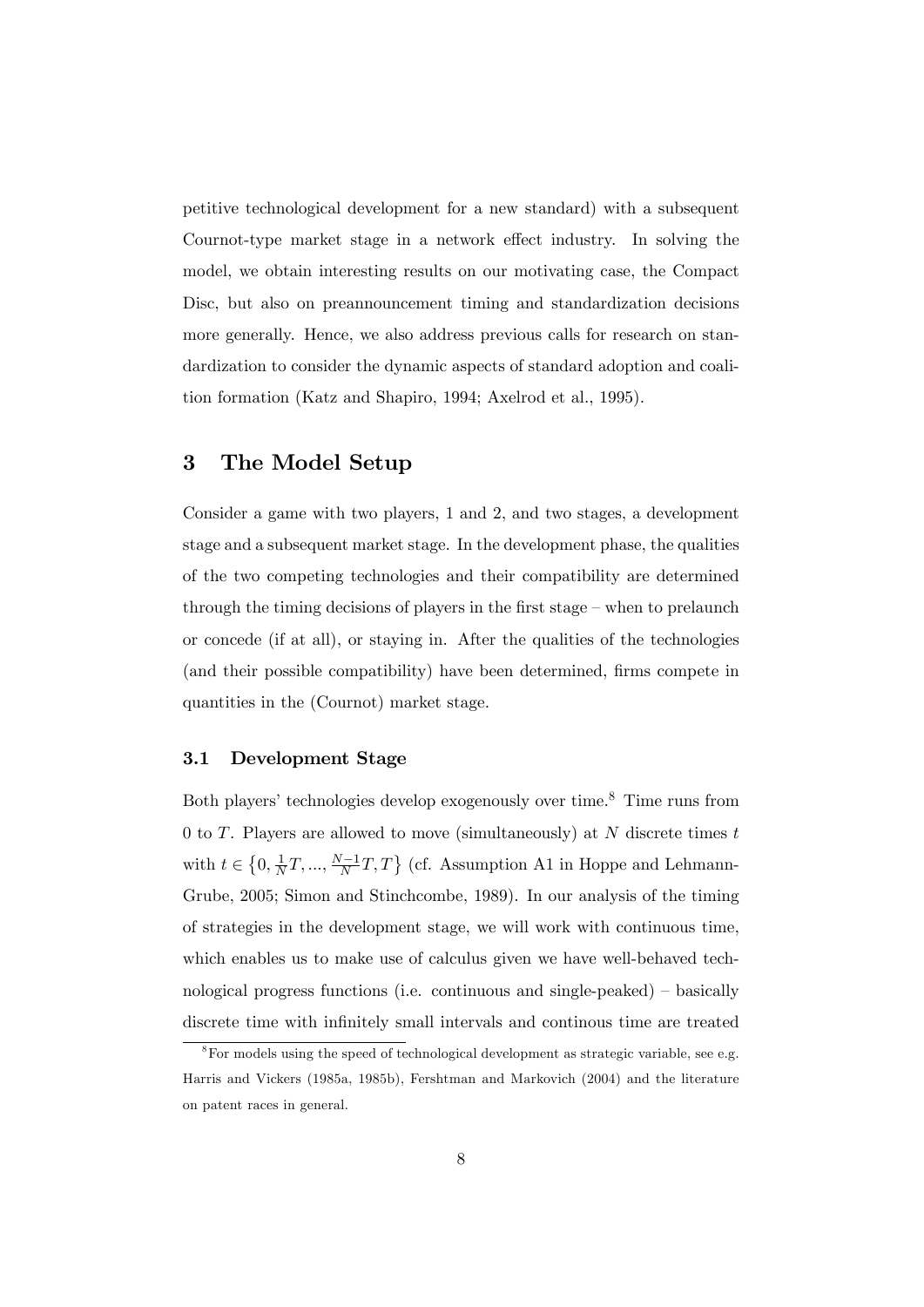petitive technological development for a new standard) with a subsequent Cournot-type market stage in a network effect industry. In solving the model, we obtain interesting results on our motivating case, the Compact Disc, but also on preannouncement timing and standardization decisions more generally. Hence, we also address previous calls for research on standardization to consider the dynamic aspects of standard adoption and coalition formation (Katz and Shapiro, 1994; Axelrod et al., 1995).

## 3 The Model Setup

Consider a game with two players, 1 and 2, and two stages, a development stage and a subsequent market stage. In the development phase, the qualities of the two competing technologies and their compatibility are determined through the timing decisions of players in the first stage – when to prelaunch or concede (if at all), or staying in. After the qualities of the technologies (and their possible compatibility) have been determined, firms compete in quantities in the (Cournot) market stage.

### 3.1 Development Stage

Both players' technologies develop exogenously over time.[8] Time runs from 0 to $T$. Players are allowed to move (simultaneously) at $N$ discrete times $t$ with $t \in \left\{0, \frac{1}{N}T, ..., \frac{N-1}{N}T, T\right\}$ (cf. Assumption A1 in Hoppe and Lehmann-Grube, 2005; Simon and Stinchcombe, 1989). In our analysis of the timing of strategies in the development stage, we will work with continuous time, which enables us to make use of calculus given we have well-behaved technological progress functions (i.e. continuous and single-peaked) – basically discrete time with infinitely small intervals and continous time are treated

[8] For models using the speed of technological development as strategic variable, see e.g. Harris and Vickers (1985a, 1985b), Fershtman and Markovich (2004) and the literature on patent races in general.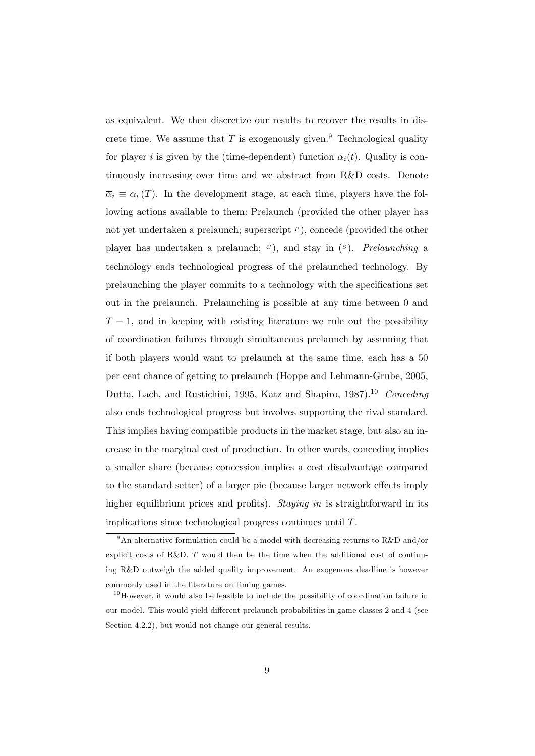as equivalent. We then discretize our results to recover the results in discrete time. We assume that $T$ is exogenously given.[9] Technological quality for player $i$ is given by the (time-dependent) function $\alpha_i(t)$. Quality is continuously increasing over time and we abstract from R&D costs. Denote $\overline{\alpha}_i \equiv \alpha_i(T)$. In the development stage, at each time, players have the following actions available to them: Prelaunch (provided the other player has not yet undertaken a prelaunch; superscript $^P$), concede (provided the other player has undertaken a prelaunch; $^C$), and stay in ($^S$). *Prelaunching* a technology ends technological progress of the prelaunched technology. By prelaunching the player commits to a technology with the specifications set out in the prelaunch. Prelaunching is possible at any time between 0 and $T-1$, and in keeping with existing literature we rule out the possibility of coordination failures through simultaneous prelaunch by assuming that if both players would want to prelaunch at the same time, each has a 50 per cent chance of getting to prelaunch (Hoppe and Lehmann-Grube, 2005, Dutta, Lach, and Rustichini, 1995, Katz and Shapiro, 1987).[10] *Conceding* also ends technological progress but involves supporting the rival standard. This implies having compatible products in the market stage, but also an increase in the marginal cost of production. In other words, conceding implies a smaller share (because concession implies a cost disadvantage compared to the standard setter) of a larger pie (because larger network effects imply higher equilibrium prices and profits). *Staying in* is straightforward in its implications since technological progress continues until $T$.

[9] An alternative formulation could be a model with decreasing returns to R&D and/or explicit costs of R&D. $T$ would then be the time when the additional cost of continuing R&D outweigh the added quality improvement. An exogenous deadline is however commonly used in the literature on timing games.

[10] However, it would also be feasible to include the possibility of coordination failure in our model. This would yield different prelaunch probabilities in game classes 2 and 4 (see Section 4.2.2), but would not change our general results.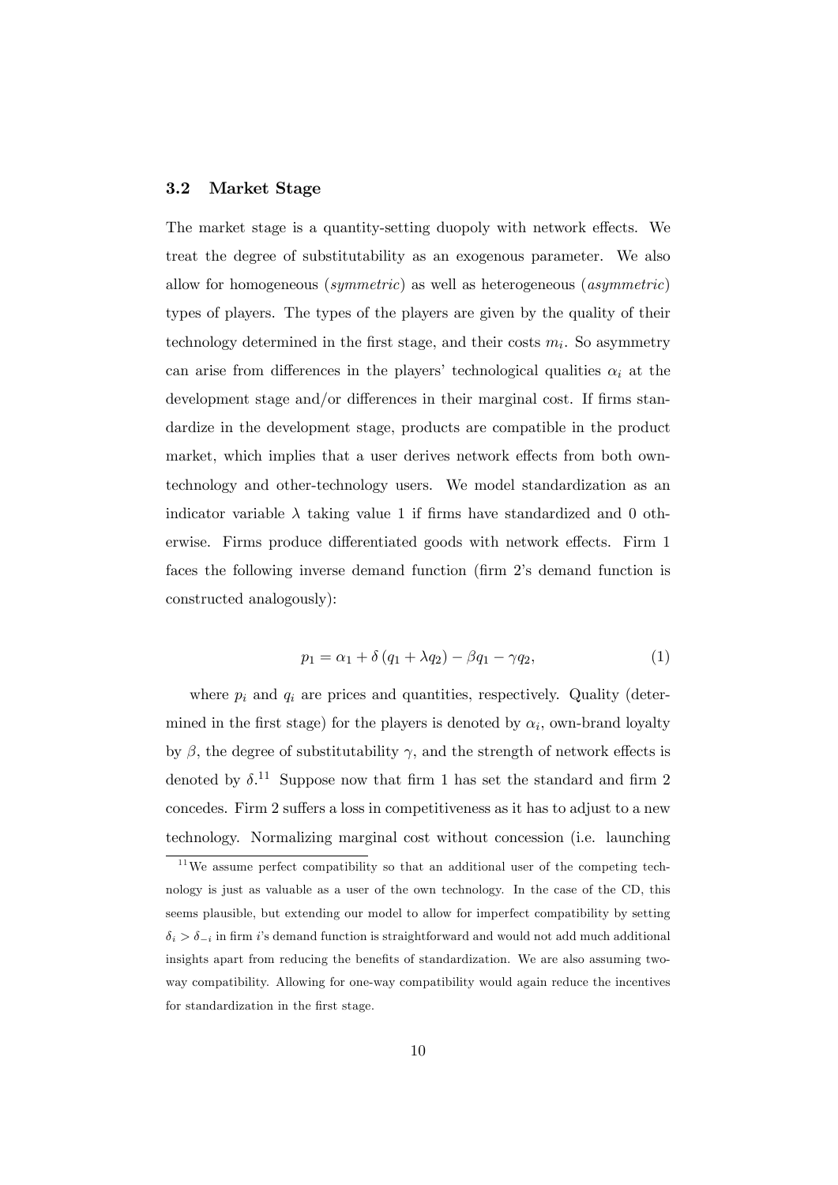### 3.2 Market Stage

The market stage is a quantity-setting duopoly with network effects. We treat the degree of substitutability as an exogenous parameter. We also allow for homogeneous (*symmetric*) as well as heterogeneous (*asymmetric*) types of players. The types of the players are given by the quality of their technology determined in the first stage, and their costs $m_i$. So asymmetry can arise from differences in the players' technological qualities $\alpha_i$ at the development stage and/or differences in their marginal cost. If firms standardize in the development stage, products are compatible in the product market, which implies that a user derives network effects from both own-technology and other-technology users. We model standardization as an indicator variable $\lambda$ taking value 1 if firms have standardized and 0 otherwise. Firms produce differentiated goods with network effects. Firm 1 faces the following inverse demand function (firm 2's demand function is constructed analogously):

$$p_1 = \alpha_1 + \delta (q_1 + \lambda q_2) - \beta q_1 - \gamma q_2, \tag{1}$$

where $p_i$ and $q_i$ are prices and quantities, respectively. Quality (determined in the first stage) for the players is denoted by $\alpha_i$, own-brand loyalty by $\beta$, the degree of substitutability $\gamma$, and the strength of network effects is denoted by $\delta$.[11] Suppose now that firm 1 has set the standard and firm 2 concedes. Firm 2 suffers a loss in competitiveness as it has to adjust to a new technology. Normalizing marginal cost without concession (i.e. launching

[11] We assume perfect compatibility so that an additional user of the competing technology is just as valuable as a user of the own technology. In the case of the CD, this seems plausible, but extending our model to allow for imperfect compatibility by setting $\delta_i > \delta_{-i}$ in firm $i$'s demand function is straightforward and would not add much additional insights apart from reducing the benefits of standardization. We are also assuming two-way compatibility. Allowing for one-way compatibility would again reduce the incentives for standardization in the first stage.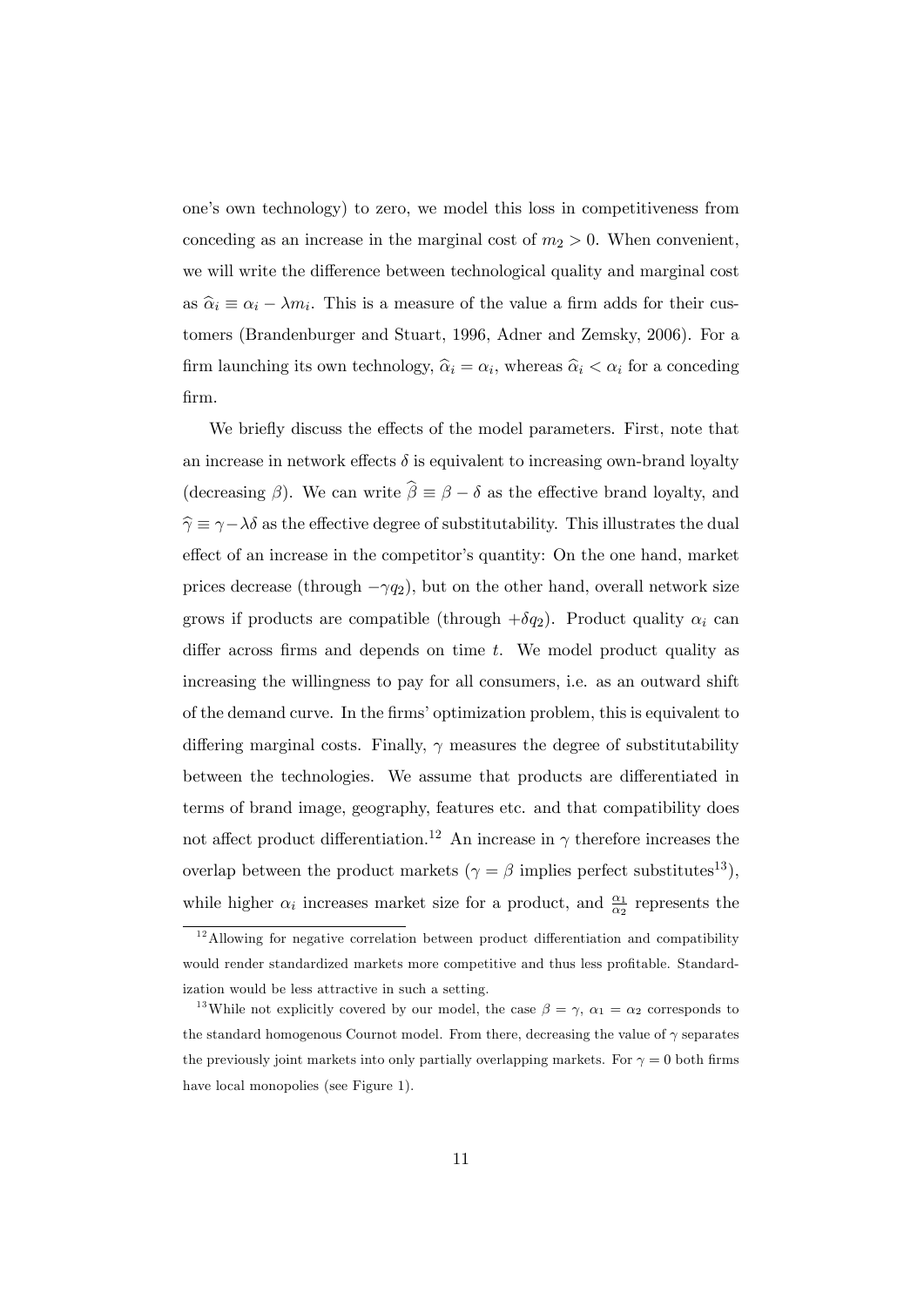one's own technology) to zero, we model this loss in competitiveness from conceding as an increase in the marginal cost of $m_2 > 0$. When convenient, we will write the difference between technological quality and marginal cost as $\widehat{\alpha}_i \equiv \alpha_i - \lambda m_i$. This is a measure of the value a firm adds for their customers (Brandenburger and Stuart, 1996, Adner and Zemsky, 2006). For a firm launching its own technology, $\widehat{\alpha}_i = \alpha_i$, whereas $\widehat{\alpha}_i < \alpha_i$ for a conceding firm.

We briefly discuss the effects of the model parameters. First, note that an increase in network effects $\delta$ is equivalent to increasing own-brand loyalty (decreasing $\beta$). We can write $\widehat{\beta} \equiv \beta - \delta$ as the effective brand loyalty, and $\widehat{\gamma} \equiv \gamma - \lambda\delta$ as the effective degree of substitutability. This illustrates the dual effect of an increase in the competitor's quantity: On the one hand, market prices decrease (through $-\gamma q_2$), but on the other hand, overall network size grows if products are compatible (through $+\delta q_2$). Product quality $\alpha_i$ can differ across firms and depends on time $t$. We model product quality as increasing the willingness to pay for all consumers, i.e. as an outward shift of the demand curve. In the firms' optimization problem, this is equivalent to differing marginal costs. Finally, $\gamma$ measures the degree of substitutability between the technologies. We assume that products are differentiated in terms of brand image, geography, features etc. and that compatibility does not affect product differentiation.[12] An increase in $\gamma$ therefore increases the overlap between the product markets ($\gamma = \beta$ implies perfect substitutes[13]), while higher $\alpha_i$ increases market size for a product, and $\frac{\alpha_1}{\alpha_2}$ represents the

[12] Allowing for negative correlation between product differentiation and compatibility would render standardized markets more competitive and thus less profitable. Standardization would be less attractive in such a setting.

[13] While not explicitly covered by our model, the case $\beta = \gamma$, $\alpha_1 = \alpha_2$ corresponds to the standard homogenous Cournot model. From there, decreasing the value of $\gamma$ separates the previously joint markets into only partially overlapping markets. For $\gamma = 0$ both firms have local monopolies (see Figure 1).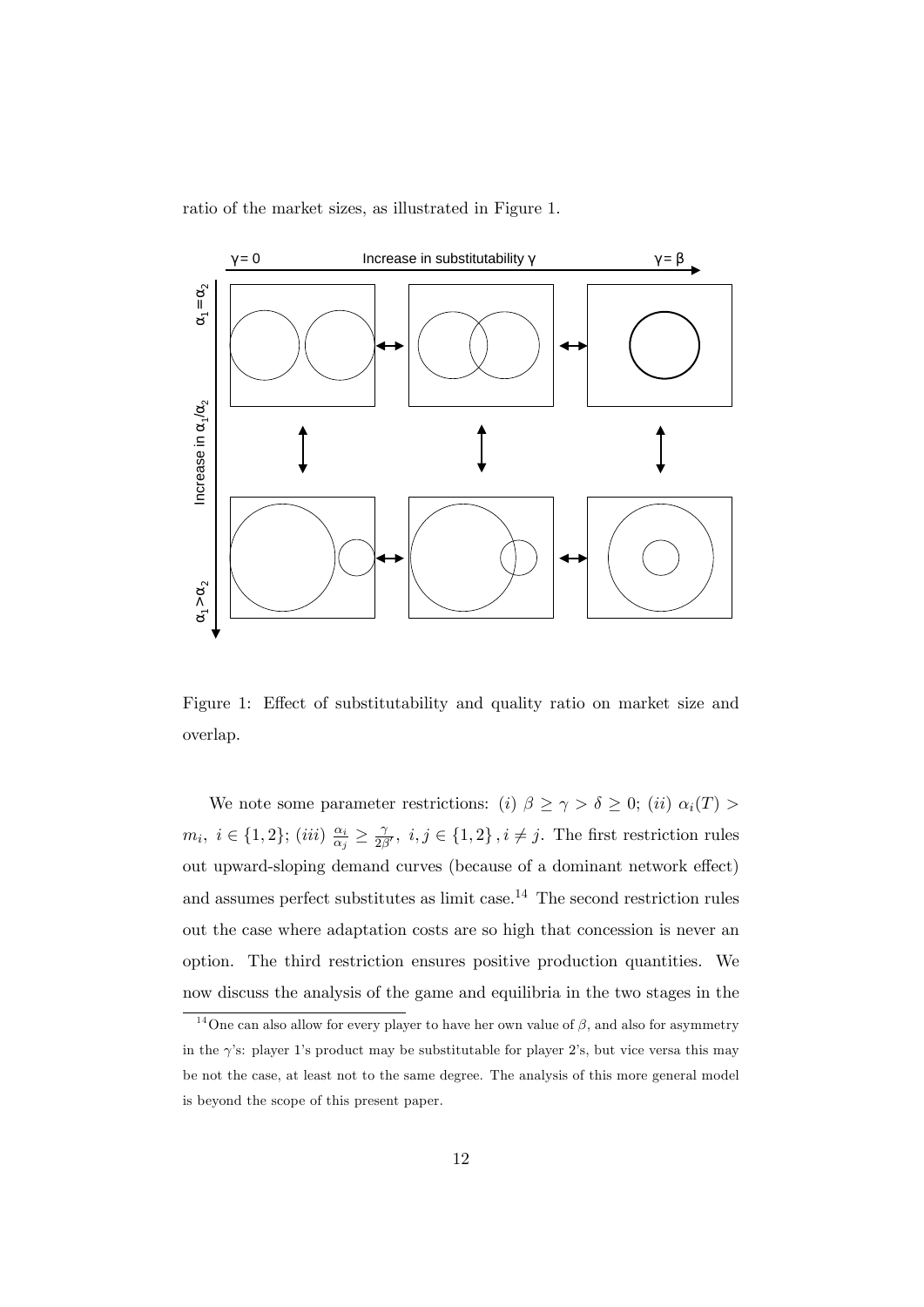ratio of the market sizes, as illustrated in Figure 1.

Figure 1: Effect of substitutability and quality ratio on market size and overlap.

We note some parameter restrictions: $(i)$ $\beta \geq \gamma > \delta \geq 0$; $(ii)$ $\alpha_i(T) > m_i,\ i \in \{1,2\}$; $(iii)$ $\frac{\alpha_i}{\alpha_j} \geq \frac{\gamma}{2\beta},\ i,j \in \{1,2\}, i \neq j$. The first restriction rules out upward-sloping demand curves (because of a dominant network effect) and assumes perfect substitutes as limit case.[14] The second restriction rules out the case where adaptation costs are so high that concession is never an option. The third restriction ensures positive production quantities. We now discuss the analysis of the game and equilibria in the two stages in the

[14] One can also allow for every player to have her own value of $\beta$, and also for asymmetry in the $\gamma$'s: player 1's product may be substitutable for player 2's, but vice versa this may be not the case, at least not to the same degree. The analysis of this more general model is beyond the scope of this present paper.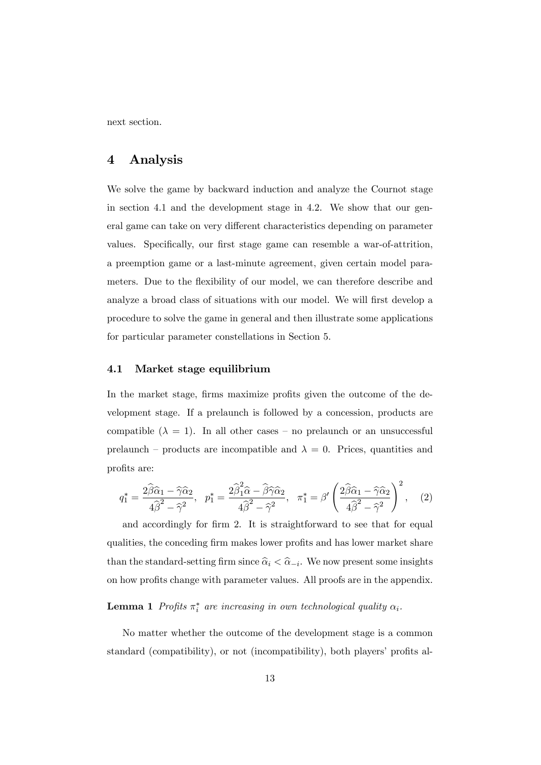next section.

# 4 Analysis

We solve the game by backward induction and analyze the Cournot stage in section 4.1 and the development stage in 4.2. We show that our general game can take on very different characteristics depending on parameter values. Specifically, our first stage game can resemble a war-of-attrition, a preemption game or a last-minute agreement, given certain model parameters. Due to the flexibility of our model, we can therefore describe and analyze a broad class of situations with our model. We will first develop a procedure to solve the game in general and then illustrate some applications for particular parameter constellations in Section 5.

## 4.1 Market stage equilibrium

In the market stage, firms maximize profits given the outcome of the development stage. If a prelaunch is followed by a concession, products are compatible ($\lambda = 1$). In all other cases – no prelaunch or an unsuccessful prelaunch – products are incompatible and $\lambda = 0$. Prices, quantities and profits are:

$$q_1^* = \frac{2\widehat{\beta}\widehat{\alpha}_1 - \widehat{\gamma}\widehat{\alpha}_2}{4\widehat{\beta}^2 - \widehat{\gamma}^2}, \quad p_1^* = \frac{2\widehat{\beta}_1^2\widehat{\alpha} - \widehat{\beta}\widehat{\gamma}\widehat{\alpha}_2}{4\widehat{\beta}^2 - \widehat{\gamma}^2}, \quad \pi_1^* = \beta' \left( \frac{2\widehat{\beta}\widehat{\alpha}_1 - \widehat{\gamma}\widehat{\alpha}_2}{4\widehat{\beta}^2 - \widehat{\gamma}^2} \right)^2, \quad (2)$$

and accordingly for firm 2. It is straightforward to see that for equal qualities, the conceding firm makes lower profits and has lower market share than the standard-setting firm since $\widehat{\alpha}_i < \widehat{\alpha}_{-i}$. We now present some insights on how profits change with parameter values. All proofs are in the appendix.

**Lemma 1** *Profits $\pi_i^*$ are increasing in own technological quality $\alpha_i$.*

No matter whether the outcome of the development stage is a common standard (compatibility), or not (incompatibility), both players' profits al-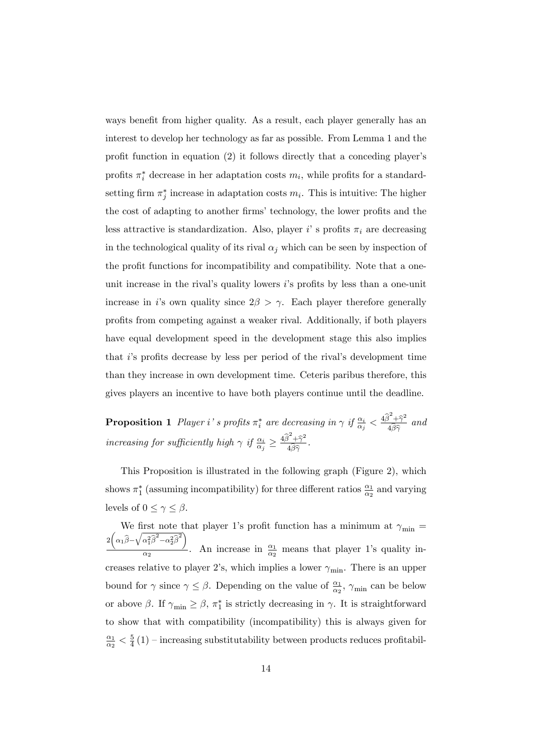ways benefit from higher quality. As a result, each player generally has an interest to develop her technology as far as possible. From Lemma 1 and the profit function in equation (2) it follows directly that a conceding player's profits $\pi_i^*$ decrease in her adaptation costs $m_i$, while profits for a standard-setting firm $\pi_j^*$ increase in adaptation costs $m_i$. This is intuitive: The higher the cost of adapting to another firms' technology, the lower profits and the less attractive is standardization. Also, player $i$' s profits $\pi_i$ are decreasing in the technological quality of its rival $\alpha_j$ which can be seen by inspection of the profit functions for incompatibility and compatibility. Note that a one-unit increase in the rival's quality lowers $i$'s profits by less than a one-unit increase in $i$'s own quality since $2\beta > \gamma$. Each player therefore generally profits from competing against a weaker rival. Additionally, if both players have equal development speed in the development stage this also implies that $i$'s profits decrease by less per period of the rival's development time than they increase in own development time. Ceteris paribus therefore, this gives players an incentive to have both players continue until the deadline.

**Proposition 1** *Player $i$' s profits $\pi_i^*$ are decreasing in $\gamma$ if $\frac{\alpha_i}{\alpha_j} < \frac{4\widehat{\beta}^2+\widehat{\gamma}^2}{4\widehat{\beta}\widehat{\gamma}}$ and increasing for sufficiently high $\gamma$ if $\frac{\alpha_i}{\alpha_j} \geq \frac{4\widehat{\beta}^2+\widehat{\gamma}^2}{4\widehat{\beta}\widehat{\gamma}}$.*

This Proposition is illustrated in the following graph (Figure 2), which shows $\pi_1^*$ (assuming incompatibility) for three different ratios $\frac{\alpha_1}{\alpha_2}$ and varying levels of $0 \leq \gamma \leq \beta$.

We first note that player 1's profit function has a minimum at $\gamma_{\min} = \frac{2\left(\alpha_1\widehat{\beta}-\sqrt{\alpha_1^2\widehat{\beta}^2-\alpha_2^2\widehat{\beta}^2}\right)}{\alpha_2}$. An increase in $\frac{\alpha_1}{\alpha_2}$ means that player 1's quality increases relative to player 2's, which implies a lower $\gamma_{\min}$. There is an upper bound for $\gamma$ since $\gamma \leq \beta$. Depending on the value of $\frac{\alpha_1}{\alpha_2}$, $\gamma_{\min}$ can be below or above $\beta$. If $\gamma_{\min} \geq \beta$, $\pi_1^*$ is strictly decreasing in $\gamma$. It is straightforward to show that with compatibility (incompatibility) this is always given for $\frac{\alpha_1}{\alpha_2} < \frac{5}{4}\,(1)$ – increasing substitutability between products reduces profitabil-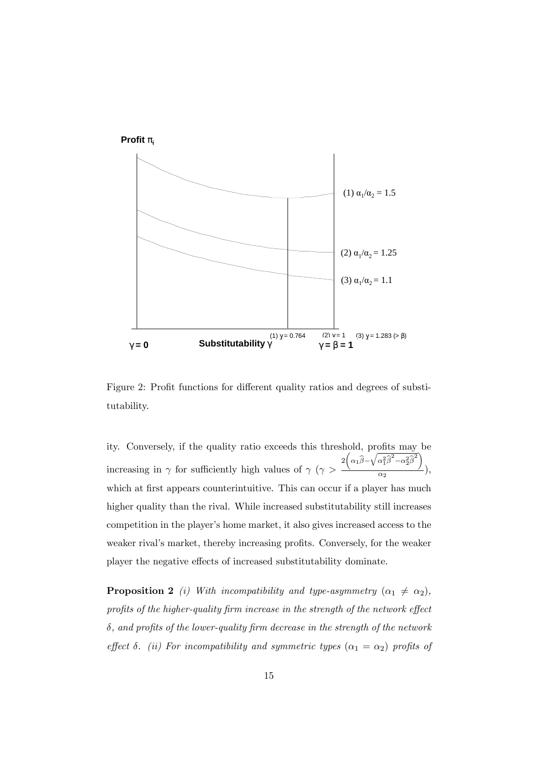Figure 2: Profit functions for different quality ratios and degrees of substitutability.

ity. Conversely, if the quality ratio exceeds this threshold, profits may be increasing in $\gamma$ for sufficiently high values of $\gamma$ ($\gamma > \frac{2\left(\alpha_1\widehat{\beta} - \sqrt{\alpha_1^2\widehat{\beta}^2 - \alpha_2^2\widehat{\beta}^2}\right)}{\alpha_2}$), which at first appears counterintuitive. This can occur if a player has much higher quality than the rival. While increased substitutability still increases competition in the player's home market, it also gives increased access to the weaker rival's market, thereby increasing profits. Conversely, for the weaker player the negative effects of increased substitutability dominate.

**Proposition 2** *(i) With incompatibility and type-asymmetry ($\alpha_1 \neq \alpha_2$), profits of the higher-quality firm increase in the strength of the network effect $\delta$, and profits of the lower-quality firm decrease in the strength of the network effect $\delta$. (ii) For incompatibility and symmetric types ($\alpha_1 = \alpha_2$) profits of*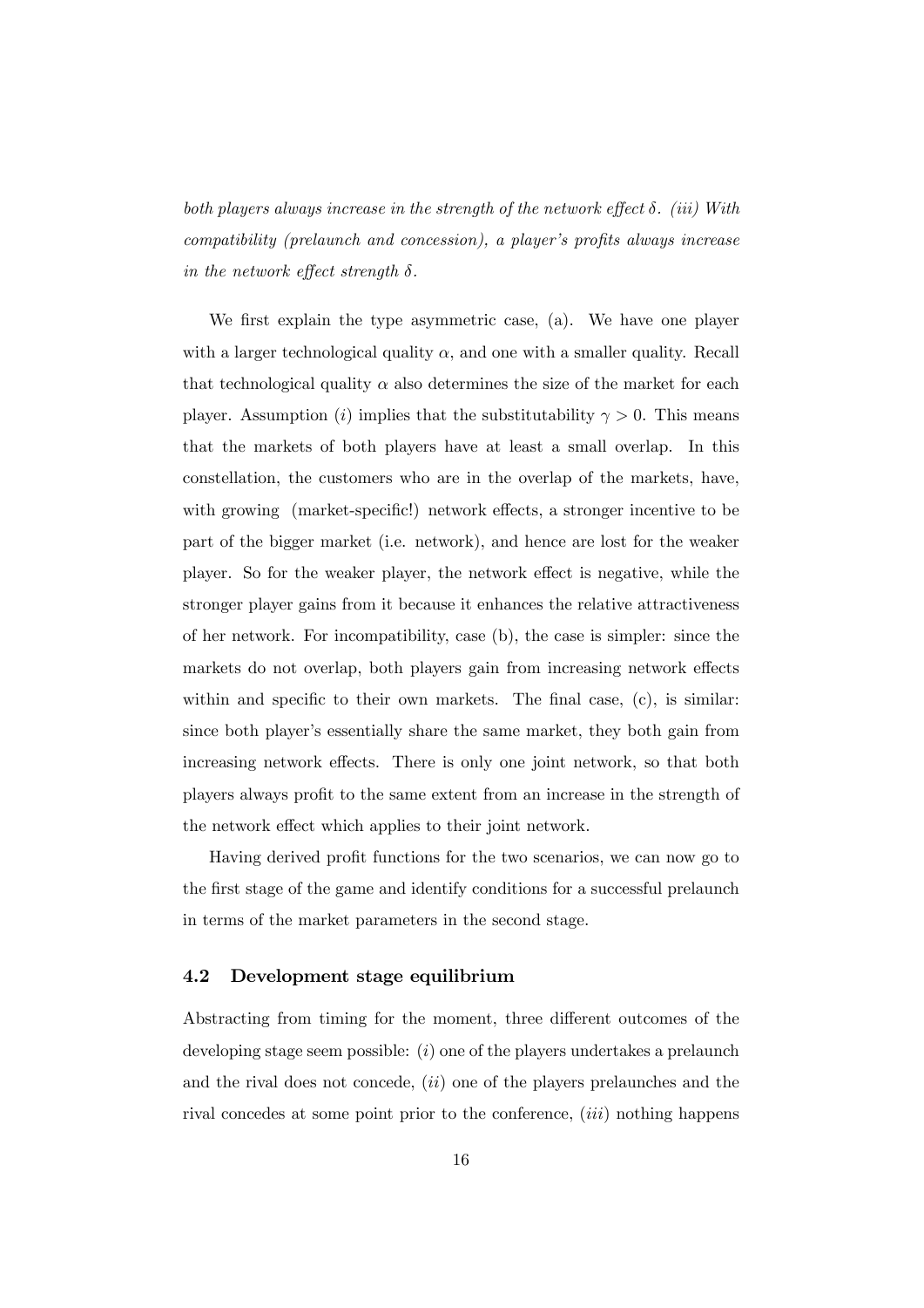*both players always increase in the strength of the network effect $\delta$. (iii) With compatibility (prelaunch and concession), a player's profits always increase in the network effect strength $\delta$.*

We first explain the type asymmetric case, (a). We have one player with a larger technological quality $\alpha$, and one with a smaller quality. Recall that technological quality $\alpha$ also determines the size of the market for each player. Assumption $(i)$ implies that the substitutability $\gamma > 0$. This means that the markets of both players have at least a small overlap. In this constellation, the customers who are in the overlap of the markets, have, with growing (market-specific!) network effects, a stronger incentive to be part of the bigger market (i.e. network), and hence are lost for the weaker player. So for the weaker player, the network effect is negative, while the stronger player gains from it because it enhances the relative attractiveness of her network. For incompatibility, case (b), the case is simpler: since the markets do not overlap, both players gain from increasing network effects within and specific to their own markets. The final case, (c), is similar: since both player's essentially share the same market, they both gain from increasing network effects. There is only one joint network, so that both players always profit to the same extent from an increase in the strength of the network effect which applies to their joint network.

Having derived profit functions for the two scenarios, we can now go to the first stage of the game and identify conditions for a successful prelaunch in terms of the market parameters in the second stage.

### 4.2 Development stage equilibrium

Abstracting from timing for the moment, three different outcomes of the developing stage seem possible: $(i)$ one of the players undertakes a prelaunch and the rival does not concede, $(ii)$ one of the players prelaunches and the rival concedes at some point prior to the conference, $(iii)$ nothing happens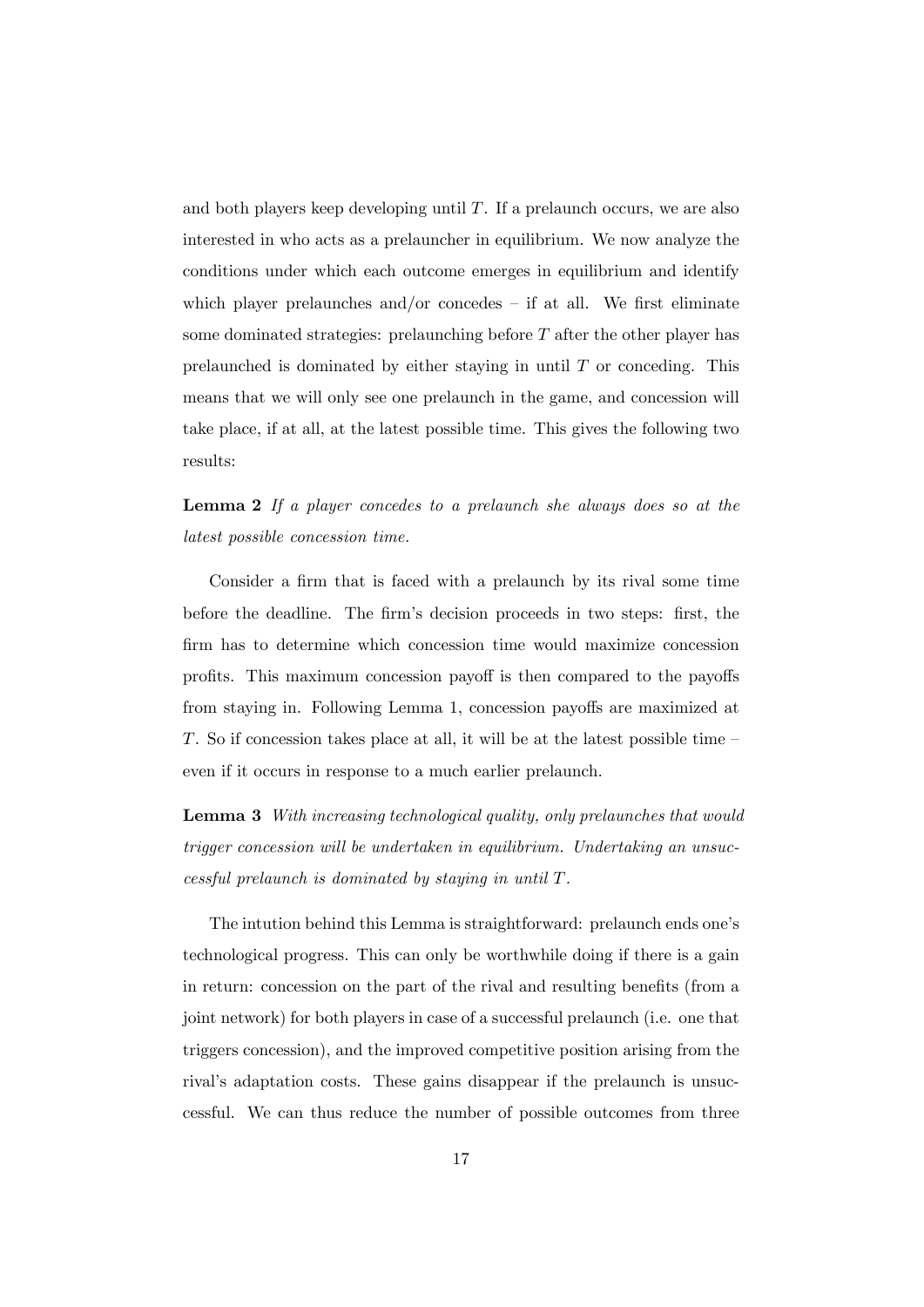and both players keep developing until $T$. If a prelaunch occurs, we are also interested in who acts as a prelauncher in equilibrium. We now analyze the conditions under which each outcome emerges in equilibrium and identify which player prelaunches and/or concedes – if at all. We first eliminate some dominated strategies: prelaunching before $T$ after the other player has prelaunched is dominated by either staying in until $T$ or conceding. This means that we will only see one prelaunch in the game, and concession will take place, if at all, at the latest possible time. This gives the following two results:

**Lemma 2** *If a player concedes to a prelaunch she always does so at the latest possible concession time.*

Consider a firm that is faced with a prelaunch by its rival some time before the deadline. The firm's decision proceeds in two steps: first, the firm has to determine which concession time would maximize concession profits. This maximum concession payoff is then compared to the payoffs from staying in. Following Lemma 1, concession payoffs are maximized at $T$. So if concession takes place at all, it will be at the latest possible time – even if it occurs in response to a much earlier prelaunch.

**Lemma 3** *With increasing technological quality, only prelaunches that would trigger concession will be undertaken in equilibrium. Undertaking an unsuccessful prelaunch is dominated by staying in until $T$.*

The intution behind this Lemma is straightforward: prelaunch ends one's technological progress. This can only be worthwhile doing if there is a gain in return: concession on the part of the rival and resulting benefits (from a joint network) for both players in case of a successful prelaunch (i.e. one that triggers concession), and the improved competitive position arising from the rival's adaptation costs. These gains disappear if the prelaunch is unsuccessful. We can thus reduce the number of possible outcomes from three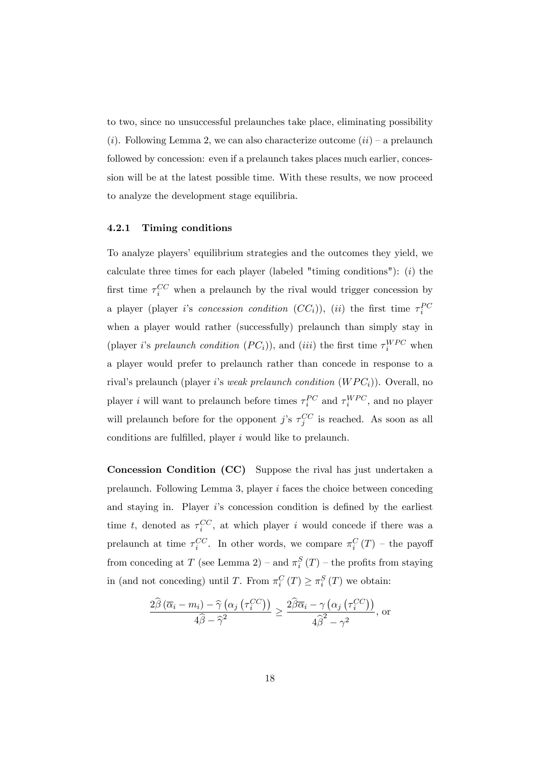to two, since no unsuccessful prelaunches take place, eliminating possibility $(i)$. Following Lemma 2, we can also characterize outcome $(ii)$ – a prelaunch followed by concession: even if a prelaunch takes places much earlier, concession will be at the latest possible time. With these results, we now proceed to analyze the development stage equilibria.

### 4.2.1 Timing conditions

To analyze players' equilibrium strategies and the outcomes they yield, we calculate three times for each player (labeled "timing conditions"): $(i)$ the first time $\tau_i^{CC}$ when a prelaunch by the rival would trigger concession by a player (player $i$'s *concession condition* $(CC_i)$), $(ii)$ the first time $\tau_i^{PC}$ when a player would rather (successfully) prelaunch than simply stay in (player $i$'s *prelaunch condition* $(PC_i)$), and $(iii)$ the first time $\tau_i^{WPC}$ when a player would prefer to prelaunch rather than concede in response to a rival's prelaunch (player $i$'s *weak prelaunch condition* $(WPC_i)$). Overall, no player $i$ will want to prelaunch before times $\tau_i^{PC}$ and $\tau_i^{WPC}$, and no player will prelaunch before for the opponent $j$'s $\tau_j^{CC}$ is reached. As soon as all conditions are fulfilled, player $i$ would like to prelaunch.

**Concession Condition (CC)** Suppose the rival has just undertaken a prelaunch. Following Lemma 3, player $i$ faces the choice between conceding and staying in. Player $i$'s concession condition is defined by the earliest time $t$, denoted as $\tau_i^{CC}$, at which player $i$ would concede if there was a prelaunch at time $\tau_i^{CC}$. In other words, we compare $\pi_i^C(T)$ – the payoff from conceding at $T$ (see Lemma 2) – and $\pi_i^S(T)$ – the profits from staying in (and not conceding) until $T$. From $\pi_i^C(T) \geq \pi_i^S(T)$ we obtain:

$$\frac{2\widehat{\beta}\left(\overline{\alpha}_i - m_i\right) - \widehat{\gamma}\left(\alpha_j\left(\tau_i^{CC}\right)\right)}{4\widehat{\beta} - \widehat{\gamma}^2} \geq \frac{2\widehat{\beta}\overline{\alpha}_i - \gamma\left(\alpha_j\left(\tau_i^{CC}\right)\right)}{4\widehat{\beta}^2 - \gamma^2}, \text{ or}$$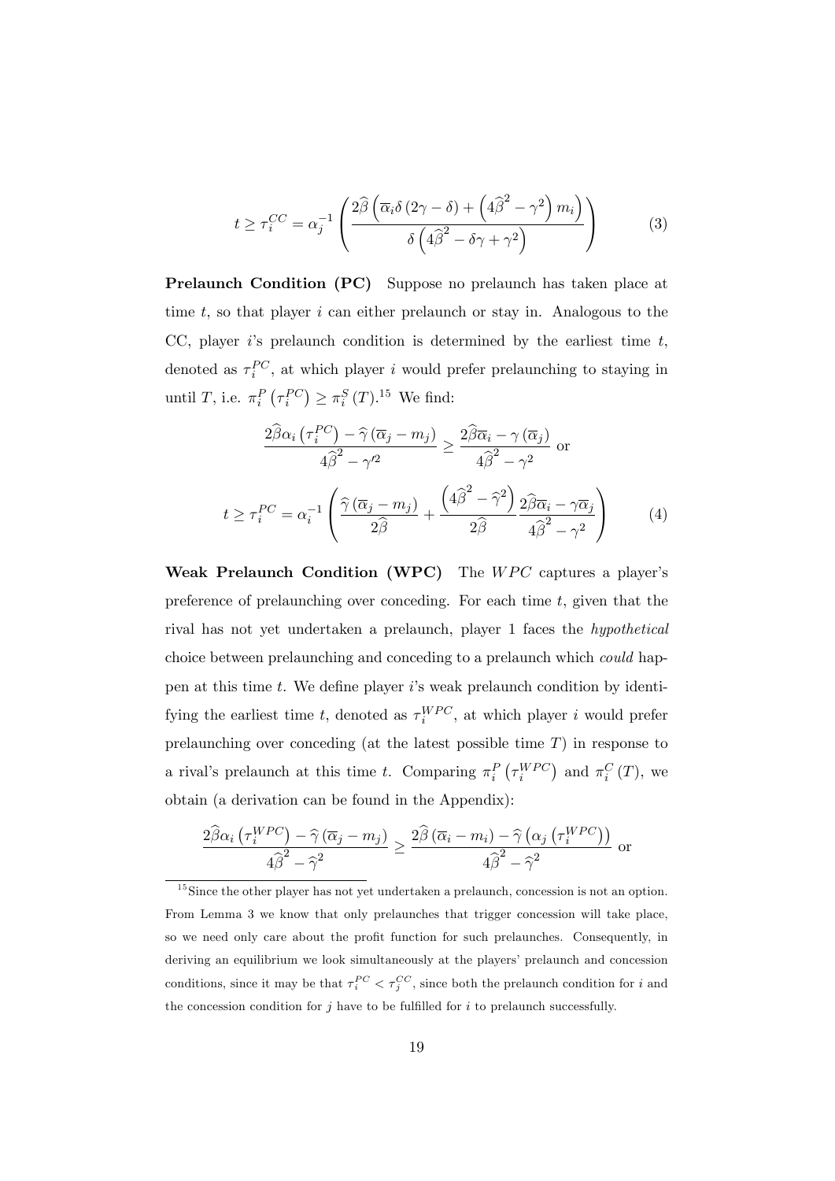$$t \geq \tau_i^{CC} = \alpha_j^{-1} \left( \frac{2\widehat{\beta}\left(\overline{\alpha}_i \delta \left(2\gamma - \delta\right) + \left(4\widehat{\beta}^2 - \gamma^2\right) m_i\right)}{\delta\left(4\widehat{\beta}^2 - \delta\gamma + \gamma^2\right)} \right) \tag{3}$$

**Prelaunch Condition (PC)** Suppose no prelaunch has taken place at time $t$, so that player $i$ can either prelaunch or stay in. Analogous to the CC, player $i$'s prelaunch condition is determined by the earliest time $t$, denoted as $\tau_i^{PC}$, at which player $i$ would prefer prelaunching to staying in until $T$, i.e. $\pi_i^P\left(\tau_i^{PC}\right) \geq \pi_i^S\left(T\right)$.[15] We find:

$$\frac{2\widehat{\beta}\alpha_i\left(\tau_i^{PC}\right) - \widehat{\gamma}\left(\overline{\alpha}_j - m_j\right)}{4\widehat{\beta}^2 - \gamma'^2} \geq \frac{2\widehat{\beta}\overline{\alpha}_i - \gamma\left(\overline{\alpha}_j\right)}{4\widehat{\beta}^2 - \gamma^2} \text{ or}$$

$$t \geq \tau_i^{PC} = \alpha_i^{-1} \left( \frac{\widehat{\gamma}\left(\overline{\alpha}_j - m_j\right)}{2\widehat{\beta}} + \frac{\left(4\widehat{\beta}^2 - \widehat{\gamma}^2\right)}{2\widehat{\beta}} \frac{2\widehat{\beta}\overline{\alpha}_i - \gamma\overline{\alpha}_j}{4\widehat{\beta}^2 - \gamma^2} \right) \tag{4}$$

**Weak Prelaunch Condition (WPC)** The $WPC$ captures a player's preference of prelaunching over conceding. For each time $t$, given that the rival has not yet undertaken a prelaunch, player 1 faces the *hypothetical* choice between prelaunching and conceding to a prelaunch which *could* happen at this time $t$. We define player $i$'s weak prelaunch condition by identifying the earliest time $t$, denoted as $\tau_i^{WPC}$, at which player $i$ would prefer prelaunching over conceding (at the latest possible time $T$) in response to a rival's prelaunch at this time $t$. Comparing $\pi_i^P\left(\tau_i^{WPC}\right)$ and $\pi_i^C\left(T\right)$, we obtain (a derivation can be found in the Appendix):

$$\frac{2\widehat{\beta}\alpha_i\left(\tau_i^{WPC}\right) - \widehat{\gamma}\left(\overline{\alpha}_j - m_j\right)}{4\widehat{\beta}^2 - \widehat{\gamma}^2} \geq \frac{2\widehat{\beta}\left(\overline{\alpha}_i - m_i\right) - \widehat{\gamma}\left(\alpha_j\left(\tau_i^{WPC}\right)\right)}{4\widehat{\beta}^2 - \widehat{\gamma}^2} \text{ or}$$

[15] Since the other player has not yet undertaken a prelaunch, concession is not an option. From Lemma 3 we know that only prelaunches that trigger concession will take place, so we need only care about the profit function for such prelaunches. Consequently, in deriving an equilibrium we look simultaneously at the players' prelaunch and concession conditions, since it may be that $\tau_i^{PC} < \tau_j^{CC}$, since both the prelaunch condition for $i$ and the concession condition for $j$ have to be fulfilled for $i$ to prelaunch successfully.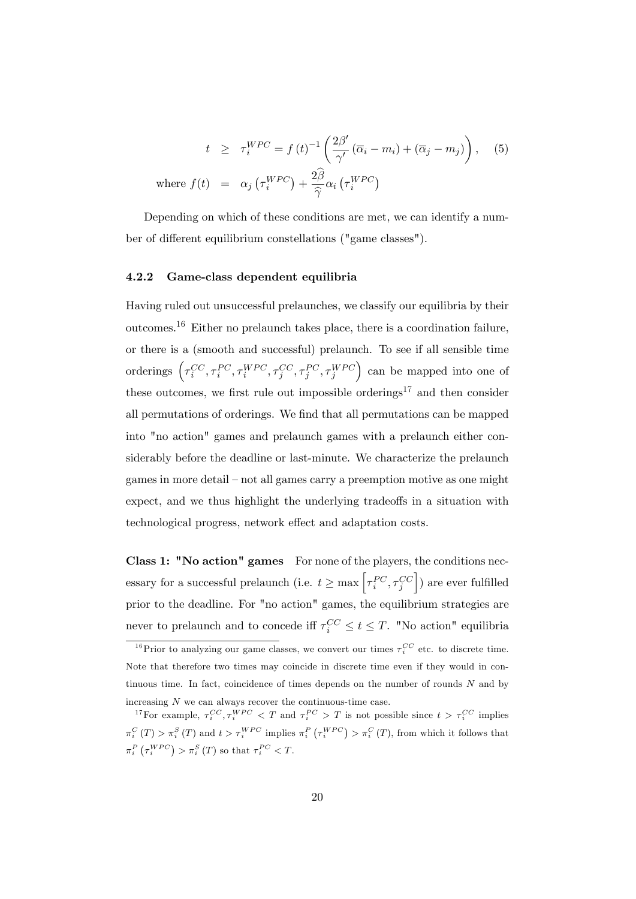$$
\begin{aligned}
t &\geq \tau_i^{WPC} = f(t)^{-1}\left(\frac{2\beta'}{\gamma'}\left(\overline{\alpha}_i - m_i\right) + \left(\overline{\alpha}_j - m_j\right)\right), \qquad (5) \\
\text{where } f(t) &= \alpha_j\left(\tau_i^{WPC}\right) + \frac{2\widehat{\beta}}{\widehat{\gamma}}\alpha_i\left(\tau_i^{WPC}\right)
\end{aligned}
$$

Depending on which of these conditions are met, we can identify a number of different equilibrium constellations ("game classes").

#### 4.2.2 Game-class dependent equilibria

Having ruled out unsuccessful prelaunches, we classify our equilibria by their outcomes.[16] Either no prelaunch takes place, there is a coordination failure, or there is a (smooth and successful) prelaunch. To see if all sensible time orderings $\left(\tau_i^{CC}, \tau_i^{PC}, \tau_i^{WPC}, \tau_j^{CC}, \tau_j^{PC}, \tau_j^{WPC}\right)$ can be mapped into one of these outcomes, we first rule out impossible orderings[17] and then consider all permutations of orderings. We find that all permutations can be mapped into "no action" games and prelaunch games with a prelaunch either considerably before the deadline or last-minute. We characterize the prelaunch games in more detail – not all games carry a preemption motive as one might expect, and we thus highlight the underlying tradeoffs in a situation with technological progress, network effect and adaptation costs.

**Class 1: "No action" games** For none of the players, the conditions necessary for a successful prelaunch (i.e. $t \geq \max\left[\tau_i^{PC}, \tau_j^{CC}\right]$) are ever fulfilled prior to the deadline. For "no action" games, the equilibrium strategies are never to prelaunch and to concede iff $\tau_i^{CC} \leq t \leq T$. "No action" equilibria

---

[16] Prior to analyzing our game classes, we convert our times $\tau_i^{CC}$ etc. to discrete time. Note that therefore two times may coincide in discrete time even if they would in continuous time. In fact, coincidence of times depends on the number of rounds $N$ and by increasing $N$ we can always recover the continuous-time case.

[17] For example, $\tau_i^{CC}, \tau_i^{WPC} < T$ and $\tau_i^{PC} > T$ is not possible since $t > \tau_i^{CC}$ implies $\pi_i^C(T) > \pi_i^S(T)$ and $t > \tau_i^{WPC}$ implies $\pi_i^P\left(\tau_i^{WPC}\right) > \pi_i^C(T)$, from which it follows that $\pi_i^P\left(\tau_i^{WPC}\right) > \pi_i^S(T)$ so that $\tau_i^{PC} < T$.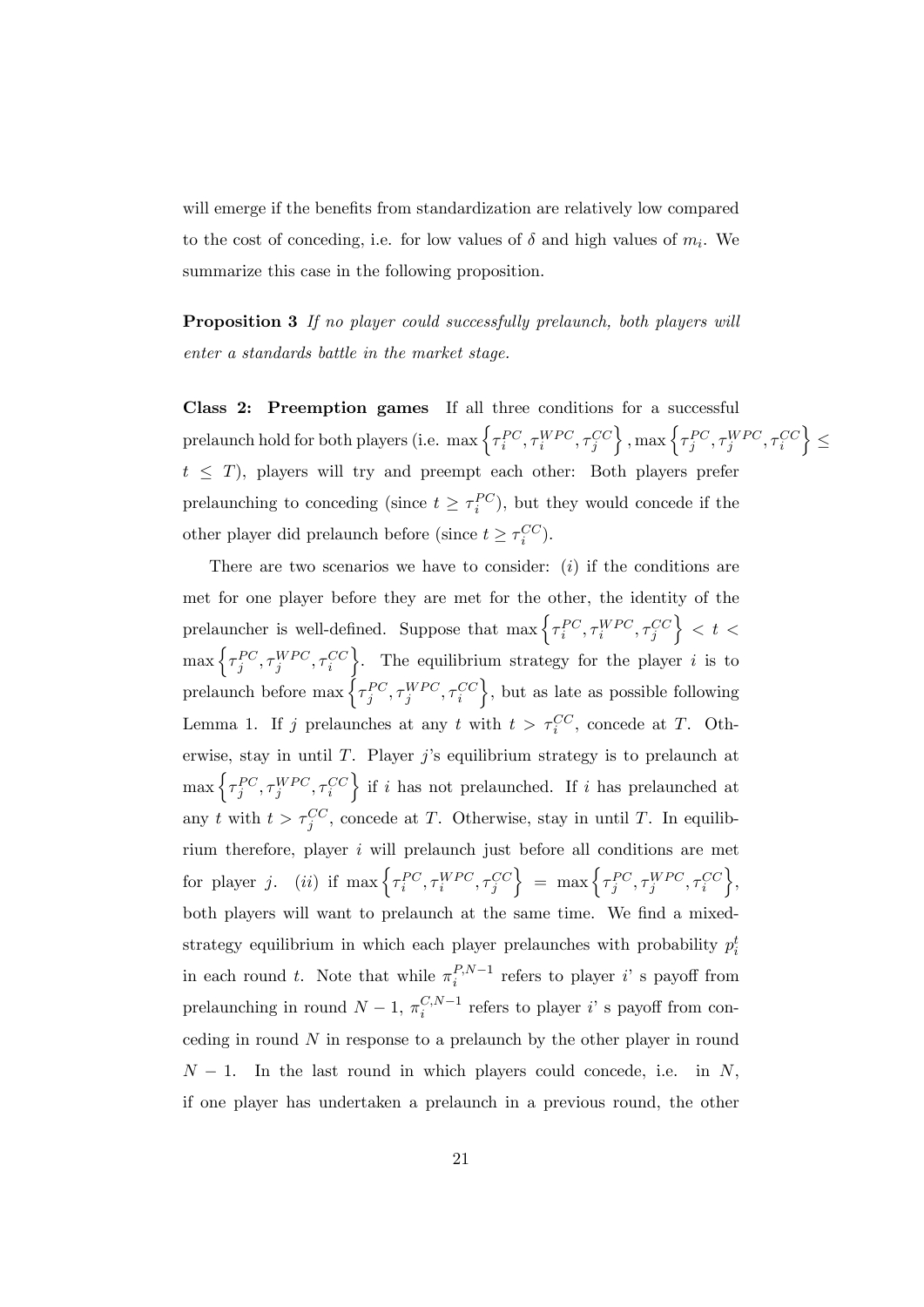will emerge if the benefits from standardization are relatively low compared to the cost of conceding, i.e. for low values of $\delta$ and high values of $m_i$. We summarize this case in the following proposition.

**Proposition 3** *If no player could successfully prelaunch, both players will enter a standards battle in the market stage.*

**Class 2: Preemption games** If all three conditions for a successful prelaunch hold for both players (i.e. $\max\left\{\tau_i^{PC}, \tau_i^{WPC}, \tau_j^{CC}\right\}, \max\left\{\tau_j^{PC}, \tau_j^{WPC}, \tau_i^{CC}\right\} \leq t \leq T$), players will try and preempt each other: Both players prefer prelaunching to conceding (since $t \geq \tau_i^{PC}$), but they would concede if the other player did prelaunch before (since $t \geq \tau_i^{CC}$).

There are two scenarios we have to consider: $(i)$ if the conditions are met for one player before they are met for the other, the identity of the prelauncher is well-defined. Suppose that $\max\left\{\tau_i^{PC}, \tau_i^{WPC}, \tau_j^{CC}\right\} < t < \max\left\{\tau_j^{PC}, \tau_j^{WPC}, \tau_i^{CC}\right\}$. The equilibrium strategy for the player $i$ is to prelaunch before $\max\left\{\tau_j^{PC}, \tau_j^{WPC}, \tau_i^{CC}\right\}$, but as late as possible following Lemma 1. If $j$ prelaunches at any $t$ with $t > \tau_i^{CC}$, concede at $T$. Otherwise, stay in until $T$. Player $j$'s equilibrium strategy is to prelaunch at $\max\left\{\tau_j^{PC}, \tau_j^{WPC}, \tau_i^{CC}\right\}$ if $i$ has not prelaunched. If $i$ has prelaunched at any $t$ with $t > \tau_j^{CC}$, concede at $T$. Otherwise, stay in until $T$. In equilibrium therefore, player $i$ will prelaunch just before all conditions are met for player $j$. $(ii)$ if $\max\left\{\tau_i^{PC}, \tau_i^{WPC}, \tau_j^{CC}\right\} = \max\left\{\tau_j^{PC}, \tau_j^{WPC}, \tau_i^{CC}\right\}$, both players will want to prelaunch at the same time. We find a mixed-strategy equilibrium in which each player prelaunches with probability $p_i^t$ in each round $t$. Note that while $\pi_i^{P,N-1}$ refers to player $i$' s payoff from prelaunching in round $N-1$, $\pi_i^{C,N-1}$ refers to player $i$' s payoff from conceding in round $N$ in response to a prelaunch by the other player in round $N-1$. In the last round in which players could concede, i.e. in $N$, if one player has undertaken a prelaunch in a previous round, the other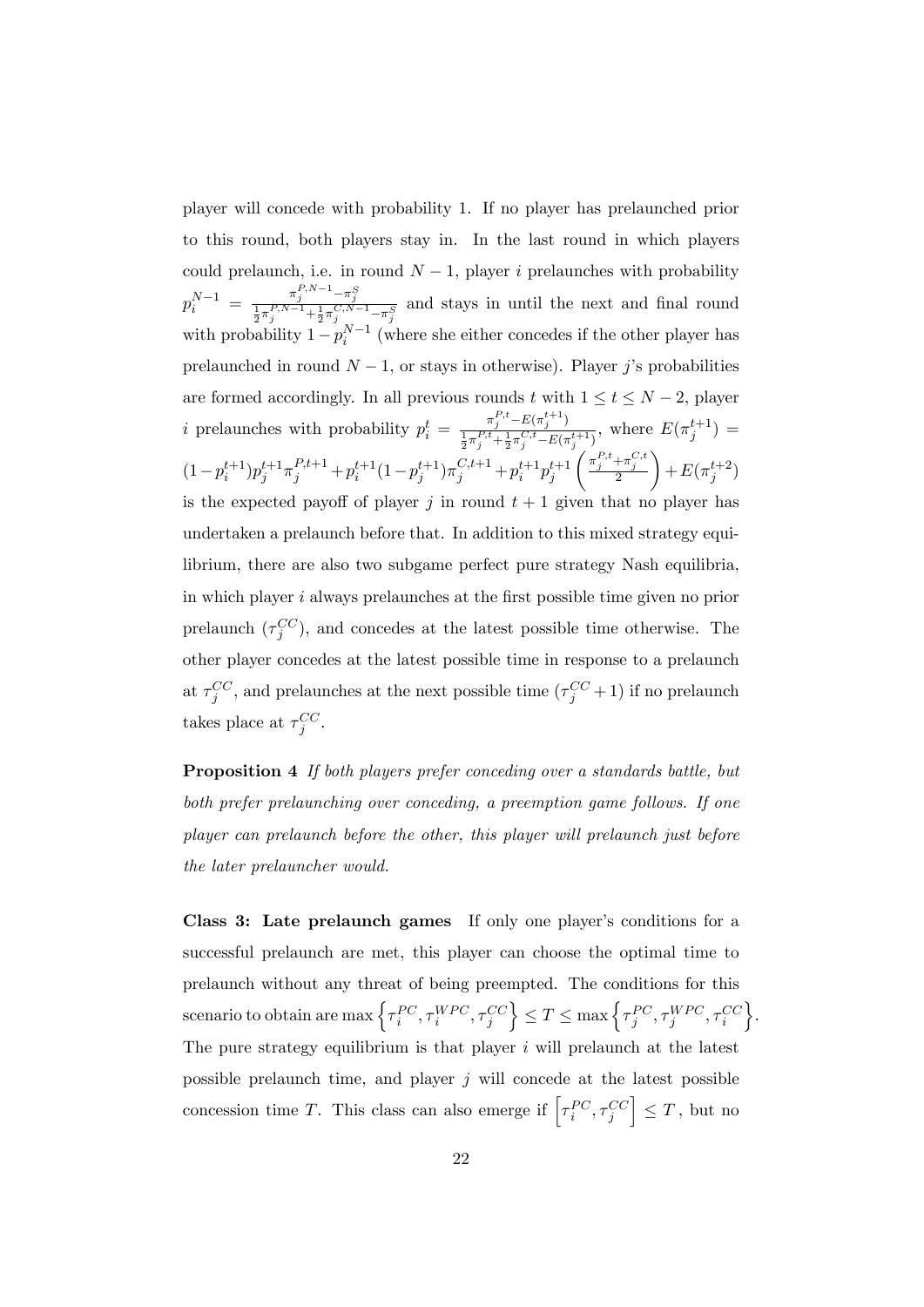player will concede with probability 1. If no player has prelaunched prior to this round, both players stay in. In the last round in which players could prelaunch, i.e. in round $N-1$, player $i$ prelaunches with probability $p_i^{N-1} = \frac{\pi_j^{P,N-1} - \pi_j^S}{\frac{1}{2}\pi_j^{P,N-1} + \frac{1}{2}\pi_j^{C,N-1} - \pi_j^S}$ and stays in until the next and final round with probability $1 - p_i^{N-1}$ (where she either concedes if the other player has prelaunched in round $N-1$, or stays in otherwise). Player $j$'s probabilities are formed accordingly. In all previous rounds $t$ with $1 \leq t \leq N-2$, player $i$ prelaunches with probability $p_i^t = \frac{\pi_j^{P,t} - E(\pi_j^{t+1})}{\frac{1}{2}\pi_j^{P,t} + \frac{1}{2}\pi_j^{C,t} - E(\pi_j^{t+1})}$, where $E(\pi_j^{t+1}) = (1-p_i^{t+1})p_j^{t+1}\pi_j^{P,t+1} + p_i^{t+1}(1-p_j^{t+1})\pi_j^{C,t+1} + p_i^{t+1}p_j^{t+1}\left(\frac{\pi_j^{P,t} + \pi_j^{C,t}}{2}\right) + E(\pi_j^{t+2})$ is the expected payoff of player $j$ in round $t+1$ given that no player has undertaken a prelaunch before that. In addition to this mixed strategy equilibrium, there are also two subgame perfect pure strategy Nash equilibria, in which player $i$ always prelaunches at the first possible time given no prior prelaunch ($\tau_j^{CC}$), and concedes at the latest possible time otherwise. The other player concedes at the latest possible time in response to a prelaunch at $\tau_j^{CC}$, and prelaunches at the next possible time ($\tau_j^{CC} + 1$) if no prelaunch takes place at $\tau_j^{CC}$.

**Proposition 4** *If both players prefer conceding over a standards battle, but both prefer prelaunching over conceding, a preemption game follows. If one player can prelaunch before the other, this player will prelaunch just before the later prelauncher would.*

**Class 3: Late prelaunch games** If only one player's conditions for a successful prelaunch are met, this player can choose the optimal time to prelaunch without any threat of being preempted. The conditions for this scenario to obtain are $\max\left\{\tau_i^{PC}, \tau_i^{WPC}, \tau_j^{CC}\right\} \leq T \leq \max\left\{\tau_j^{PC}, \tau_j^{WPC}, \tau_i^{CC}\right\}$. The pure strategy equilibrium is that player $i$ will prelaunch at the latest possible prelaunch time, and player $j$ will concede at the latest possible concession time $T$. This class can also emerge if $\left[\tau_i^{PC}, \tau_j^{CC}\right] \leq T$, but no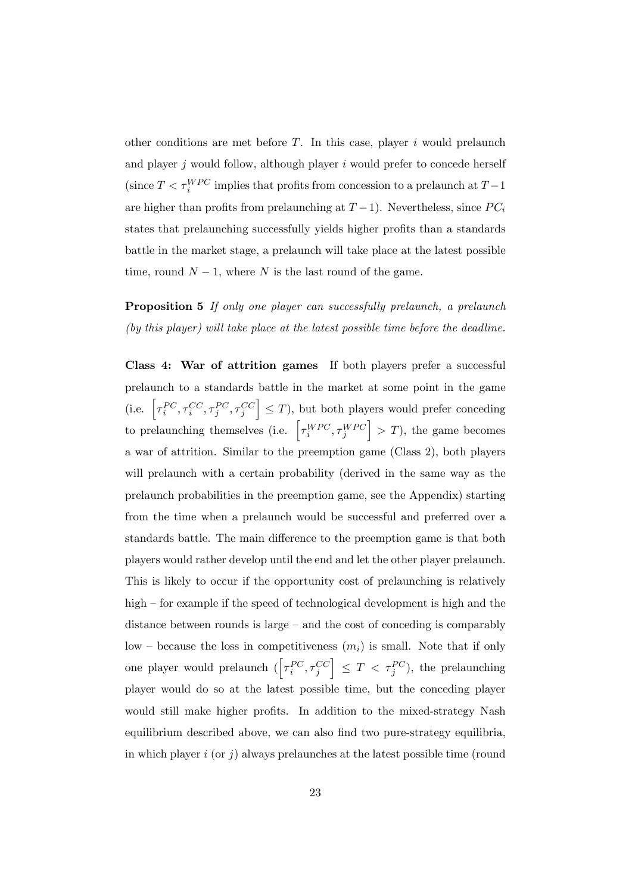other conditions are met before $T$. In this case, player $i$ would prelaunch and player $j$ would follow, although player $i$ would prefer to concede herself (since $T < \tau_i^{WPC}$ implies that profits from concession to a prelaunch at $T-1$ are higher than profits from prelaunching at $T-1$). Nevertheless, since $PC_i$ states that prelaunching successfully yields higher profits than a standards battle in the market stage, a prelaunch will take place at the latest possible time, round $N-1$, where $N$ is the last round of the game.

**Proposition 5** *If only one player can successfully prelaunch, a prelaunch (by this player) will take place at the latest possible time before the deadline.*

**Class 4: War of attrition games** If both players prefer a successful prelaunch to a standards battle in the market at some point in the game (i.e. $\left[\tau_i^{PC}, \tau_i^{CC}, \tau_j^{PC}, \tau_j^{CC}\right] \leq T$), but both players would prefer conceding to prelaunching themselves (i.e. $\left[\tau_i^{WPC}, \tau_j^{WPC}\right] > T$), the game becomes a war of attrition. Similar to the preemption game (Class 2), both players will prelaunch with a certain probability (derived in the same way as the prelaunch probabilities in the preemption game, see the Appendix) starting from the time when a prelaunch would be successful and preferred over a standards battle. The main difference to the preemption game is that both players would rather develop until the end and let the other player prelaunch. This is likely to occur if the opportunity cost of prelaunching is relatively high – for example if the speed of technological development is high and the distance between rounds is large – and the cost of conceding is comparably low – because the loss in competitiveness ($m_i$) is small. Note that if only one player would prelaunch ($\left[\tau_i^{PC}, \tau_j^{CC}\right] \leq T < \tau_j^{PC}$), the prelaunching player would do so at the latest possible time, but the conceding player would still make higher profits. In addition to the mixed-strategy Nash equilibrium described above, we can also find two pure-strategy equilibria, in which player $i$ (or $j$) always prelaunches at the latest possible time (round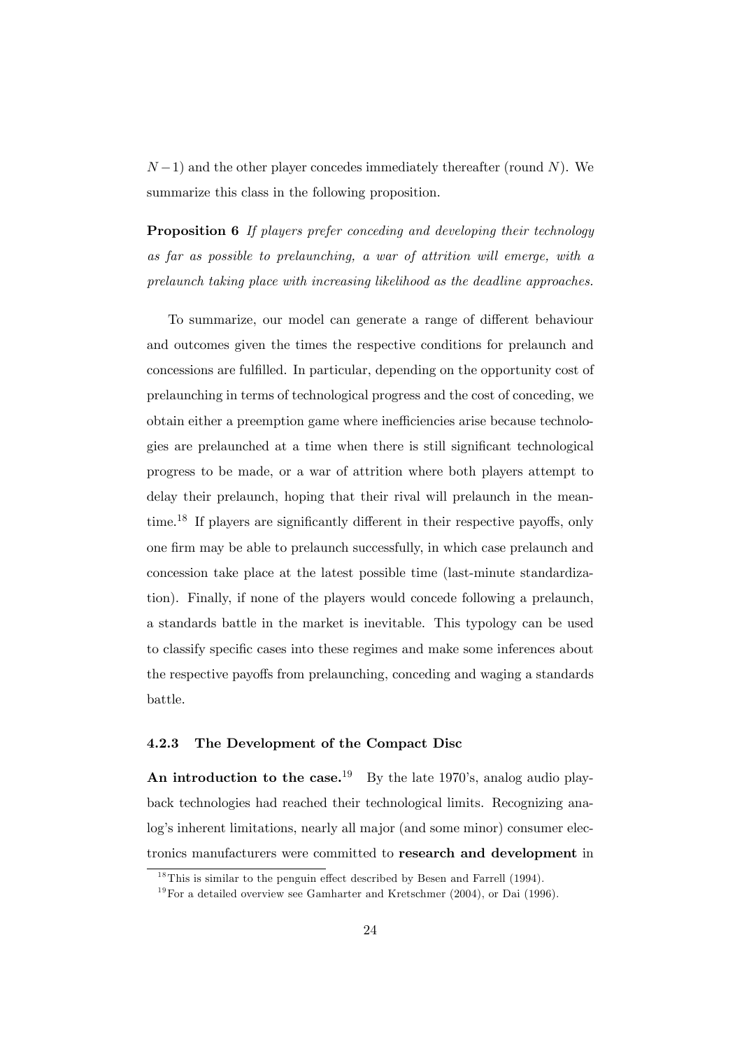$N-1$) and the other player concedes immediately thereafter (round $N$). We summarize this class in the following proposition.

**Proposition 6** *If players prefer conceding and developing their technology as far as possible to prelaunching, a war of attrition will emerge, with a prelaunch taking place with increasing likelihood as the deadline approaches.*

To summarize, our model can generate a range of different behaviour and outcomes given the times the respective conditions for prelaunch and concessions are fulfilled. In particular, depending on the opportunity cost of prelaunching in terms of technological progress and the cost of conceding, we obtain either a preemption game where inefficiencies arise because technologies are prelaunched at a time when there is still significant technological progress to be made, or a war of attrition where both players attempt to delay their prelaunch, hoping that their rival will prelaunch in the meantime.[18] If players are significantly different in their respective payoffs, only one firm may be able to prelaunch successfully, in which case prelaunch and concession take place at the latest possible time (last-minute standardization). Finally, if none of the players would concede following a prelaunch, a standards battle in the market is inevitable. This typology can be used to classify specific cases into these regimes and make some inferences about the respective payoffs from prelaunching, conceding and waging a standards battle.

### 4.2.3 The Development of the Compact Disc

**An introduction to the case.**[19] By the late 1970's, analog audio playback technologies had reached their technological limits. Recognizing analog's inherent limitations, nearly all major (and some minor) consumer electronics manufacturers were committed to **research and development** in

[18] This is similar to the penguin effect described by Besen and Farrell (1994).

[19] For a detailed overview see Gamharter and Kretschmer (2004), or Dai (1996).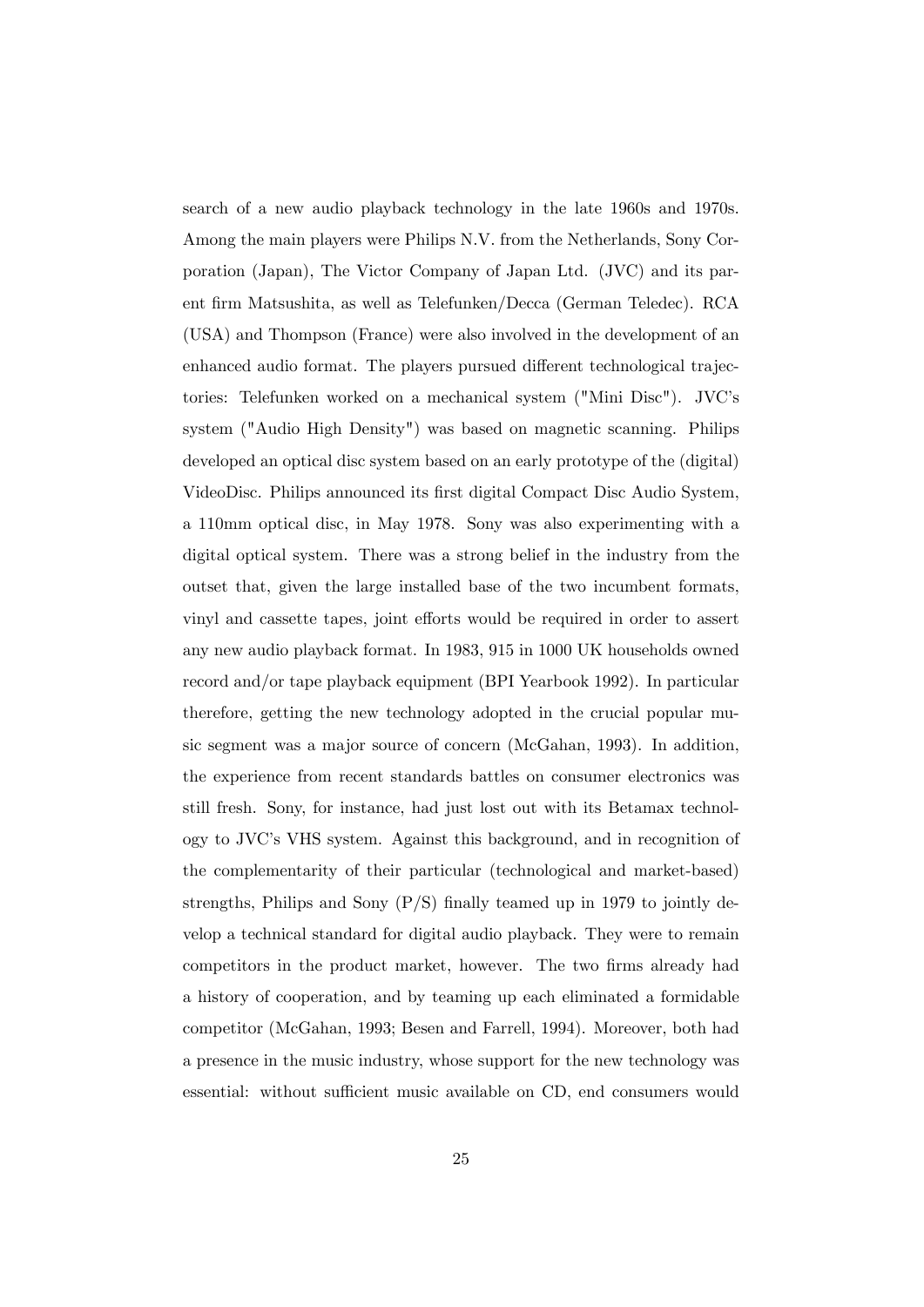search of a new audio playback technology in the late 1960s and 1970s. Among the main players were Philips N.V. from the Netherlands, Sony Corporation (Japan), The Victor Company of Japan Ltd. (JVC) and its parent firm Matsushita, as well as Telefunken/Decca (German Teledec). RCA (USA) and Thompson (France) were also involved in the development of an enhanced audio format. The players pursued different technological trajectories: Telefunken worked on a mechanical system ("Mini Disc"). JVC's system ("Audio High Density") was based on magnetic scanning. Philips developed an optical disc system based on an early prototype of the (digital) VideoDisc. Philips announced its first digital Compact Disc Audio System, a 110mm optical disc, in May 1978. Sony was also experimenting with a digital optical system. There was a strong belief in the industry from the outset that, given the large installed base of the two incumbent formats, vinyl and cassette tapes, joint efforts would be required in order to assert any new audio playback format. In 1983, 915 in 1000 UK households owned record and/or tape playback equipment (BPI Yearbook 1992). In particular therefore, getting the new technology adopted in the crucial popular music segment was a major source of concern (McGahan, 1993). In addition, the experience from recent standards battles on consumer electronics was still fresh. Sony, for instance, had just lost out with its Betamax technology to JVC's VHS system. Against this background, and in recognition of the complementarity of their particular (technological and market-based) strengths, Philips and Sony (P/S) finally teamed up in 1979 to jointly develop a technical standard for digital audio playback. They were to remain competitors in the product market, however. The two firms already had a history of cooperation, and by teaming up each eliminated a formidable competitor (McGahan, 1993; Besen and Farrell, 1994). Moreover, both had a presence in the music industry, whose support for the new technology was essential: without sufficient music available on CD, end consumers would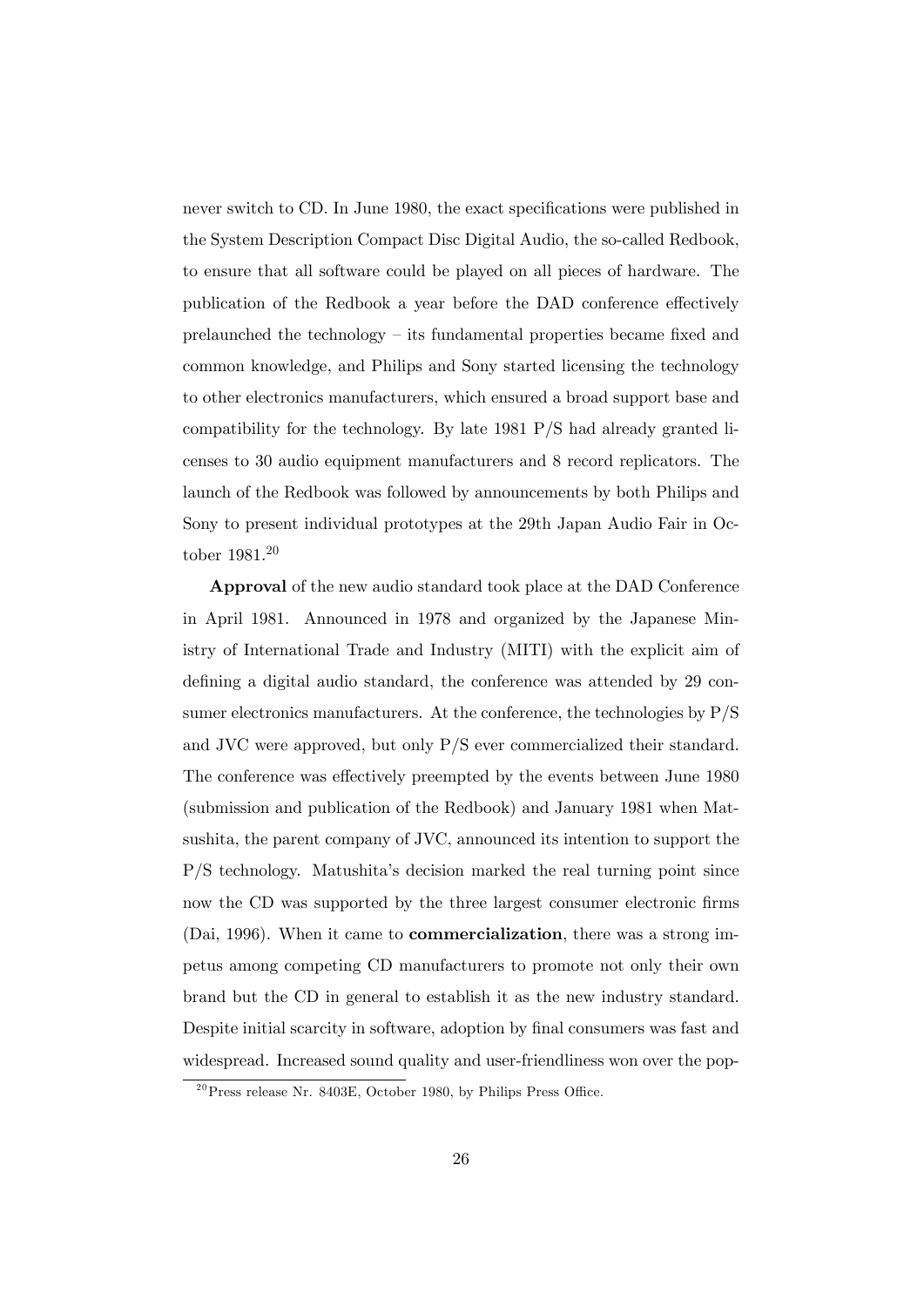never switch to CD. In June 1980, the exact specifications were published in the System Description Compact Disc Digital Audio, the so-called Redbook, to ensure that all software could be played on all pieces of hardware. The publication of the Redbook a year before the DAD conference effectively prelaunched the technology – its fundamental properties became fixed and common knowledge, and Philips and Sony started licensing the technology to other electronics manufacturers, which ensured a broad support base and compatibility for the technology. By late 1981 P/S had already granted licenses to 30 audio equipment manufacturers and 8 record replicators. The launch of the Redbook was followed by announcements by both Philips and Sony to present individual prototypes at the 29th Japan Audio Fair in October 1981.[20]

**Approval** of the new audio standard took place at the DAD Conference in April 1981. Announced in 1978 and organized by the Japanese Ministry of International Trade and Industry (MITI) with the explicit aim of defining a digital audio standard, the conference was attended by 29 consumer electronics manufacturers. At the conference, the technologies by P/S and JVC were approved, but only P/S ever commercialized their standard. The conference was effectively preempted by the events between June 1980 (submission and publication of the Redbook) and January 1981 when Matsushita, the parent company of JVC, announced its intention to support the P/S technology. Matushita's decision marked the real turning point since now the CD was supported by the three largest consumer electronic firms (Dai, 1996). When it came to **commercialization**, there was a strong impetus among competing CD manufacturers to promote not only their own brand but the CD in general to establish it as the new industry standard. Despite initial scarcity in software, adoption by final consumers was fast and widespread. Increased sound quality and user-friendliness won over the pop-

[20] Press release Nr. 8403E, October 1980, by Philips Press Office.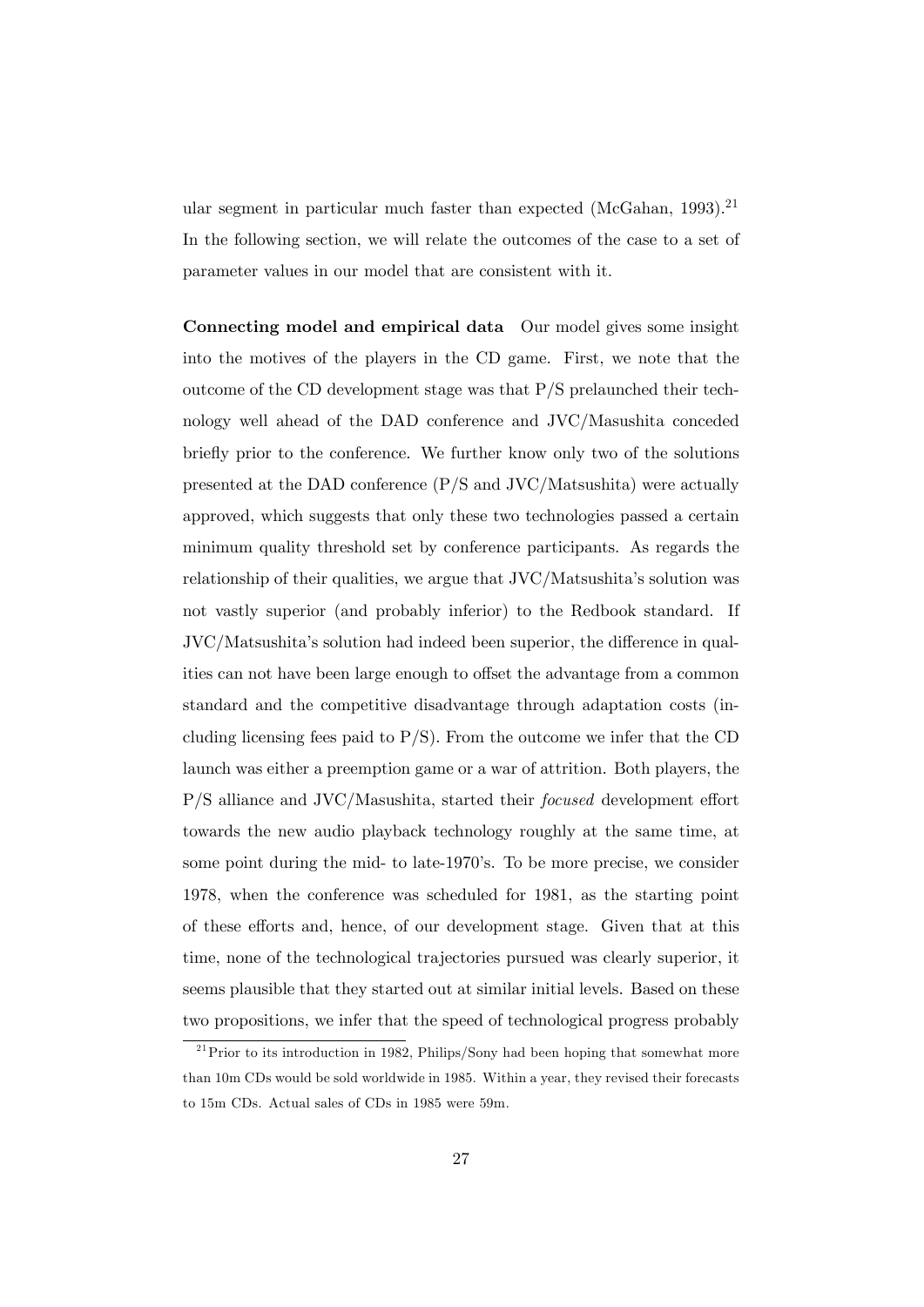ular segment in particular much faster than expected (McGahan, 1993).[21] In the following section, we will relate the outcomes of the case to a set of parameter values in our model that are consistent with it.

**Connecting model and empirical data** Our model gives some insight into the motives of the players in the CD game. First, we note that the outcome of the CD development stage was that P/S prelaunched their technology well ahead of the DAD conference and JVC/Masushita conceded briefly prior to the conference. We further know only two of the solutions presented at the DAD conference (P/S and JVC/Matsushita) were actually approved, which suggests that only these two technologies passed a certain minimum quality threshold set by conference participants. As regards the relationship of their qualities, we argue that JVC/Matsushita's solution was not vastly superior (and probably inferior) to the Redbook standard. If JVC/Matsushita's solution had indeed been superior, the difference in qualities can not have been large enough to offset the advantage from a common standard and the competitive disadvantage through adaptation costs (including licensing fees paid to P/S). From the outcome we infer that the CD launch was either a preemption game or a war of attrition. Both players, the P/S alliance and JVC/Masushita, started their *focused* development effort towards the new audio playback technology roughly at the same time, at some point during the mid- to late-1970's. To be more precise, we consider 1978, when the conference was scheduled for 1981, as the starting point of these efforts and, hence, of our development stage. Given that at this time, none of the technological trajectories pursued was clearly superior, it seems plausible that they started out at similar initial levels. Based on these two propositions, we infer that the speed of technological progress probably

[21] Prior to its introduction in 1982, Philips/Sony had been hoping that somewhat more than 10m CDs would be sold worldwide in 1985. Within a year, they revised their forecasts to 15m CDs. Actual sales of CDs in 1985 were 59m.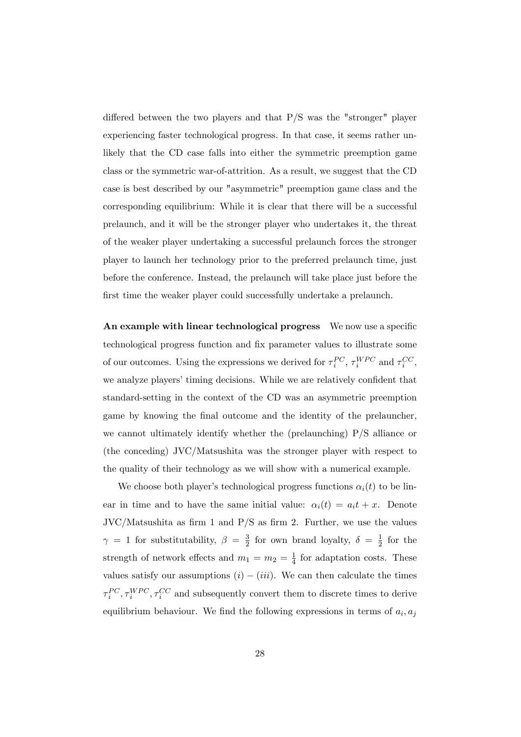differed between the two players and that P/S was the "stronger" player experiencing faster technological progress. In that case, it seems rather unlikely that the CD case falls into either the symmetric preemption game class or the symmetric war-of-attrition. As a result, we suggest that the CD case is best described by our "asymmetric" preemption game class and the corresponding equilibrium: While it is clear that there will be a successful prelaunch, and it will be the stronger player who undertakes it, the threat of the weaker player undertaking a successful prelaunch forces the stronger player to launch her technology prior to the preferred prelaunch time, just before the conference. Instead, the prelaunch will take place just before the first time the weaker player could successfully undertake a prelaunch.

**An example with linear technological progress** We now use a specific technological progress function and fix parameter values to illustrate some of our outcomes. Using the expressions we derived for $\tau_i^{PC}$, $\tau_i^{WPC}$ and $\tau_i^{CC}$, we analyze players' timing decisions. While we are relatively confident that standard-setting in the context of the CD was an asymmetric preemption game by knowing the final outcome and the identity of the prelauncher, we cannot ultimately identify whether the (prelaunching) P/S alliance or (the conceding) JVC/Matsushita was the stronger player with respect to the quality of their technology as we will show with a numerical example.

We choose both player's technological progress functions $\alpha_i(t)$ to be linear in time and to have the same initial value: $\alpha_i(t) = a_i t + x$. Denote JVC/Matsushita as firm 1 and P/S as firm 2. Further, we use the values $\gamma = 1$ for substitutability, $\beta = \frac{3}{2}$ for own brand loyalty, $\delta = \frac{1}{2}$ for the strength of network effects and $m_1 = m_2 = \frac{1}{4}$ for adaptation costs. These values satisfy our assumptions $(i) - (iii)$. We can then calculate the times $\tau_i^{PC}, \tau_i^{WPC}, \tau_i^{CC}$ and subsequently convert them to discrete times to derive equilibrium behaviour. We find the following expressions in terms of $a_i, a_j$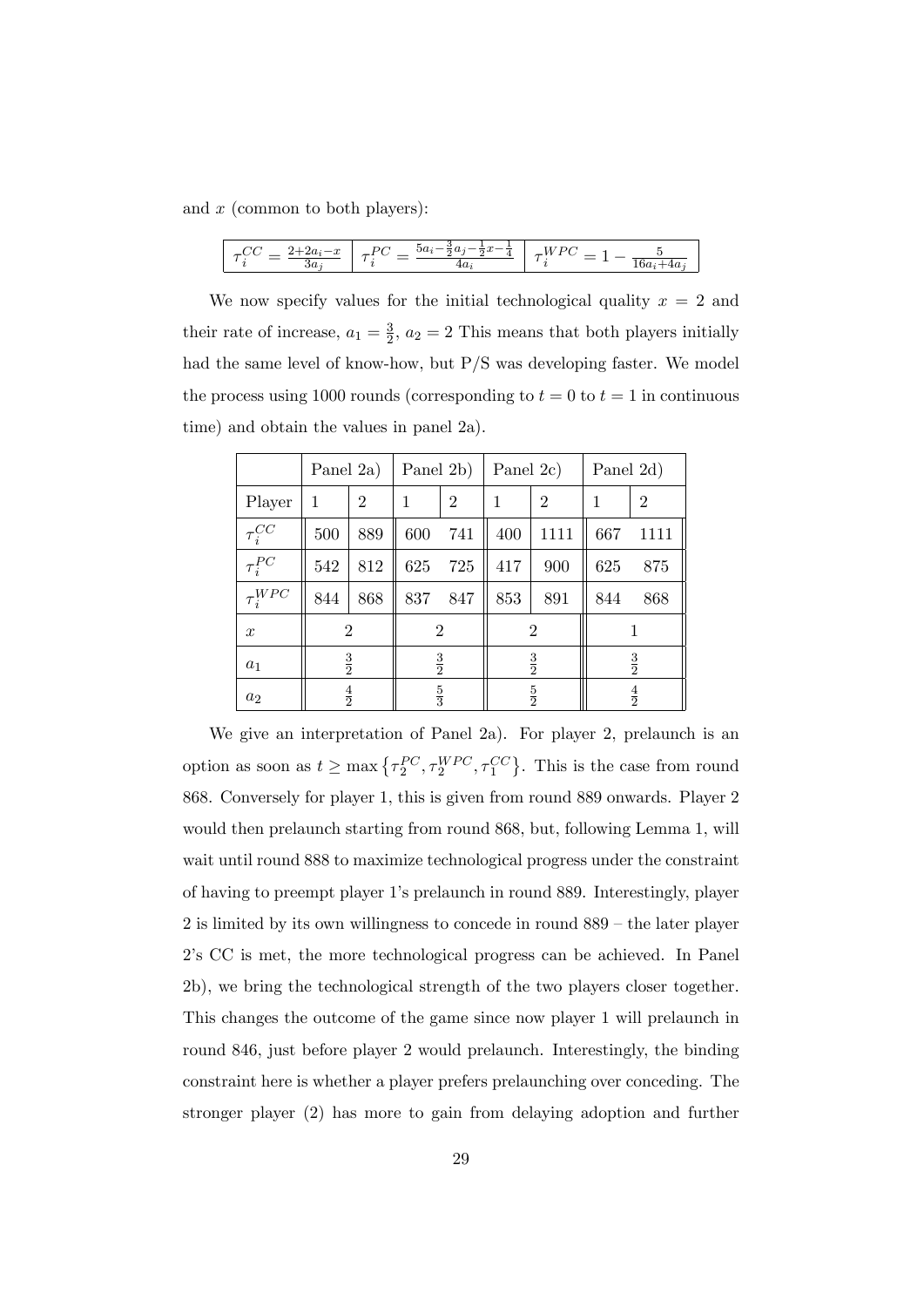and $x$ (common to both players):

| $\tau_i^{CC} = \frac{2+2a_i-x}{3a_j}$ | $\tau_i^{PC} = \frac{5a_i-\frac{3}{2}a_j-\frac{1}{2}x-\frac{1}{4}}{4a_i}$ | $\tau_i^{WPC} = 1 - \frac{5}{16a_i+4a_j}$ |
|---|---|---|

We now specify values for the initial technological quality $x = 2$ and their rate of increase, $a_1 = \frac{3}{2}$, $a_2 = 2$ This means that both players initially had the same level of know-how, but P/S was developing faster. We model the process using 1000 rounds (corresponding to $t = 0$ to $t = 1$ in continuous time) and obtain the values in panel 2a).

| | Panel 2a) | | Panel 2b) | | Panel 2c) | | Panel 2d) | |
|---|---|---|---|---|---|---|---|---|
| Player | 1 | 2 | 1 | 2 | 1 | 2 | 1 | 2 |
| $\tau_i^{CC}$ | 500 | 889 | 600 | 741 | 400 | 1111 | 667 | 1111 |
| $\tau_i^{PC}$ | 542 | 812 | 625 | 725 | 417 | 900 | 625 | 875 |
| $\tau_i^{WPC}$ | 844 | 868 | 837 | 847 | 853 | 891 | 844 | 868 |
| $x$ | 2 | | 2 | | 2 | | 1 | |
| $a_1$ | $\frac{3}{2}$ | | $\frac{3}{2}$ | | $\frac{3}{2}$ | | $\frac{3}{2}$ | |
| $a_2$ | $\frac{4}{2}$ | | $\frac{5}{3}$ | | $\frac{5}{2}$ | | $\frac{4}{2}$ | |

We give an interpretation of Panel 2a). For player 2, prelaunch is an option as soon as $t \geq \max\left\{\tau_2^{PC}, \tau_2^{WPC}, \tau_1^{CC}\right\}$. This is the case from round 868. Conversely for player 1, this is given from round 889 onwards. Player 2 would then prelaunch starting from round 868, but, following Lemma 1, will wait until round 888 to maximize technological progress under the constraint of having to preempt player 1's prelaunch in round 889. Interestingly, player 2 is limited by its own willingness to concede in round 889 – the later player 2's CC is met, the more technological progress can be achieved. In Panel 2b), we bring the technological strength of the two players closer together. This changes the outcome of the game since now player 1 will prelaunch in round 846, just before player 2 would prelaunch. Interestingly, the binding constraint here is whether a player prefers prelaunching over conceding. The stronger player (2) has more to gain from delaying adoption and further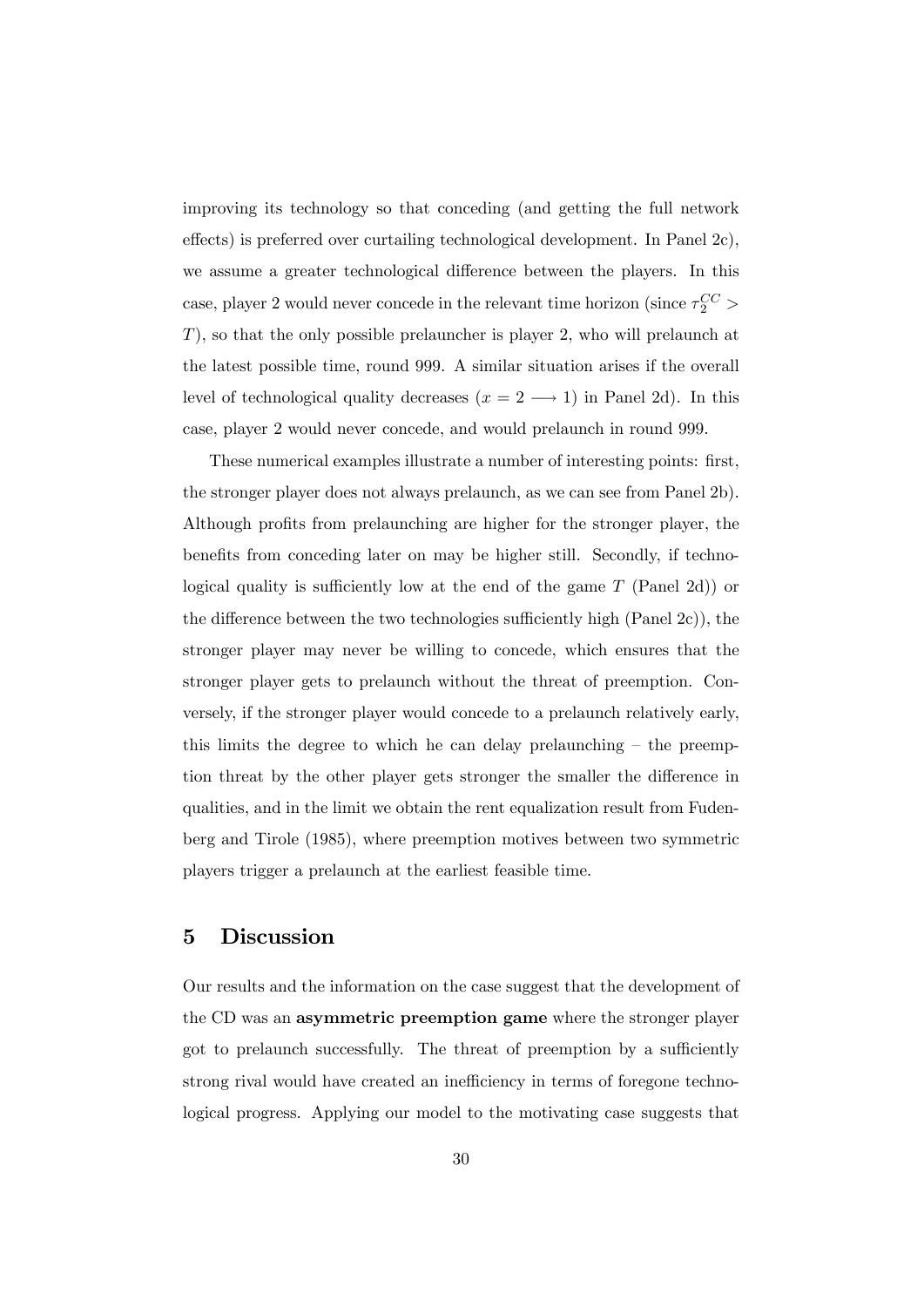improving its technology so that conceding (and getting the full network effects) is preferred over curtailing technological development. In Panel 2c), we assume a greater technological difference between the players. In this case, player 2 would never concede in the relevant time horizon (since $\tau_2^{CC} > T$), so that the only possible prelauncher is player 2, who will prelaunch at the latest possible time, round 999. A similar situation arises if the overall level of technological quality decreases ($x = 2 \longrightarrow 1$) in Panel 2d). In this case, player 2 would never concede, and would prelaunch in round 999.

These numerical examples illustrate a number of interesting points: first, the stronger player does not always prelaunch, as we can see from Panel 2b). Although profits from prelaunching are higher for the stronger player, the benefits from conceding later on may be higher still. Secondly, if technological quality is sufficiently low at the end of the game $T$ (Panel 2d)) or the difference between the two technologies sufficiently high (Panel 2c)), the stronger player may never be willing to concede, which ensures that the stronger player gets to prelaunch without the threat of preemption. Conversely, if the stronger player would concede to a prelaunch relatively early, this limits the degree to which he can delay prelaunching – the preemption threat by the other player gets stronger the smaller the difference in qualities, and in the limit we obtain the rent equalization result from Fudenberg and Tirole (1985), where preemption motives between two symmetric players trigger a prelaunch at the earliest feasible time.

# 5 Discussion

Our results and the information on the case suggest that the development of the CD was an **asymmetric preemption game** where the stronger player got to prelaunch successfully. The threat of preemption by a sufficiently strong rival would have created an inefficiency in terms of foregone technological progress. Applying our model to the motivating case suggests that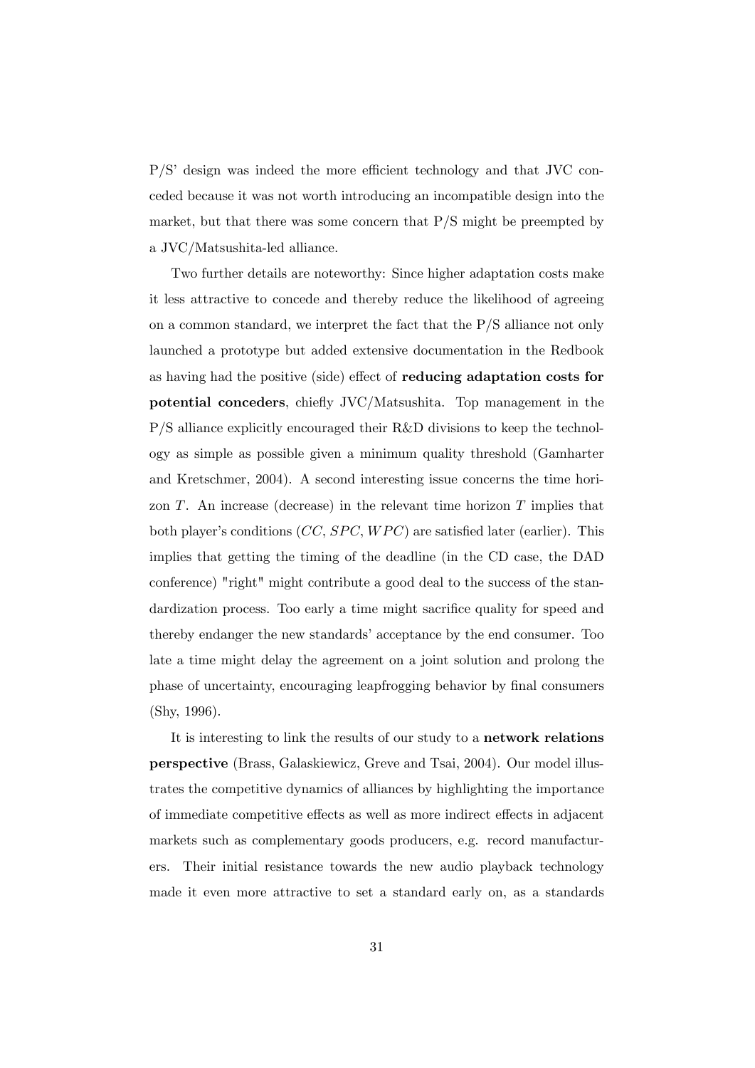P/S' design was indeed the more efficient technology and that JVC conceded because it was not worth introducing an incompatible design into the market, but that there was some concern that P/S might be preempted by a JVC/Matsushita-led alliance.

Two further details are noteworthy: Since higher adaptation costs make it less attractive to concede and thereby reduce the likelihood of agreeing on a common standard, we interpret the fact that the P/S alliance not only launched a prototype but added extensive documentation in the Redbook as having had the positive (side) effect of **reducing adaptation costs for potential conceders**, chiefly JVC/Matsushita. Top management in the P/S alliance explicitly encouraged their R&D divisions to keep the technology as simple as possible given a minimum quality threshold (Gamharter and Kretschmer, 2004). A second interesting issue concerns the time horizon $T$. An increase (decrease) in the relevant time horizon $T$ implies that both player's conditions ($CC$, $SPC$, $WPC$) are satisfied later (earlier). This implies that getting the timing of the deadline (in the CD case, the DAD conference) "right" might contribute a good deal to the success of the standardization process. Too early a time might sacrifice quality for speed and thereby endanger the new standards' acceptance by the end consumer. Too late a time might delay the agreement on a joint solution and prolong the phase of uncertainty, encouraging leapfrogging behavior by final consumers (Shy, 1996).

It is interesting to link the results of our study to a **network relations perspective** (Brass, Galaskiewicz, Greve and Tsai, 2004). Our model illustrates the competitive dynamics of alliances by highlighting the importance of immediate competitive effects as well as more indirect effects in adjacent markets such as complementary goods producers, e.g. record manufacturers. Their initial resistance towards the new audio playback technology made it even more attractive to set a standard early on, as a standards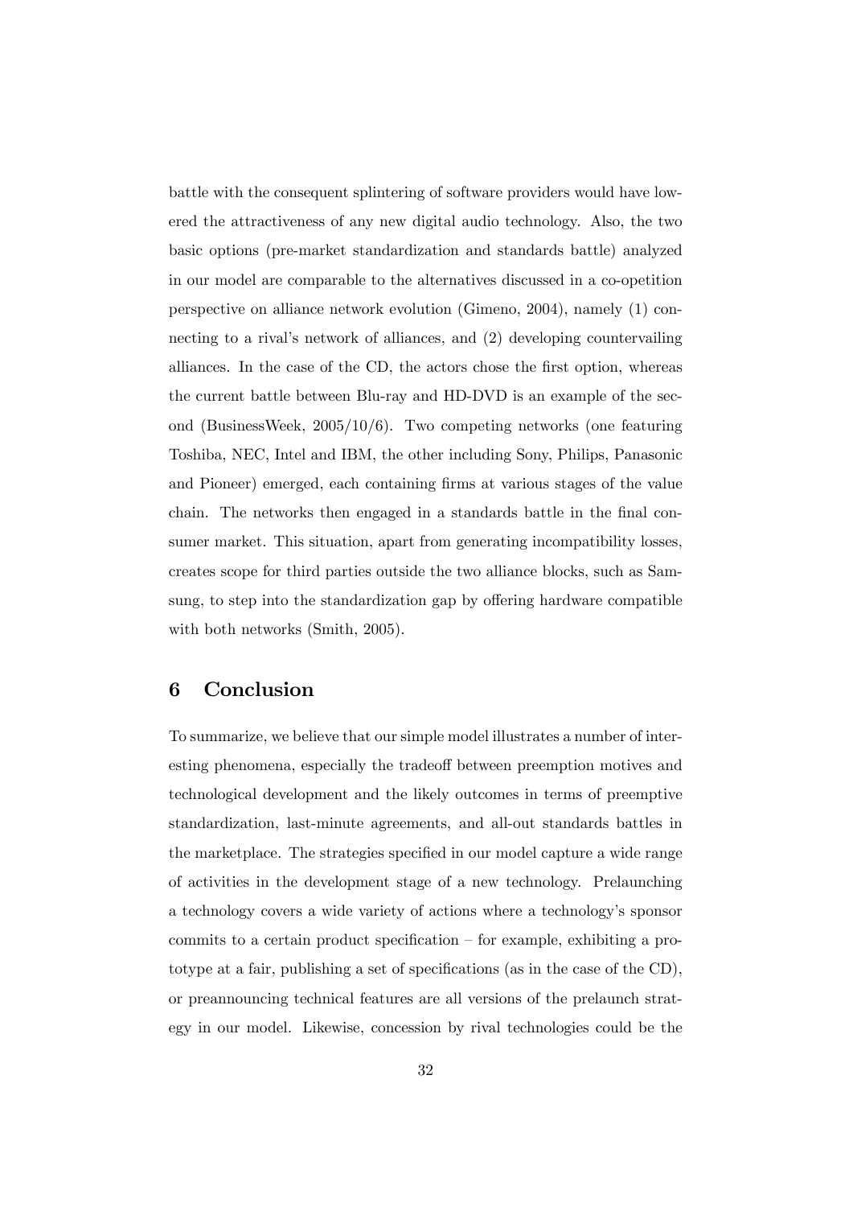battle with the consequent splintering of software providers would have lowered the attractiveness of any new digital audio technology. Also, the two basic options (pre-market standardization and standards battle) analyzed in our model are comparable to the alternatives discussed in a co-opetition perspective on alliance network evolution (Gimeno, 2004), namely (1) connecting to a rival's network of alliances, and (2) developing countervailing alliances. In the case of the CD, the actors chose the first option, whereas the current battle between Blu-ray and HD-DVD is an example of the second (BusinessWeek, 2005/10/6). Two competing networks (one featuring Toshiba, NEC, Intel and IBM, the other including Sony, Philips, Panasonic and Pioneer) emerged, each containing firms at various stages of the value chain. The networks then engaged in a standards battle in the final consumer market. This situation, apart from generating incompatibility losses, creates scope for third parties outside the two alliance blocks, such as Samsung, to step into the standardization gap by offering hardware compatible with both networks (Smith, 2005).

## 6 Conclusion

To summarize, we believe that our simple model illustrates a number of interesting phenomena, especially the tradeoff between preemption motives and technological development and the likely outcomes in terms of preemptive standardization, last-minute agreements, and all-out standards battles in the marketplace. The strategies specified in our model capture a wide range of activities in the development stage of a new technology. Prelaunching a technology covers a wide variety of actions where a technology's sponsor commits to a certain product specification – for example, exhibiting a prototype at a fair, publishing a set of specifications (as in the case of the CD), or preannouncing technical features are all versions of the prelaunch strategy in our model. Likewise, concession by rival technologies could be the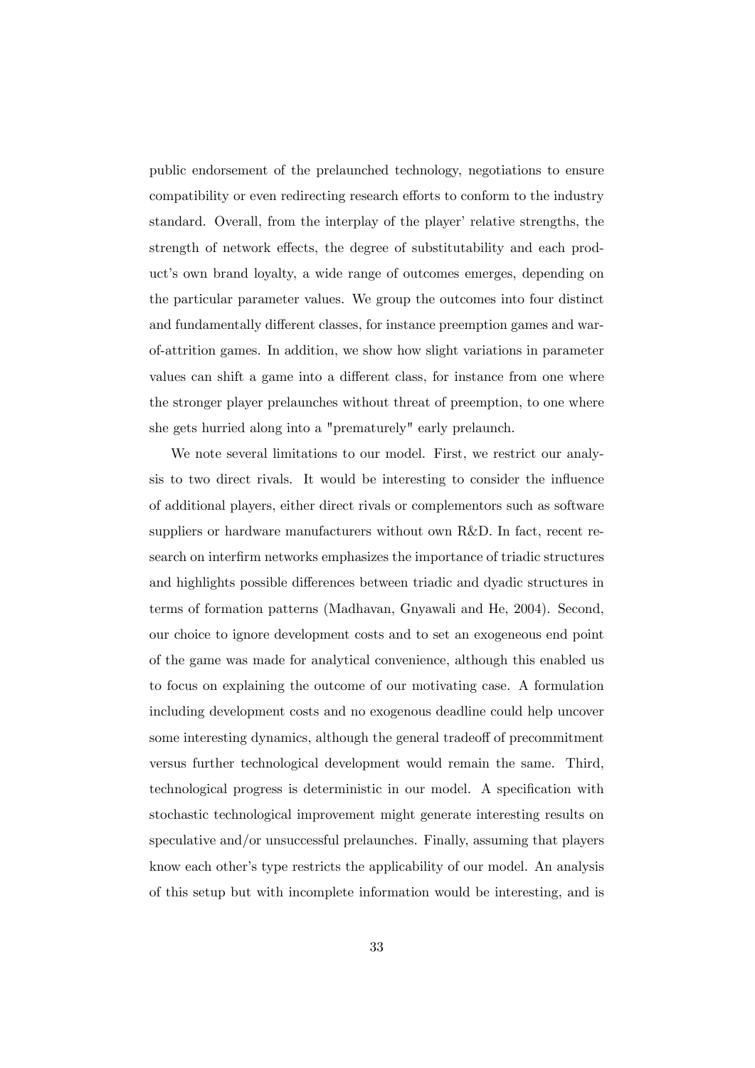public endorsement of the prelaunched technology, negotiations to ensure compatibility or even redirecting research efforts to conform to the industry standard. Overall, from the interplay of the player' relative strengths, the strength of network effects, the degree of substitutability and each product's own brand loyalty, a wide range of outcomes emerges, depending on the particular parameter values. We group the outcomes into four distinct and fundamentally different classes, for instance preemption games and war-of-attrition games. In addition, we show how slight variations in parameter values can shift a game into a different class, for instance from one where the stronger player prelaunches without threat of preemption, to one where she gets hurried along into a "prematurely" early prelaunch.

We note several limitations to our model. First, we restrict our analysis to two direct rivals. It would be interesting to consider the influence of additional players, either direct rivals or complementors such as software suppliers or hardware manufacturers without own R&D. In fact, recent research on interfirm networks emphasizes the importance of triadic structures and highlights possible differences between triadic and dyadic structures in terms of formation patterns (Madhavan, Gnyawali and He, 2004). Second, our choice to ignore development costs and to set an exogeneous end point of the game was made for analytical convenience, although this enabled us to focus on explaining the outcome of our motivating case. A formulation including development costs and no exogenous deadline could help uncover some interesting dynamics, although the general tradeoff of precommitment versus further technological development would remain the same. Third, technological progress is deterministic in our model. A specification with stochastic technological improvement might generate interesting results on speculative and/or unsuccessful prelaunches. Finally, assuming that players know each other's type restricts the applicability of our model. An analysis of this setup but with incomplete information would be interesting, and is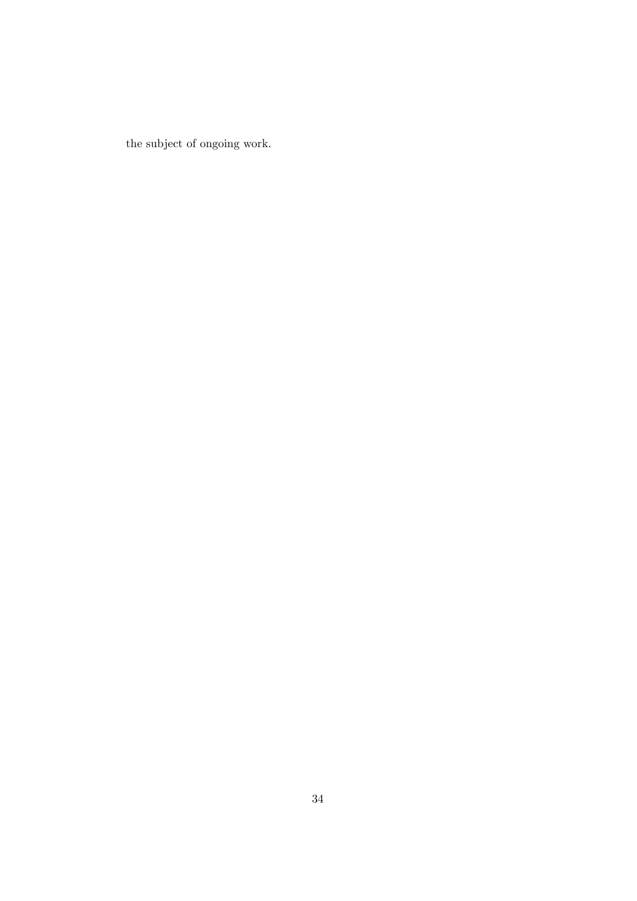the subject of ongoing work.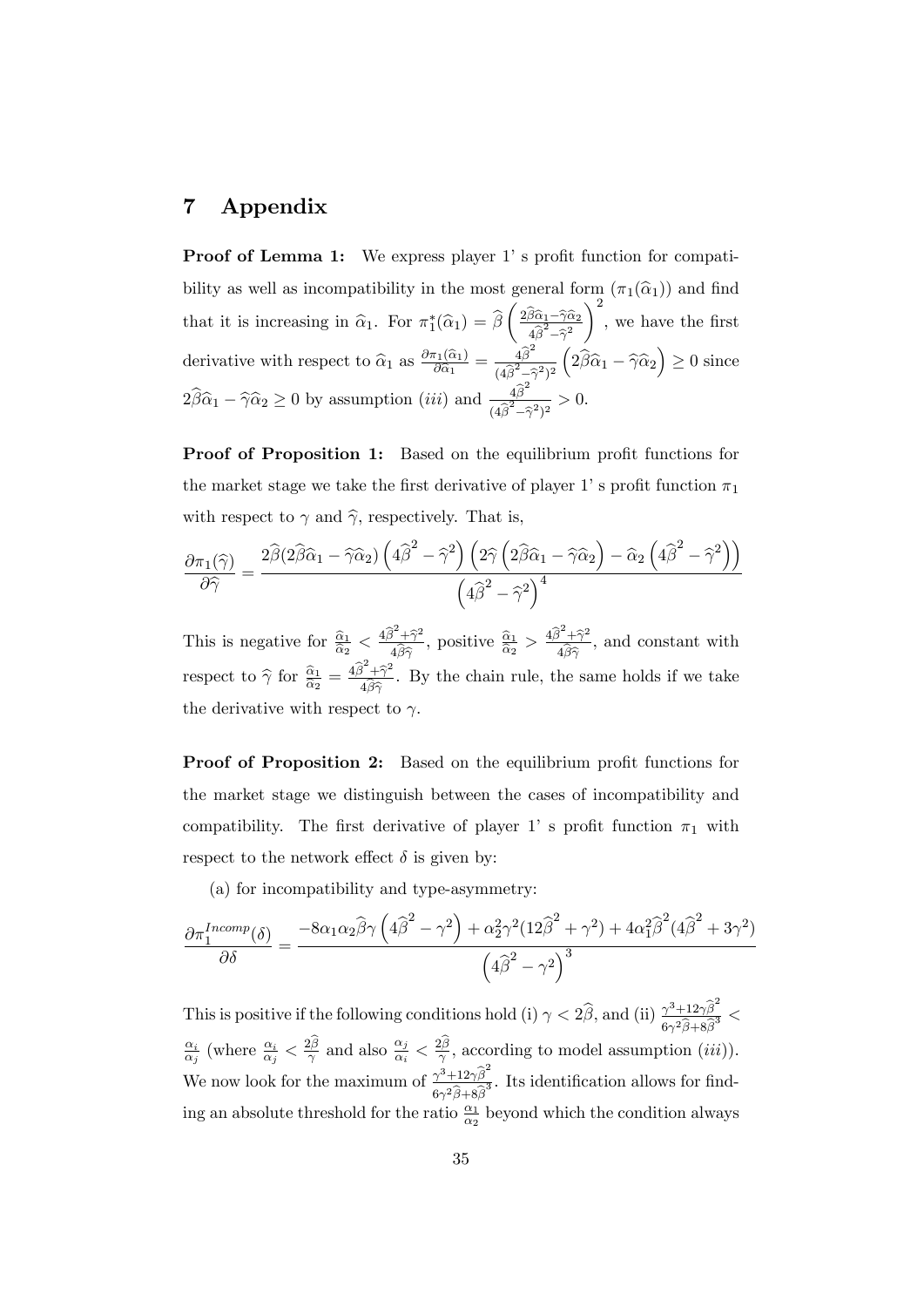# 7 Appendix

**Proof of Lemma 1:** We express player 1' s profit function for compatibility as well as incompatibility in the most general form $(\pi_1(\widehat{\alpha}_1))$ and find that it is increasing in $\widehat{\alpha}_1$. For $\pi_1^*(\widehat{\alpha}_1) = \widehat{\beta}\left(\frac{2\widehat{\beta}\widehat{\alpha}_1 - \widehat{\gamma}\widehat{\alpha}_2}{4\widehat{\beta}^2 - \widehat{\gamma}^2}\right)^2$, we have the first derivative with respect to $\widehat{\alpha}_1$ as $\frac{\partial \pi_1(\widehat{\alpha}_1)}{\partial \widehat{\alpha}_1} = \frac{4\widehat{\beta}^2}{(4\widehat{\beta}^2 - \widehat{\gamma}^2)^2}\left(2\widehat{\beta}\widehat{\alpha}_1 - \widehat{\gamma}\widehat{\alpha}_2\right) \geq 0$ since $2\widehat{\beta}\widehat{\alpha}_1 - \widehat{\gamma}\widehat{\alpha}_2 \geq 0$ by assumption $(iii)$ and $\frac{4\widehat{\beta}^2}{(4\widehat{\beta}^2 - \widehat{\gamma}^2)^2} > 0$.

**Proof of Proposition 1:** Based on the equilibrium profit functions for the market stage we take the first derivative of player 1' s profit function $\pi_1$ with respect to $\gamma$ and $\widehat{\gamma}$, respectively. That is,

$$\frac{\partial \pi_1(\widehat{\gamma})}{\partial \widehat{\gamma}} = \frac{2\widehat{\beta}(2\widehat{\beta}\widehat{\alpha}_1 - \widehat{\gamma}\widehat{\alpha}_2)\left(4\widehat{\beta}^2 - \widehat{\gamma}^2\right)\left(2\widehat{\gamma}\left(2\widehat{\beta}\widehat{\alpha}_1 - \widehat{\gamma}\widehat{\alpha}_2\right) - \widehat{\alpha}_2\left(4\widehat{\beta}^2 - \widehat{\gamma}^2\right)\right)}{\left(4\widehat{\beta}^2 - \widehat{\gamma}^2\right)^4}$$

This is negative for $\frac{\widehat{\alpha}_1}{\widehat{\alpha}_2} < \frac{4\widehat{\beta}^2 + \widehat{\gamma}^2}{4\widehat{\beta}\widehat{\gamma}}$, positive $\frac{\widehat{\alpha}_1}{\widehat{\alpha}_2} > \frac{4\widehat{\beta}^2 + \widehat{\gamma}^2}{4\widehat{\beta}\widehat{\gamma}}$, and constant with respect to $\widehat{\gamma}$ for $\frac{\widehat{\alpha}_1}{\widehat{\alpha}_2} = \frac{4\widehat{\beta}^2 + \widehat{\gamma}^2}{4\widehat{\beta}\widehat{\gamma}}$. By the chain rule, the same holds if we take the derivative with respect to $\gamma$.

**Proof of Proposition 2:** Based on the equilibrium profit functions for the market stage we distinguish between the cases of incompatibility and compatibility. The first derivative of player 1' s profit function $\pi_1$ with respect to the network effect $\delta$ is given by:

(a) for incompatibility and type-asymmetry:

$$\frac{\partial \pi_1^{Incomp}(\delta)}{\partial \delta} = \frac{-8\alpha_1\alpha_2\widehat{\beta}\gamma\left(4\widehat{\beta}^2 - \gamma^2\right) + \alpha_2^2\gamma^2(12\widehat{\beta}^2 + \gamma^2) + 4\alpha_1^2\widehat{\beta}^2(4\widehat{\beta}^2 + 3\gamma^2)}{\left(4\widehat{\beta}^2 - \gamma^2\right)^3}$$

This is positive if the following conditions hold (i) $\gamma < 2\widehat{\beta}$, and (ii) $\frac{\gamma^3 + 12\gamma\widehat{\beta}^2}{6\gamma^2\widehat{\beta} + 8\widehat{\beta}^3} < \frac{\alpha_i}{\alpha_j}$ (where $\frac{\alpha_i}{\alpha_j} < \frac{2\widehat{\beta}}{\gamma}$ and also $\frac{\alpha_j}{\alpha_i} < \frac{2\widehat{\beta}}{\gamma}$, according to model assumption $(iii)$). We now look for the maximum of $\frac{\gamma^3 + 12\gamma\widehat{\beta}^2}{6\gamma^2\widehat{\beta} + 8\widehat{\beta}^3}$. Its identification allows for finding an absolute threshold for the ratio $\frac{\alpha_1}{\alpha_2}$ beyond which the condition always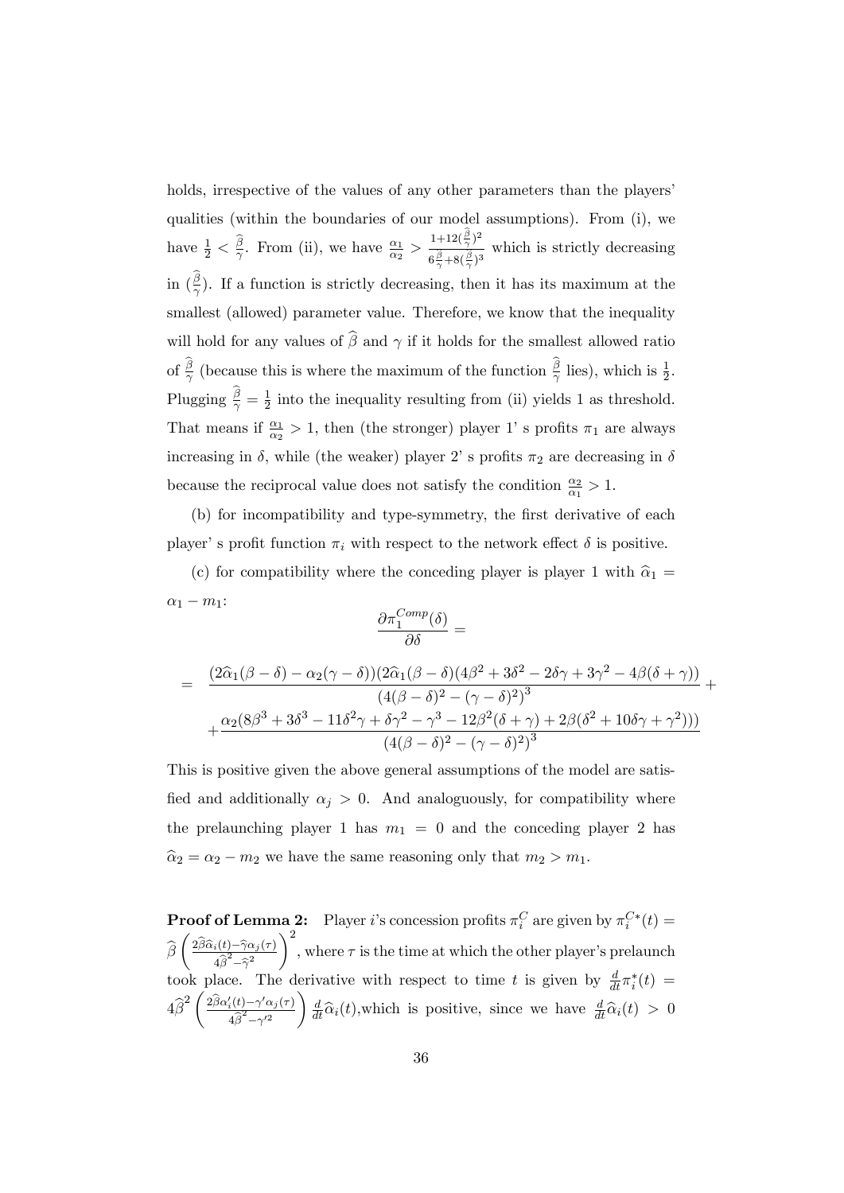holds, irrespective of the values of any other parameters than the players' qualities (within the boundaries of our model assumptions). From (i), we have $\frac{1}{2} < \frac{\widehat{\beta}}{\gamma}$. From (ii), we have $\frac{\alpha_1}{\alpha_2} > \frac{1+12(\frac{\widehat{\beta}}{\gamma})^2}{6\frac{\widehat{\beta}}{\gamma}+8(\frac{\widehat{\beta}}{\gamma})^3}$ which is strictly decreasing in $(\frac{\widehat{\beta}}{\gamma})$. If a function is strictly decreasing, then it has its maximum at the smallest (allowed) parameter value. Therefore, we know that the inequality will hold for any values of $\widehat{\beta}$ and $\gamma$ if it holds for the smallest allowed ratio of $\frac{\widehat{\beta}}{\gamma}$ (because this is where the maximum of the function $\frac{\widehat{\beta}}{\gamma}$ lies), which is $\frac{1}{2}$. Plugging $\frac{\widehat{\beta}}{\gamma} = \frac{1}{2}$ into the inequality resulting from (ii) yields 1 as threshold. That means if $\frac{\alpha_1}{\alpha_2} > 1$, then (the stronger) player 1' s profits $\pi_1$ are always increasing in $\delta$, while (the weaker) player 2' s profits $\pi_2$ are decreasing in $\delta$ because the reciprocal value does not satisfy the condition $\frac{\alpha_2}{\alpha_1} > 1$.

(b) for incompatibility and type-symmetry, the first derivative of each player' s profit function $\pi_i$ with respect to the network effect $\delta$ is positive.

(c) for compatibility where the conceding player is player 1 with $\widehat{\alpha}_1 = \alpha_1 - m_1$:

$$\frac{\partial \pi_1^{Comp}(\delta)}{\partial \delta} =$$

$$= \frac{(2\widehat{\alpha}_1(\beta-\delta) - \alpha_2(\gamma-\delta))(2\widehat{\alpha}_1(\beta-\delta)(4\beta^2+3\delta^2-2\delta\gamma+3\gamma^2-4\beta(\delta+\gamma))}{(4(\beta-\delta)^2-(\gamma-\delta)^2)^3} + $$
$$+ \frac{\alpha_2(8\beta^3+3\delta^3-11\delta^2\gamma+\delta\gamma^2-\gamma^3-12\beta^2(\delta+\gamma)+2\beta(\delta^2+10\delta\gamma+\gamma^2)))}{(4(\beta-\delta)^2-(\gamma-\delta)^2)^3}$$

This is positive given the above general assumptions of the model are satisfied and additionally $\alpha_j > 0$. And analoguously, for compatibility where the prelaunching player 1 has $m_1 = 0$ and the conceding player 2 has $\widehat{\alpha}_2 = \alpha_2 - m_2$ we have the same reasoning only that $m_2 > m_1$.

**Proof of Lemma 2:** Player $i$'s concession profits $\pi_i^C$ are given by $\pi_i^{C*}(t) = \widehat{\beta}\left(\frac{2\widehat{\beta}\widehat{\alpha}_i(t)-\widehat{\gamma}\alpha_j(\tau)}{4\widehat{\beta}^2-\widehat{\gamma}^2}\right)^2$, where $\tau$ is the time at which the other player's prelaunch took place. The derivative with respect to time $t$ is given by $\frac{d}{dt}\pi_i^*(t) = 4\widehat{\beta}^2\left(\frac{2\widehat{\beta}\alpha_i'(t)-\gamma'\alpha_j(\tau)}{4\widehat{\beta}^2-\gamma'^2}\right)\frac{d}{dt}\widehat{\alpha}_i(t)$,which is positive, since we have $\frac{d}{dt}\widehat{\alpha}_i(t) > 0$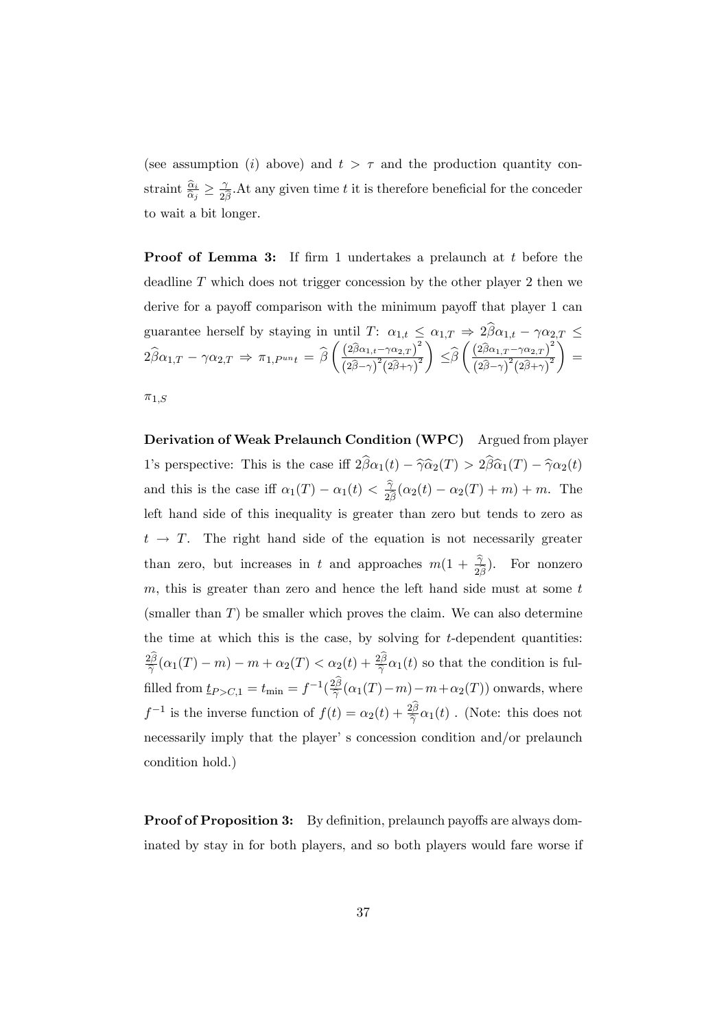(see assumption $(i)$ above) and $t > \tau$ and the production quantity constraint $\frac{\widehat{\alpha}_i}{\widehat{\alpha}_j} \geq \frac{\gamma}{2\widehat{\beta}}$.At any given time $t$ it is therefore beneficial for the conceder to wait a bit longer.

**Proof of Lemma 3:** If firm 1 undertakes a prelaunch at $t$ before the deadline $T$ which does not trigger concession by the other player 2 then we derive for a payoff comparison with the minimum payoff that player 1 can guarantee herself by staying in until $T$: $\alpha_{1,t} \leq \alpha_{1,T} \Rightarrow 2\widehat{\beta}\alpha_{1,t} - \gamma\alpha_{2,T} \leq 2\widehat{\beta}\alpha_{1,T} - \gamma\alpha_{2,T} \Rightarrow \pi_{1,P^{un}t} = \widehat{\beta}\left(\frac{\left(2\widehat{\beta}\alpha_{1,t}-\gamma\alpha_{2,T}\right)^2}{\left(2\widehat{\beta}-\gamma\right)^2\left(2\widehat{\beta}+\gamma\right)^2}\right) \leq \widehat{\beta}\left(\frac{\left(2\widehat{\beta}\alpha_{1,T}-\gamma\alpha_{2,T}\right)^2}{\left(2\widehat{\beta}-\gamma\right)^2\left(2\widehat{\beta}+\gamma\right)^2}\right) =$

$\pi_{1,S}$

**Derivation of Weak Prelaunch Condition (WPC)** Argued from player 1's perspective: This is the case iff $2\widehat{\beta}\alpha_1(t) - \widehat{\gamma}\widehat{\alpha}_2(T) > 2\widehat{\beta}\widehat{\alpha}_1(T) - \widehat{\gamma}\alpha_2(t)$ and this is the case iff $\alpha_1(T) - \alpha_1(t) < \frac{\widehat{\gamma}}{2\widehat{\beta}}(\alpha_2(t) - \alpha_2(T) + m) + m$. The left hand side of this inequality is greater than zero but tends to zero as $t \to T$. The right hand side of the equation is not necessarily greater than zero, but increases in $t$ and approaches $m(1 + \frac{\widehat{\gamma}}{2\widehat{\beta}})$. For nonzero $m$, this is greater than zero and hence the left hand side must at some $t$ (smaller than $T$) be smaller which proves the claim. We can also determine the time at which this is the case, by solving for $t$-dependent quantities: $\frac{2\widehat{\beta}}{\widehat{\gamma}}(\alpha_1(T) - m) - m + \alpha_2(T) < \alpha_2(t) + \frac{2\widehat{\beta}}{\widehat{\gamma}}\alpha_1(t)$ so that the condition is fulfilled from $\underline{t}_{P>C,1} = t_{\min} = f^{-1}(\frac{2\widehat{\beta}}{\widehat{\gamma}}(\alpha_1(T) - m) - m + \alpha_2(T))$ onwards, where $f^{-1}$ is the inverse function of $f(t) = \alpha_2(t) + \frac{2\widehat{\beta}}{\widehat{\gamma}}\alpha_1(t)$ . (Note: this does not necessarily imply that the player' s concession condition and/or prelaunch condition hold.)

**Proof of Proposition 3:** By definition, prelaunch payoffs are always dominated by stay in for both players, and so both players would fare worse if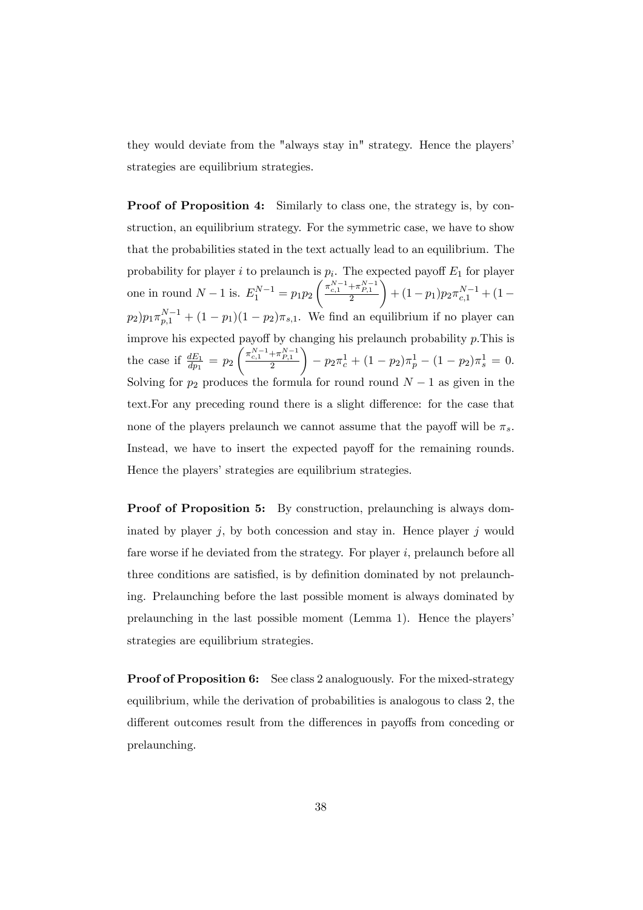they would deviate from the "always stay in" strategy. Hence the players' strategies are equilibrium strategies.

**Proof of Proposition 4:** Similarly to class one, the strategy is, by construction, an equilibrium strategy. For the symmetric case, we have to show that the probabilities stated in the text actually lead to an equilibrium. The probability for player $i$ to prelaunch is $p_i$. The expected payoff $E_1$ for player one in round $N-1$ is. $E_1^{N-1} = p_1 p_2 \left( \frac{\pi_{c,1}^{N-1} + \pi_{P,1}^{N-1}}{2} \right) + (1-p_1) p_2 \pi_{c,1}^{N-1} + (1-p_2) p_1 \pi_{p,1}^{N-1} + (1-p_1)(1-p_2)\pi_{s,1}$. We find an equilibrium if no player can improve his expected payoff by changing his prelaunch probability $p$.This is the case if $\frac{dE_1}{dp_1} = p_2 \left( \frac{\pi_{c,1}^{N-1} + \pi_{P,1}^{N-1}}{2} \right) - p_2 \pi_c^1 + (1-p_2)\pi_p^1 - (1-p_2)\pi_s^1 = 0$. Solving for $p_2$ produces the formula for round round $N-1$ as given in the text.For any preceding round there is a slight difference: for the case that none of the players prelaunch we cannot assume that the payoff will be $\pi_s$. Instead, we have to insert the expected payoff for the remaining rounds. Hence the players' strategies are equilibrium strategies.

**Proof of Proposition 5:** By construction, prelaunching is always dominated by player $j$, by both concession and stay in. Hence player $j$ would fare worse if he deviated from the strategy. For player $i$, prelaunch before all three conditions are satisfied, is by definition dominated by not prelaunching. Prelaunching before the last possible moment is always dominated by prelaunching in the last possible moment (Lemma 1). Hence the players' strategies are equilibrium strategies.

**Proof of Proposition 6:** See class 2 analoguously. For the mixed-strategy equilibrium, while the derivation of probabilities is analogous to class 2, the different outcomes result from the differences in payoffs from conceding or prelaunching.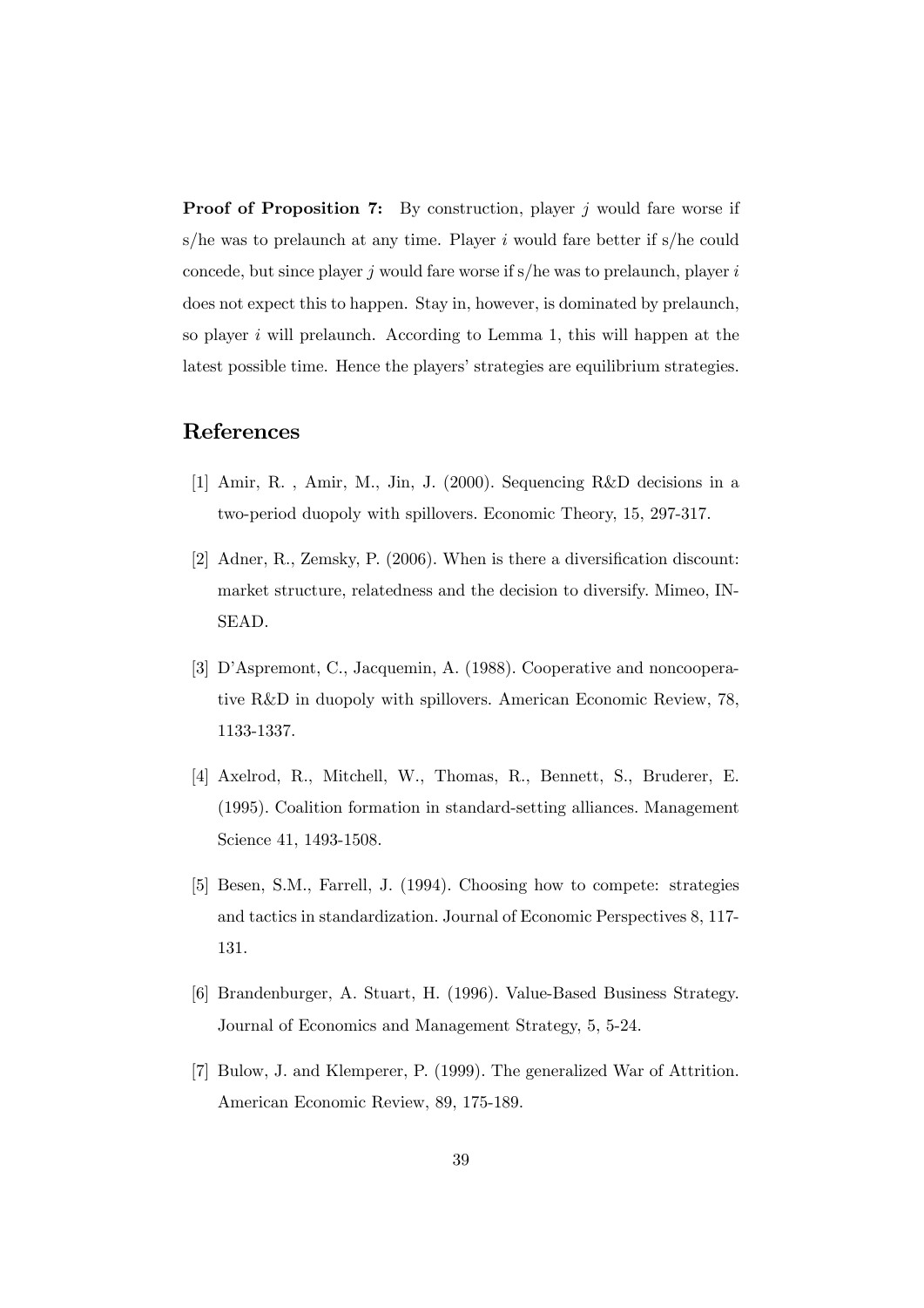**Proof of Proposition 7:** By construction, player $j$ would fare worse if s/he was to prelaunch at any time. Player $i$ would fare better if s/he could concede, but since player $j$ would fare worse if s/he was to prelaunch, player $i$ does not expect this to happen. Stay in, however, is dominated by prelaunch, so player $i$ will prelaunch. According to Lemma 1, this will happen at the latest possible time. Hence the players' strategies are equilibrium strategies.

## References

[1] Amir, R. , Amir, M., Jin, J. (2000). Sequencing R&D decisions in a two-period duopoly with spillovers. Economic Theory, 15, 297-317.

[2] Adner, R., Zemsky, P. (2006). When is there a diversification discount: market structure, relatedness and the decision to diversify. Mimeo, INSEAD.

[3] D'Aspremont, C., Jacquemin, A. (1988). Cooperative and noncooperative R&D in duopoly with spillovers. American Economic Review, 78, 1133-1337.

[4] Axelrod, R., Mitchell, W., Thomas, R., Bennett, S., Bruderer, E. (1995). Coalition formation in standard-setting alliances. Management Science 41, 1493-1508.

[5] Besen, S.M., Farrell, J. (1994). Choosing how to compete: strategies and tactics in standardization. Journal of Economic Perspectives 8, 117-131.

[6] Brandenburger, A. Stuart, H. (1996). Value-Based Business Strategy. Journal of Economics and Management Strategy, 5, 5-24.

[7] Bulow, J. and Klemperer, P. (1999). The generalized War of Attrition. American Economic Review, 89, 175-189.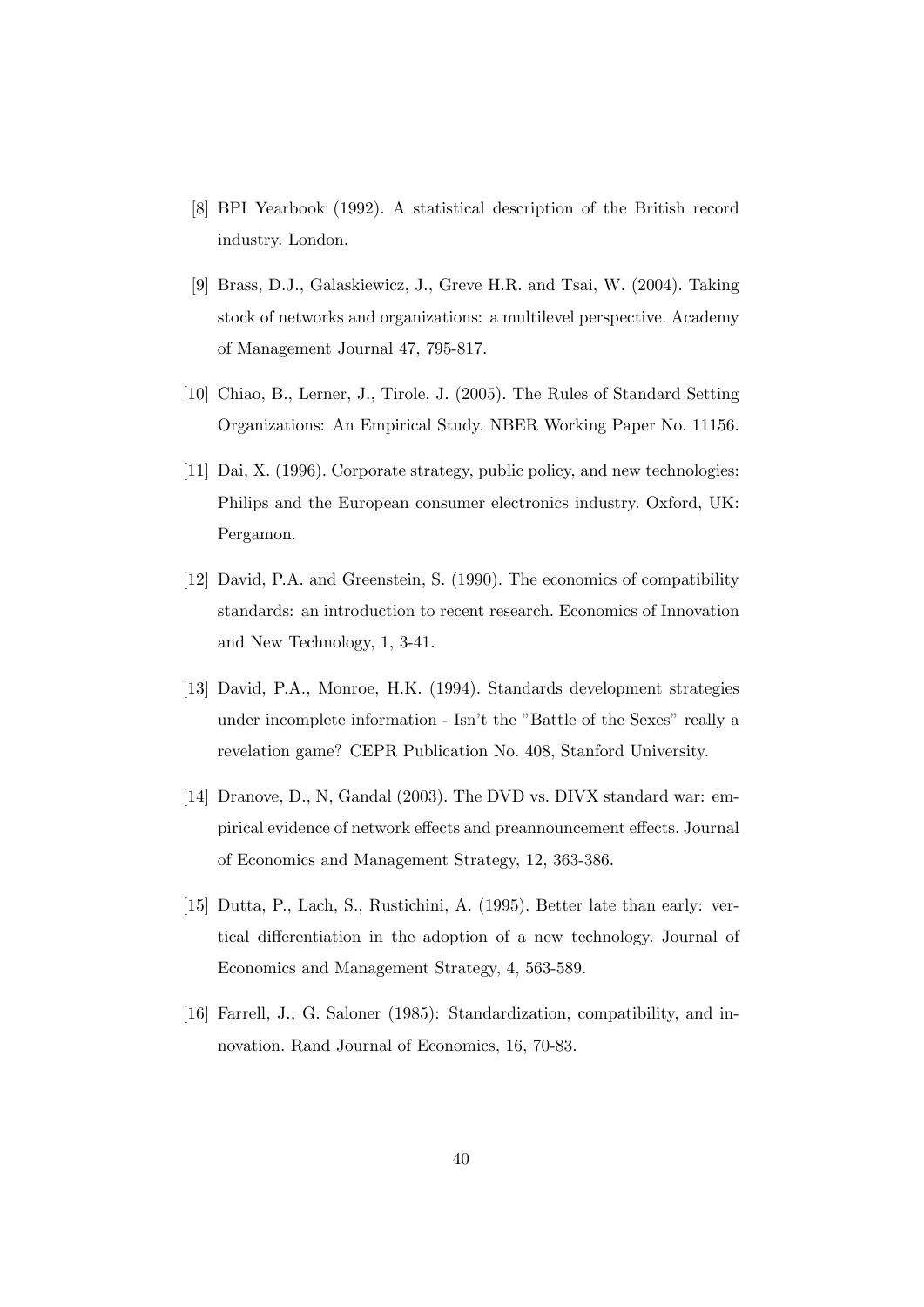[8] BPI Yearbook (1992). A statistical description of the British record industry. London.

[9] Brass, D.J., Galaskiewicz, J., Greve H.R. and Tsai, W. (2004). Taking stock of networks and organizations: a multilevel perspective. Academy of Management Journal 47, 795-817.

[10] Chiao, B., Lerner, J., Tirole, J. (2005). The Rules of Standard Setting Organizations: An Empirical Study. NBER Working Paper No. 11156.

[11] Dai, X. (1996). Corporate strategy, public policy, and new technologies: Philips and the European consumer electronics industry. Oxford, UK: Pergamon.

[12] David, P.A. and Greenstein, S. (1990). The economics of compatibility standards: an introduction to recent research. Economics of Innovation and New Technology, 1, 3-41.

[13] David, P.A., Monroe, H.K. (1994). Standards development strategies under incomplete information - Isn't the "Battle of the Sexes" really a revelation game? CEPR Publication No. 408, Stanford University.

[14] Dranove, D., N, Gandal (2003). The DVD vs. DIVX standard war: empirical evidence of network effects and preannouncement effects. Journal of Economics and Management Strategy, 12, 363-386.

[15] Dutta, P., Lach, S., Rustichini, A. (1995). Better late than early: vertical differentiation in the adoption of a new technology. Journal of Economics and Management Strategy, 4, 563-589.

[16] Farrell, J., G. Saloner (1985): Standardization, compatibility, and innovation. Rand Journal of Economics, 16, 70-83.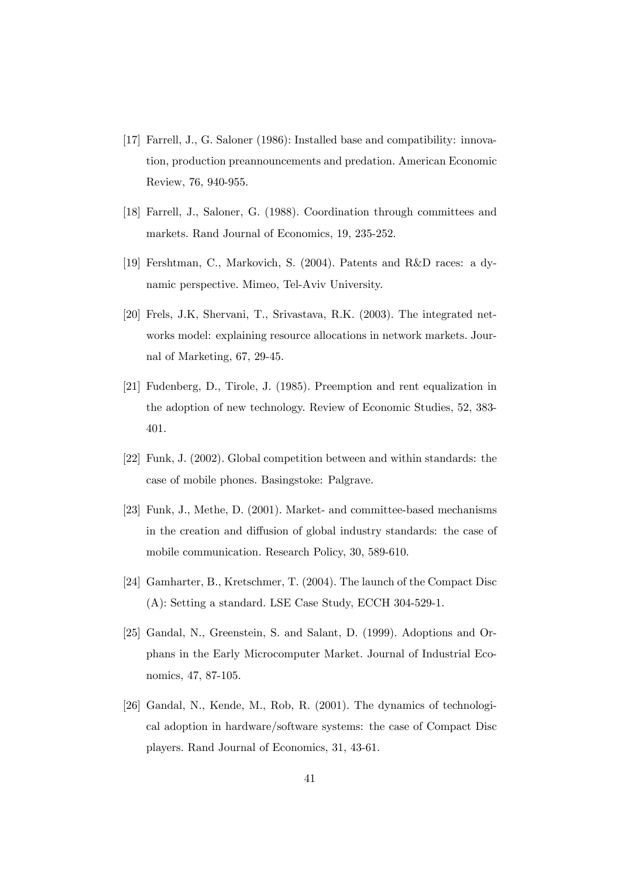[17] Farrell, J., G. Saloner (1986): Installed base and compatibility: innovation, production preannouncements and predation. American Economic Review, 76, 940-955.

[18] Farrell, J., Saloner, G. (1988). Coordination through committees and markets. Rand Journal of Economics, 19, 235-252.

[19] Fershtman, C., Markovich, S. (2004). Patents and R&D races: a dynamic perspective. Mimeo, Tel-Aviv University.

[20] Frels, J.K, Shervani, T., Srivastava, R.K. (2003). The integrated networks model: explaining resource allocations in network markets. Journal of Marketing, 67, 29-45.

[21] Fudenberg, D., Tirole, J. (1985). Preemption and rent equalization in the adoption of new technology. Review of Economic Studies, 52, 383-401.

[22] Funk, J. (2002). Global competition between and within standards: the case of mobile phones. Basingstoke: Palgrave.

[23] Funk, J., Methe, D. (2001). Market- and committee-based mechanisms in the creation and diffusion of global industry standards: the case of mobile communication. Research Policy, 30, 589-610.

[24] Gamharter, B., Kretschmer, T. (2004). The launch of the Compact Disc (A): Setting a standard. LSE Case Study, ECCH 304-529-1.

[25] Gandal, N., Greenstein, S. and Salant, D. (1999). Adoptions and Orphans in the Early Microcomputer Market. Journal of Industrial Economics, 47, 87-105.

[26] Gandal, N., Kende, M., Rob, R. (2001). The dynamics of technological adoption in hardware/software systems: the case of Compact Disc players. Rand Journal of Economics, 31, 43-61.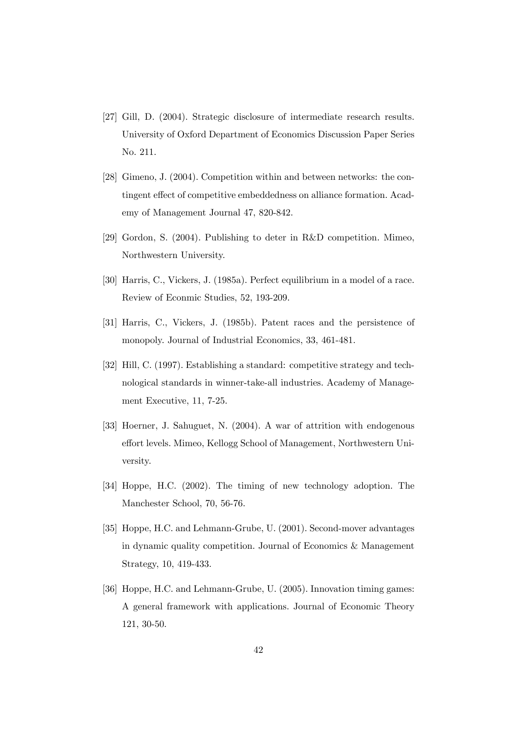[27] Gill, D. (2004). Strategic disclosure of intermediate research results. University of Oxford Department of Economics Discussion Paper Series No. 211.

[28] Gimeno, J. (2004). Competition within and between networks: the contingent effect of competitive embeddedness on alliance formation. Academy of Management Journal 47, 820-842.

[29] Gordon, S. (2004). Publishing to deter in R&D competition. Mimeo, Northwestern University.

[30] Harris, C., Vickers, J. (1985a). Perfect equilibrium in a model of a race. Review of Econmic Studies, 52, 193-209.

[31] Harris, C., Vickers, J. (1985b). Patent races and the persistence of monopoly. Journal of Industrial Economics, 33, 461-481.

[32] Hill, C. (1997). Establishing a standard: competitive strategy and technological standards in winner-take-all industries. Academy of Management Executive, 11, 7-25.

[33] Hoerner, J. Sahuguet, N. (2004). A war of attrition with endogenous effort levels. Mimeo, Kellogg School of Management, Northwestern University.

[34] Hoppe, H.C. (2002). The timing of new technology adoption. The Manchester School, 70, 56-76.

[35] Hoppe, H.C. and Lehmann-Grube, U. (2001). Second-mover advantages in dynamic quality competition. Journal of Economics & Management Strategy, 10, 419-433.

[36] Hoppe, H.C. and Lehmann-Grube, U. (2005). Innovation timing games: A general framework with applications. Journal of Economic Theory 121, 30-50.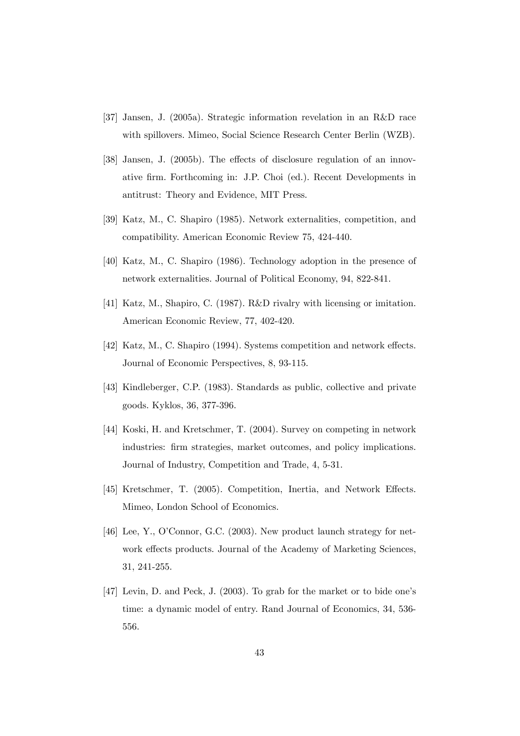[37] Jansen, J. (2005a). Strategic information revelation in an R&D race with spillovers. Mimeo, Social Science Research Center Berlin (WZB).

[38] Jansen, J. (2005b). The effects of disclosure regulation of an innovative firm. Forthcoming in: J.P. Choi (ed.). Recent Developments in antitrust: Theory and Evidence, MIT Press.

[39] Katz, M., C. Shapiro (1985). Network externalities, competition, and compatibility. American Economic Review 75, 424-440.

[40] Katz, M., C. Shapiro (1986). Technology adoption in the presence of network externalities. Journal of Political Economy, 94, 822-841.

[41] Katz, M., Shapiro, C. (1987). R&D rivalry with licensing or imitation. American Economic Review, 77, 402-420.

[42] Katz, M., C. Shapiro (1994). Systems competition and network effects. Journal of Economic Perspectives, 8, 93-115.

[43] Kindleberger, C.P. (1983). Standards as public, collective and private goods. Kyklos, 36, 377-396.

[44] Koski, H. and Kretschmer, T. (2004). Survey on competing in network industries: firm strategies, market outcomes, and policy implications. Journal of Industry, Competition and Trade, 4, 5-31.

[45] Kretschmer, T. (2005). Competition, Inertia, and Network Effects. Mimeo, London School of Economics.

[46] Lee, Y., O'Connor, G.C. (2003). New product launch strategy for network effects products. Journal of the Academy of Marketing Sciences, 31, 241-255.

[47] Levin, D. and Peck, J. (2003). To grab for the market or to bide one's time: a dynamic model of entry. Rand Journal of Economics, 34, 536-556.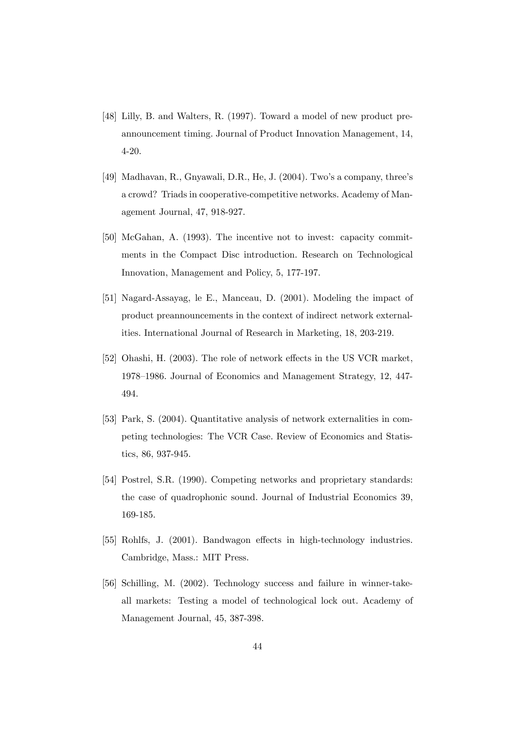[48] Lilly, B. and Walters, R. (1997). Toward a model of new product preannouncement timing. Journal of Product Innovation Management, 14, 4-20.

[49] Madhavan, R., Gnyawali, D.R., He, J. (2004). Two's a company, three's a crowd? Triads in cooperative-competitive networks. Academy of Management Journal, 47, 918-927.

[50] McGahan, A. (1993). The incentive not to invest: capacity commitments in the Compact Disc introduction. Research on Technological Innovation, Management and Policy, 5, 177-197.

[51] Nagard-Assayag, le E., Manceau, D. (2001). Modeling the impact of product preannouncements in the context of indirect network externalities. International Journal of Research in Marketing, 18, 203-219.

[52] Ohashi, H. (2003). The role of network effects in the US VCR market, 1978–1986. Journal of Economics and Management Strategy, 12, 447-494.

[53] Park, S. (2004). Quantitative analysis of network externalities in competing technologies: The VCR Case. Review of Economics and Statistics, 86, 937-945.

[54] Postrel, S.R. (1990). Competing networks and proprietary standards: the case of quadrophonic sound. Journal of Industrial Economics 39, 169-185.

[55] Rohlfs, J. (2001). Bandwagon effects in high-technology industries. Cambridge, Mass.: MIT Press.

[56] Schilling, M. (2002). Technology success and failure in winner-take-all markets: Testing a model of technological lock out. Academy of Management Journal, 45, 387-398.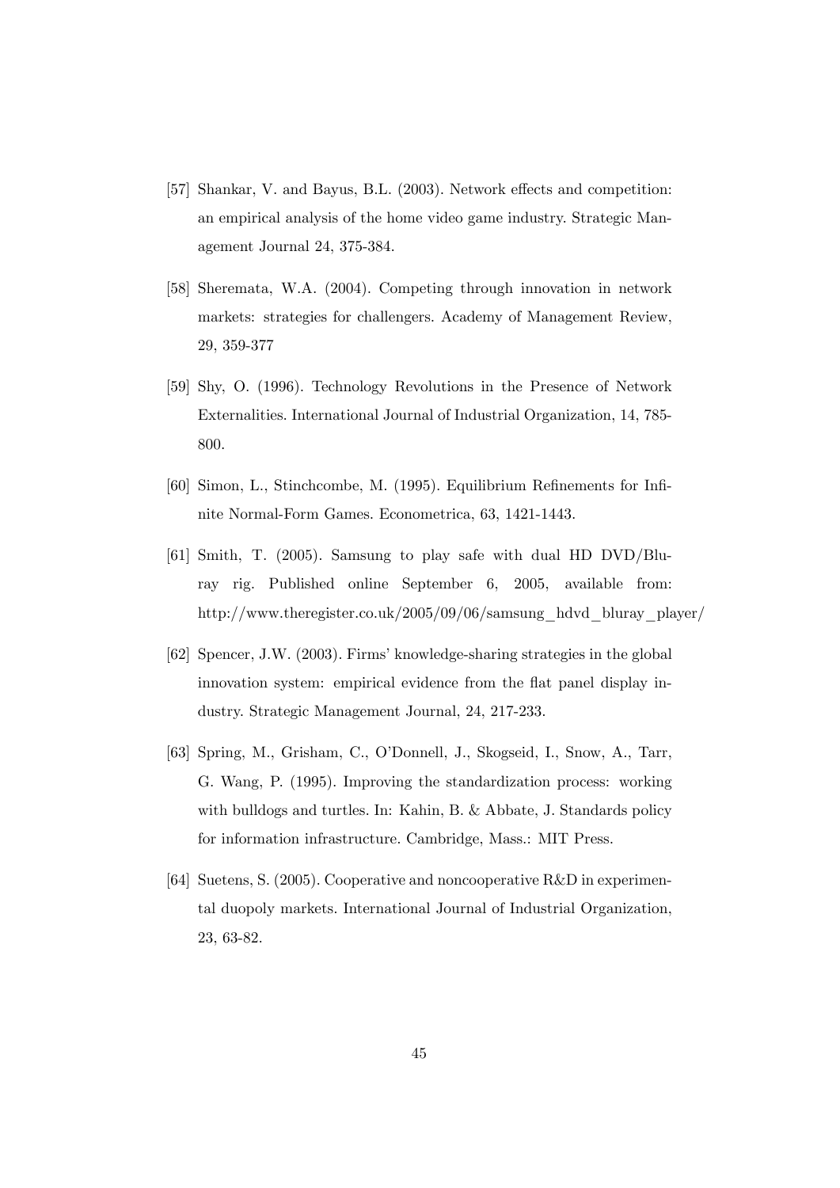[57] Shankar, V. and Bayus, B.L. (2003). Network effects and competition: an empirical analysis of the home video game industry. Strategic Management Journal 24, 375-384.

[58] Sheremata, W.A. (2004). Competing through innovation in network markets: strategies for challengers. Academy of Management Review, 29, 359-377

[59] Shy, O. (1996). Technology Revolutions in the Presence of Network Externalities. International Journal of Industrial Organization, 14, 785-800.

[60] Simon, L., Stinchcombe, M. (1995). Equilibrium Refinements for Infinite Normal-Form Games. Econometrica, 63, 1421-1443.

[61] Smith, T. (2005). Samsung to play safe with dual HD DVD/Blu-ray rig. Published online September 6, 2005, available from: http://www.theregister.co.uk/2005/09/06/samsung_hdvd_bluray_player/

[62] Spencer, J.W. (2003). Firms' knowledge-sharing strategies in the global innovation system: empirical evidence from the flat panel display industry. Strategic Management Journal, 24, 217-233.

[63] Spring, M., Grisham, C., O'Donnell, J., Skogseid, I., Snow, A., Tarr, G. Wang, P. (1995). Improving the standardization process: working with bulldogs and turtles. In: Kahin, B. & Abbate, J. Standards policy for information infrastructure. Cambridge, Mass.: MIT Press.

[64] Suetens, S. (2005). Cooperative and noncooperative R&D in experimental duopoly markets. International Journal of Industrial Organization, 23, 63-82.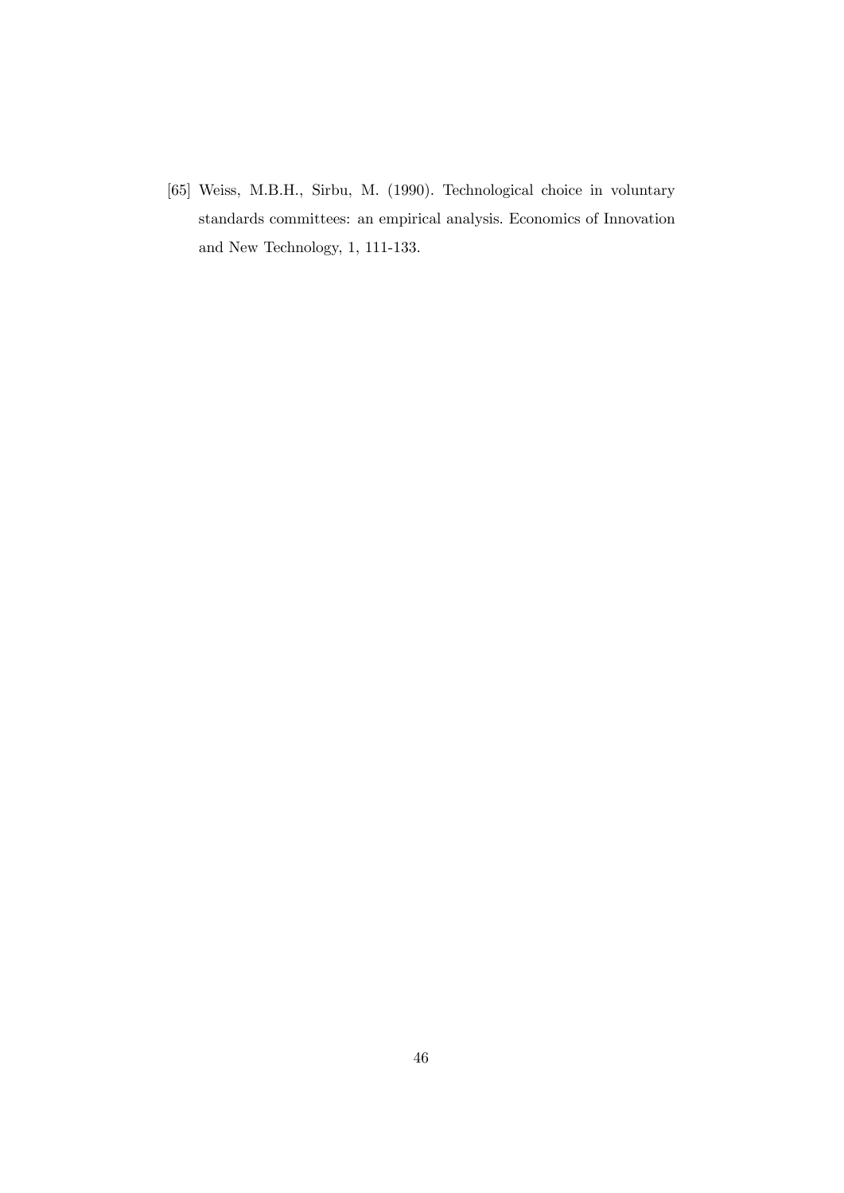[65] Weiss, M.B.H., Sirbu, M. (1990). Technological choice in voluntary standards committees: an empirical analysis. Economics of Innovation and New Technology, 1, 111-133.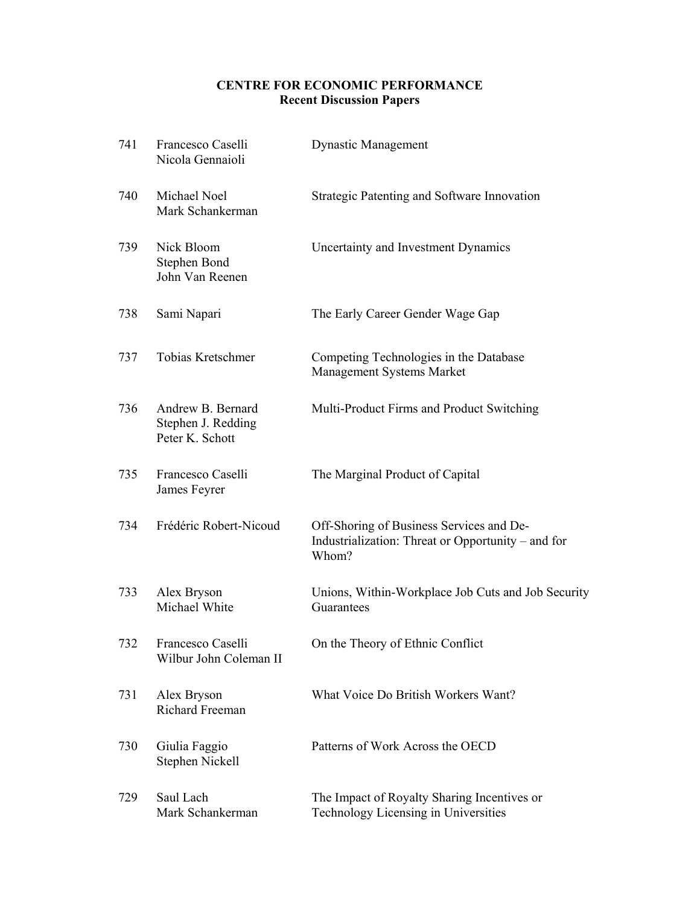# CENTRE FOR ECONOMIC PERFORMANCE
## Recent Discussion Papers

| | | |
|---|---|---|
| 741 | Francesco Caselli<br>Nicola Gennaioli | Dynastic Management |
| 740 | Michael Noel<br>Mark Schankerman | Strategic Patenting and Software Innovation |
| 739 | Nick Bloom<br>Stephen Bond<br>John Van Reenen | Uncertainty and Investment Dynamics |
| 738 | Sami Napari | The Early Career Gender Wage Gap |
| 737 | Tobias Kretschmer | Competing Technologies in the Database Management Systems Market |
| 736 | Andrew B. Bernard<br>Stephen J. Redding<br>Peter K. Schott | Multi-Product Firms and Product Switching |
| 735 | Francesco Caselli<br>James Feyrer | The Marginal Product of Capital |
| 734 | Frédéric Robert-Nicoud | Off-Shoring of Business Services and De-Industrialization: Threat or Opportunity – and for Whom? |
| 733 | Alex Bryson<br>Michael White | Unions, Within-Workplace Job Cuts and Job Security Guarantees |
| 732 | Francesco Caselli<br>Wilbur John Coleman II | On the Theory of Ethnic Conflict |
| 731 | Alex Bryson<br>Richard Freeman | What Voice Do British Workers Want? |
| 730 | Giulia Faggio<br>Stephen Nickell | Patterns of Work Across the OECD |
| 729 | Saul Lach<br>Mark Schankerman | The Impact of Royalty Sharing Incentives or Technology Licensing in Universities |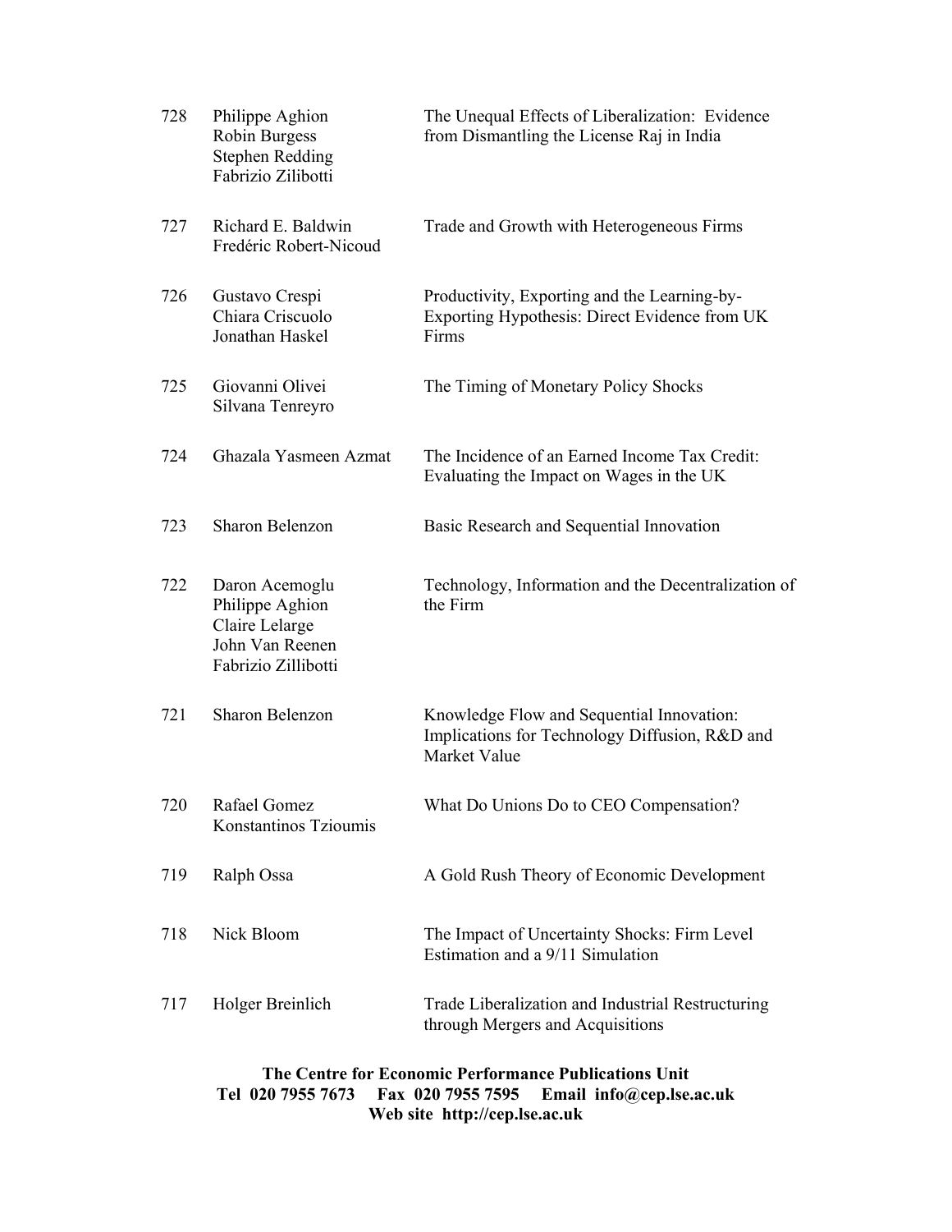| | | |
|---|---|---|
| 728 | Philippe Aghion<br>Robin Burgess<br>Stephen Redding<br>Fabrizio Zilibotti | The Unequal Effects of Liberalization: Evidence from Dismantling the License Raj in India |
| 727 | Richard E. Baldwin<br>Fredéric Robert-Nicoud | Trade and Growth with Heterogeneous Firms |
| 726 | Gustavo Crespi<br>Chiara Criscuolo<br>Jonathan Haskel | Productivity, Exporting and the Learning-by-Exporting Hypothesis: Direct Evidence from UK Firms |
| 725 | Giovanni Olivei<br>Silvana Tenreyro | The Timing of Monetary Policy Shocks |
| 724 | Ghazala Yasmeen Azmat | The Incidence of an Earned Income Tax Credit: Evaluating the Impact on Wages in the UK |
| 723 | Sharon Belenzon | Basic Research and Sequential Innovation |
| 722 | Daron Acemoglu<br>Philippe Aghion<br>Claire Lelarge<br>John Van Reenen<br>Fabrizio Zillibotti | Technology, Information and the Decentralization of the Firm |
| 721 | Sharon Belenzon | Knowledge Flow and Sequential Innovation: Implications for Technology Diffusion, R&D and Market Value |
| 720 | Rafael Gomez<br>Konstantinos Tzioumis | What Do Unions Do to CEO Compensation? |
| 719 | Ralph Ossa | A Gold Rush Theory of Economic Development |
| 718 | Nick Bloom | The Impact of Uncertainty Shocks: Firm Level Estimation and a 9/11 Simulation |
| 717 | Holger Breinlich | Trade Liberalization and Industrial Restructuring through Mergers and Acquisitions |

**The Centre for Economic Performance Publications Unit**
**Tel 020 7955 7673 Fax 020 7955 7595 Email info@cep.lse.ac.uk**
**Web site http://cep.lse.ac.uk**